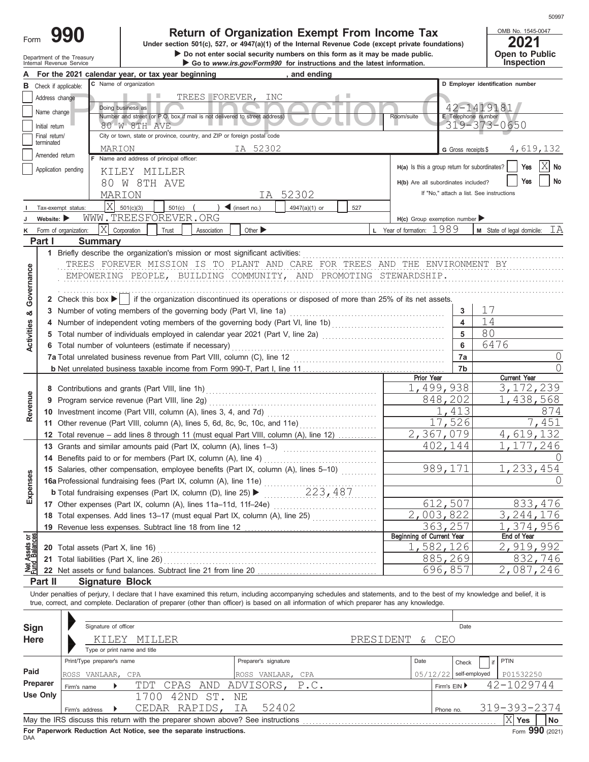50997

# Form 990

**Return of Organization Exempt From Income Tax**

Under section 501(c), 527, or 4947(a)(1) of the Internal Revenue Code (except private foundations)

▶ Do not enter social security numbers on this form as it may be made public.

▶ Go to www.irs.gov/Form990 for instructions and the latest information.

Department of the Treasury
Internal Revenue Service

OMB No. 1545-0047

**2021**

**Open to Public Inspection**

Public Inspection Copy

**A** For the 2021 calendar year, or tax year beginning , and ending

**B** Check if applicable:
- Address change
- Name change
- Initial return
- Final return/terminated
- Amended return
- Application pending

**C** Name of organization: TREES FOREVER, INC

Doing business as

Number and street (or P.O. box if mail is not delivered to street address): 80 W 8TH AVE — Room/suite

City or town, state or province, country, and ZIP or foreign postal code: MARION IA 52302

**D** Employer identification number: 42-1419181

**E** Telephone number: 319-373-0650

**G** Gross receipts $ 4,619,132

**F** Name and address of principal officer:
KILEY MILLER
80 W 8TH AVE
MARION IA 52302

H(a) Is this a group return for subordinates? Yes [ ] No [X]

H(b) Are all subordinates included? Yes [ ] No [ ]
If "No," attach a list. See instructions

**I** Tax-exempt status: [X] 501(c)(3) [ ] 501(c) ( ) ◀ (insert no.) [ ] 4947(a)(1) or [ ] 527

**J** Website: ▶ WWW.TREESFOREVER.ORG

H(c) Group exemption number ▶

**K** Form of organization: [X] Corporation [ ] Trust [ ] Association [ ] Other ▶

**L** Year of formation: 1989

**M** State of legal domicile: IA

## Part I Summary

**Activities & Governance**

1 Briefly describe the organization's mission or most significant activities:
TREES FOREVER MISSION IS TO PLANT AND CARE FOR TREES AND THE ENVIRONMENT BY EMPOWERING PEOPLE, BUILDING COMMUNITY, AND PROMOTING STEWARDSHIP.

2 Check this box ▶ [ ] if the organization discontinued its operations or disposed of more than 25% of its net assets.

| | | |
|---|---|---|
| 3 Number of voting members of the governing body (Part VI, line 1a) | 3 | 17 |
| 4 Number of independent voting members of the governing body (Part VI, line 1b) | 4 | 14 |
| 5 Total number of individuals employed in calendar year 2021 (Part V, line 2a) | 5 | 80 |
| 6 Total number of volunteers (estimate if necessary) | 6 | 6476 |
| 7a Total unrelated business revenue from Part VIII, column (C), line 12 | 7a | 0 |
| b Net unrelated business taxable income from Form 990-T, Part I, line 11 | 7b | 0 |

| | Prior Year | Current Year |
|---|---|---|
| **Revenue** | | |
| 8 Contributions and grants (Part VIII, line 1h) | 1,499,938 | 3,172,239 |
| 9 Program service revenue (Part VIII, line 2g) | 848,202 | 1,438,568 |
| 10 Investment income (Part VIII, column (A), lines 3, 4, and 7d) | 1,413 | 874 |
| 11 Other revenue (Part VIII, column (A), lines 5, 6d, 8c, 9c, 10c, and 11e) | 17,526 | 7,451 |
| 12 Total revenue – add lines 8 through 11 (must equal Part VIII, column (A), line 12) | 2,367,079 | 4,619,132 |
| **Expenses** | | |
| 13 Grants and similar amounts paid (Part IX, column (A), lines 1–3) | 402,144 | 1,177,246 |
| 14 Benefits paid to or for members (Part IX, column (A), line 4) | | 0 |
| 15 Salaries, other compensation, employee benefits (Part IX, column (A), lines 5–10) | 989,171 | 1,233,454 |
| 16a Professional fundraising fees (Part IX, column (A), line 11e) | | 0 |
| b Total fundraising expenses (Part IX, column (D), line 25) ▶ 223,487 | | |
| 17 Other expenses (Part IX, column (A), lines 11a–11d, 11f–24e) | 612,507 | 833,476 |
| 18 Total expenses. Add lines 13–17 (must equal Part IX, column (A), line 25) | 2,003,822 | 3,244,176 |
| 19 Revenue less expenses. Subtract line 18 from line 12 | 363,257 | 1,374,956 |

| **Net Assets or Fund Balances** | Beginning of Current Year | End of Year |
|---|---|---|
| 20 Total assets (Part X, line 16) | 1,582,126 | 2,919,992 |
| 21 Total liabilities (Part X, line 26) | 885,269 | 832,746 |
| 22 Net assets or fund balances. Subtract line 21 from line 20 | 696,857 | 2,087,246 |

## Part II Signature Block

Under penalties of perjury, I declare that I have examined this return, including accompanying schedules and statements, and to the best of my knowledge and belief, it is true, correct, and complete. Declaration of preparer (other than officer) is based on all information of which preparer has any knowledge.

**Sign Here**

Signature of officer — Date

KILEY MILLER — PRESIDENT & CEO
Type or print name and title

**Paid Preparer Use Only**

| Print/Type preparer's name | Preparer's signature | Date | Check [ ] if self-employed | PTIN |
|---|---|---|---|---|
| ROSS VANLAAR, CPA | ROSS VANLAAR, CPA | 05/12/22 | | P01532250 |

Firm's name ▶ TDT CPAS AND ADVISORS, P.C. — Firm's EIN ▶ 42-1029744

Firm's address ▶ 1700 42ND ST. NE, CEDAR RAPIDS, IA 52402 — Phone no. 319-393-2374

May the IRS discuss this return with the preparer shown above? See instructions [X] Yes [ ] No

For Paperwork Reduction Act Notice, see the separate instructions.

DAA Form 990 (2021)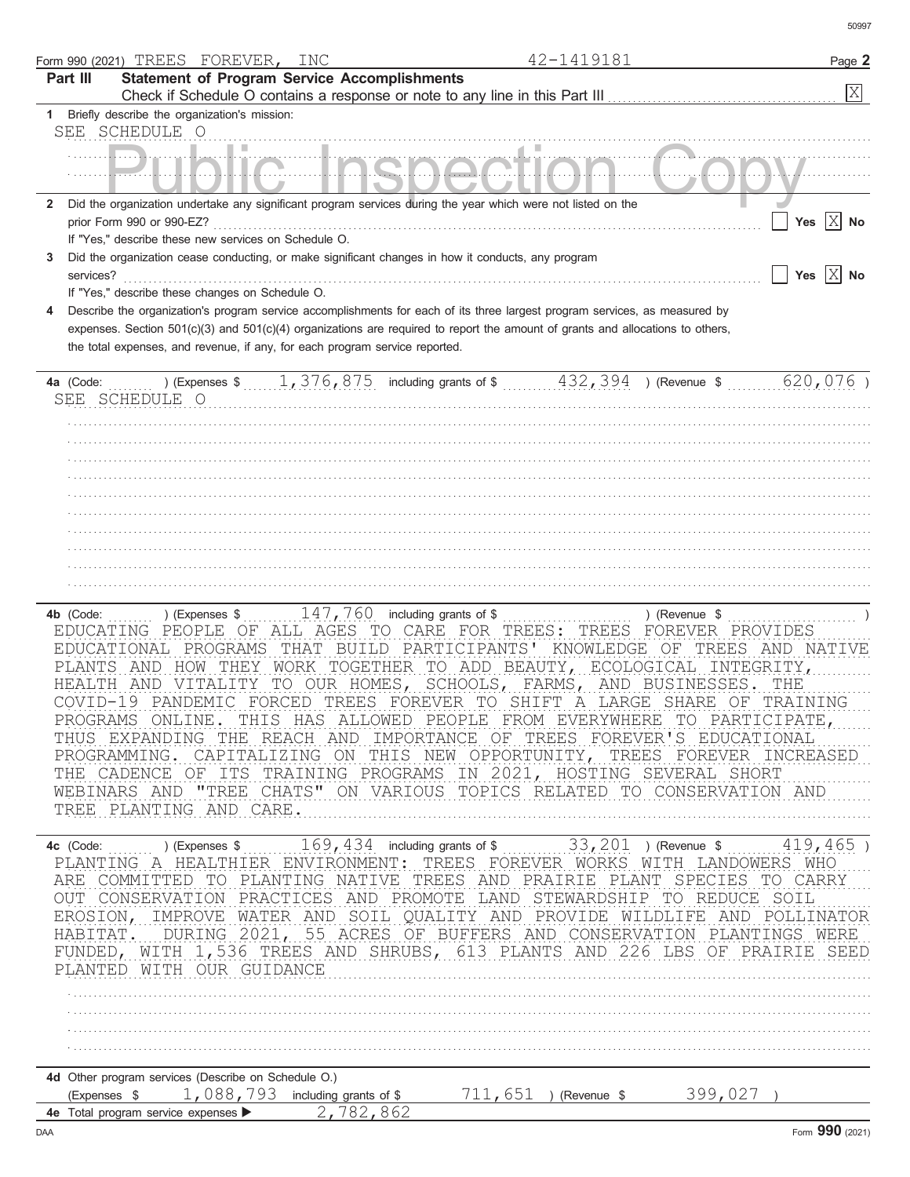Form 990 (2021) TREES FOREVER, INC 42-1419181

## Part III Statement of Program Service Accomplishments

Check if Schedule O contains a response or note to any line in this Part III [X]

**1** Briefly describe the organization's mission:

SEE SCHEDULE O

**2** Did the organization undertake any significant program services during the year which were not listed on the prior Form 990 or 990-EZ? [ ] Yes [X] No

If "Yes," describe these new services on Schedule O.

**3** Did the organization cease conducting, or make significant changes in how it conducts, any program services? [ ] Yes [X] No

If "Yes," describe these changes on Schedule O.

**4** Describe the organization's program service accomplishments for each of its three largest program services, as measured by expenses. Section 501(c)(3) and 501(c)(4) organizations are required to report the amount of grants and allocations to others, the total expenses, and revenue, if any, for each program service reported.

**4a** (Code: ) (Expenses $ 1,376,875 including grants of $ 432,394 ) (Revenue $ 620,076 )

SEE SCHEDULE O

**4b** (Code: ) (Expenses $ 147,760 including grants of $ ) (Revenue $ )

EDUCATING PEOPLE OF ALL AGES TO CARE FOR TREES: TREES FOREVER PROVIDES EDUCATIONAL PROGRAMS THAT BUILD PARTICIPANTS' KNOWLEDGE OF TREES AND NATIVE PLANTS AND HOW THEY WORK TOGETHER TO ADD BEAUTY, ECOLOGICAL INTEGRITY, HEALTH AND VITALITY TO OUR HOMES, SCHOOLS, FARMS, AND BUSINESSES. THE COVID-19 PANDEMIC FORCED TREES FOREVER TO SHIFT A LARGE SHARE OF TRAINING PROGRAMS ONLINE. THIS HAS ALLOWED PEOPLE FROM EVERYWHERE TO PARTICIPATE, THUS EXPANDING THE REACH AND IMPORTANCE OF TREES FOREVER'S EDUCATIONAL PROGRAMMING. CAPITALIZING ON THIS NEW OPPORTUNITY, TREES FOREVER INCREASED THE CADENCE OF ITS TRAINING PROGRAMS IN 2021, HOSTING SEVERAL SHORT WEBINARS AND "TREE CHATS" ON VARIOUS TOPICS RELATED TO CONSERVATION AND TREE PLANTING AND CARE.

**4c** (Code: ) (Expenses $ 169,434 including grants of $ 33,201 ) (Revenue $ 419,465 )

PLANTING A HEALTHIER ENVIRONMENT: TREES FOREVER WORKS WITH LANDOWERS WHO ARE COMMITTED TO PLANTING NATIVE TREES AND PRAIRIE PLANT SPECIES TO CARRY OUT CONSERVATION PRACTICES AND PROMOTE LAND STEWARDSHIP TO REDUCE SOIL EROSION, IMPROVE WATER AND SOIL QUALITY AND PROVIDE WILDLIFE AND POLLINATOR HABITAT. DURING 2021, 55 ACRES OF BUFFERS AND CONSERVATION PLANTINGS WERE FUNDED, WITH 1,536 TREES AND SHRUBS, 613 PLANTS AND 226 LBS OF PRAIRIE SEED PLANTED WITH OUR GUIDANCE

**4d** Other program services (Describe on Schedule O.)

(Expenses $ 1,088,793 including grants of $ 711,651 ) (Revenue $ 399,027 )

**4e** Total program service expenses ▶ 2,782,862

Form **990** (2021)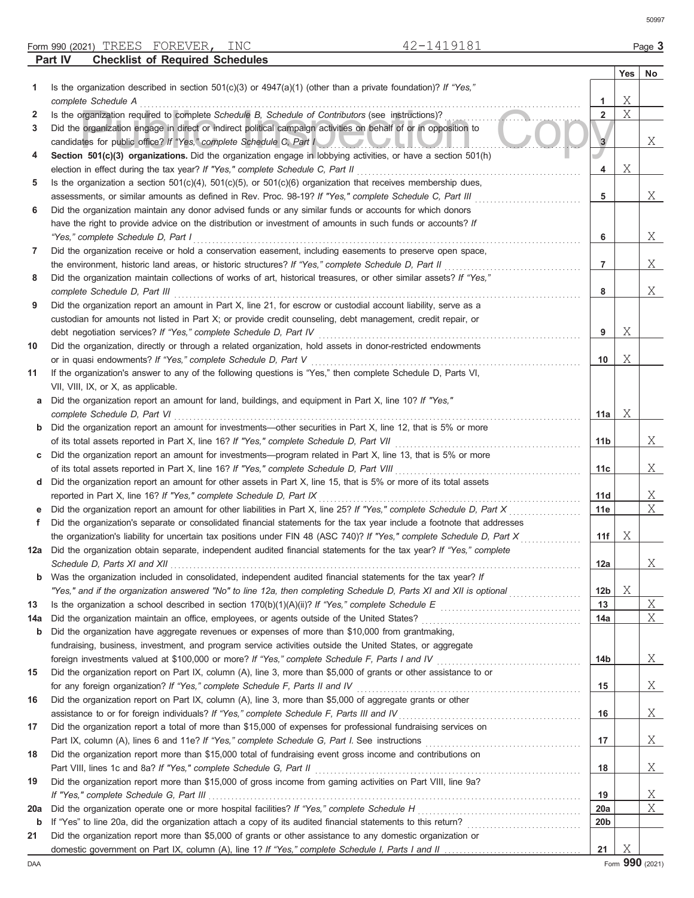Form 990 (2021) TREES FOREVER, INC 42-1419181

## Part IV Checklist of Required Schedules

| | | | Yes | No |
|---|---|---|---|---|
| 1 | Is the organization described in section 501(c)(3) or 4947(a)(1) (other than a private foundation)? *If "Yes," complete Schedule A* | 1 | X | |
| 2 | Is the organization required to complete *Schedule B, Schedule of Contributors* (see instructions)? | 2 | X | |
| 3 | Did the organization engage in direct or indirect political campaign activities on behalf of or in opposition to candidates for public office? *If "Yes," complete Schedule C, Part I* | 3 | | X |
| 4 | **Section 501(c)(3) organizations.** Did the organization engage in lobbying activities, or have a section 501(h) election in effect during the tax year? *If "Yes," complete Schedule C, Part II* | 4 | X | |
| 5 | Is the organization a section 501(c)(4), 501(c)(5), or 501(c)(6) organization that receives membership dues, assessments, or similar amounts as defined in Rev. Proc. 98-19? *If "Yes," complete Schedule C, Part III* | 5 | | X |
| 6 | Did the organization maintain any donor advised funds or any similar funds or accounts for which donors have the right to provide advice on the distribution or investment of amounts in such funds or accounts? *If "Yes," complete Schedule D, Part I* | 6 | | X |
| 7 | Did the organization receive or hold a conservation easement, including easements to preserve open space, the environment, historic land areas, or historic structures? *If "Yes," complete Schedule D, Part II* | 7 | | X |
| 8 | Did the organization maintain collections of works of art, historical treasures, or other similar assets? *If "Yes," complete Schedule D, Part III* | 8 | | X |
| 9 | Did the organization report an amount in Part X, line 21, for escrow or custodial account liability, serve as a custodian for amounts not listed in Part X; or provide credit counseling, debt management, credit repair, or debt negotiation services? *If "Yes," complete Schedule D, Part IV* | 9 | X | |
| 10 | Did the organization, directly or through a related organization, hold assets in donor-restricted endowments or in quasi endowments? *If "Yes," complete Schedule D, Part V* | 10 | X | |
| 11 | If the organization's answer to any of the following questions is "Yes," then complete Schedule D, Parts VI, VII, VIII, IX, or X, as applicable. | | | |
| a | Did the organization report an amount for land, buildings, and equipment in Part X, line 10? *If "Yes," complete Schedule D, Part VI* | 11a | X | |
| b | Did the organization report an amount for investments—other securities in Part X, line 12, that is 5% or more of its total assets reported in Part X, line 16? *If "Yes," complete Schedule D, Part VII* | 11b | | X |
| c | Did the organization report an amount for investments—program related in Part X, line 13, that is 5% or more of its total assets reported in Part X, line 16? *If "Yes," complete Schedule D, Part VIII* | 11c | | X |
| d | Did the organization report an amount for other assets in Part X, line 15, that is 5% or more of its total assets reported in Part X, line 16? *If "Yes," complete Schedule D, Part IX* | 11d | | X |
| e | Did the organization report an amount for other liabilities in Part X, line 25? *If "Yes," complete Schedule D, Part X* | 11e | | X |
| f | Did the organization's separate or consolidated financial statements for the tax year include a footnote that addresses the organization's liability for uncertain tax positions under FIN 48 (ASC 740)? *If "Yes," complete Schedule D, Part X* | 11f | X | |
| 12a | Did the organization obtain separate, independent audited financial statements for the tax year? *If "Yes," complete Schedule D, Parts XI and XII* | 12a | | X |
| b | Was the organization included in consolidated, independent audited financial statements for the tax year? *If "Yes," and if the organization answered "No" to line 12a, then completing Schedule D, Parts XI and XII is optional* | 12b | X | |
| 13 | Is the organization a school described in section 170(b)(1)(A)(ii)? *If "Yes," complete Schedule E* | 13 | | X |
| 14a | Did the organization maintain an office, employees, or agents outside of the United States? | 14a | | X |
| b | Did the organization have aggregate revenues or expenses of more than $10,000 from grantmaking, fundraising, business, investment, and program service activities outside the United States, or aggregate foreign investments valued at $100,000 or more? *If "Yes," complete Schedule F, Parts I and IV* | 14b | | X |
| 15 | Did the organization report on Part IX, column (A), line 3, more than $5,000 of grants or other assistance to or for any foreign organization? *If "Yes," complete Schedule F, Parts II and IV* | 15 | | X |
| 16 | Did the organization report on Part IX, column (A), line 3, more than $5,000 of aggregate grants or other assistance to or for foreign individuals? *If "Yes," complete Schedule F, Parts III and IV* | 16 | | X |
| 17 | Did the organization report a total of more than $15,000 of expenses for professional fundraising services on Part IX, column (A), lines 6 and 11e? *If "Yes," complete Schedule G, Part I. See instructions* | 17 | | X |
| 18 | Did the organization report more than $15,000 total of fundraising event gross income and contributions on Part VIII, lines 1c and 8a? *If "Yes," complete Schedule G, Part II* | 18 | | X |
| 19 | Did the organization report more than $15,000 of gross income from gaming activities on Part VIII, line 9a? *If "Yes," complete Schedule G, Part III* | 19 | | X |
| 20a | Did the organization operate one or more hospital facilities? *If "Yes," complete Schedule H* | 20a | | X |
| b | If "Yes" to line 20a, did the organization attach a copy of its audited financial statements to this return? | 20b | | |
| 21 | Did the organization report more than $5,000 of grants or other assistance to any domestic organization or domestic government on Part IX, column (A), line 1? *If "Yes," complete Schedule I, Parts I and II* | 21 | X | |

Form **990** (2021)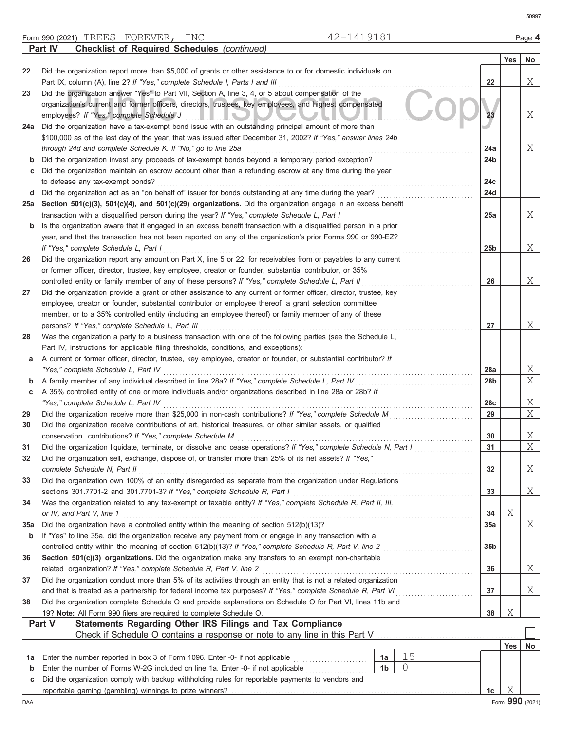Form 990 (2021) TREES FOREVER, INC 42-1419181

## Part IV Checklist of Required Schedules *(continued)*

| | | | Yes | No |
|---|---|---|---|---|
| 22 | Did the organization report more than $5,000 of grants or other assistance to or for domestic individuals on Part IX, column (A), line 2? *If "Yes," complete Schedule I, Parts I and III* | 22 | | X |
| 23 | Did the organization answer "Yes" to Part VII, Section A, line 3, 4, or 5 about compensation of the organization's current and former officers, directors, trustees, key employees, and highest compensated employees? *If "Yes," complete Schedule J* | 23 | | X |
| 24a | Did the organization have a tax-exempt bond issue with an outstanding principal amount of more than $100,000 as of the last day of the year, that was issued after December 31, 2002? *If "Yes," answer lines 24b through 24d and complete Schedule K. If "No," go to line 25a* | 24a | | X |
| b | Did the organization invest any proceeds of tax-exempt bonds beyond a temporary period exception? | 24b | | |
| c | Did the organization maintain an escrow account other than a refunding escrow at any time during the year to defease any tax-exempt bonds? | 24c | | |
| d | Did the organization act as an "on behalf of" issuer for bonds outstanding at any time during the year? | 24d | | |
| 25a | **Section 501(c)(3), 501(c)(4), and 501(c)(29) organizations.** Did the organization engage in an excess benefit transaction with a disqualified person during the year? *If "Yes," complete Schedule L, Part I* | 25a | | X |
| b | Is the organization aware that it engaged in an excess benefit transaction with a disqualified person in a prior year, and that the transaction has not been reported on any of the organization's prior Forms 990 or 990-EZ? *If "Yes," complete Schedule L, Part I* | 25b | | X |
| 26 | Did the organization report any amount on Part X, line 5 or 22, for receivables from or payables to any current or former officer, director, trustee, key employee, creator or founder, substantial contributor, or 35% controlled entity or family member of any of these persons? *If "Yes," complete Schedule L, Part II* | 26 | | X |
| 27 | Did the organization provide a grant or other assistance to any current or former officer, director, trustee, key employee, creator or founder, substantial contributor or employee thereof, a grant selection committee member, or to a 35% controlled entity (including an employee thereof) or family member of any of these persons? *If "Yes," complete Schedule L, Part III* | 27 | | X |
| 28 | Was the organization a party to a business transaction with one of the following parties (see the Schedule L, Part IV, instructions for applicable filing thresholds, conditions, and exceptions): | | | |
| a | A current or former officer, director, trustee, key employee, creator or founder, or substantial contributor? *If "Yes," complete Schedule L, Part IV* | 28a | | X |
| b | A family member of any individual described in line 28a? *If "Yes," complete Schedule L, Part IV* | 28b | | X |
| c | A 35% controlled entity of one or more individuals and/or organizations described in line 28a or 28b? *If "Yes," complete Schedule L, Part IV* | 28c | | X |
| 29 | Did the organization receive more than $25,000 in non-cash contributions? *If "Yes," complete Schedule M* | 29 | | X |
| 30 | Did the organization receive contributions of art, historical treasures, or other similar assets, or qualified conservation contributions? *If "Yes," complete Schedule M* | 30 | | X |
| 31 | Did the organization liquidate, terminate, or dissolve and cease operations? *If "Yes," complete Schedule N, Part I* | 31 | | X |
| 32 | Did the organization sell, exchange, dispose of, or transfer more than 25% of its net assets? *If "Yes," complete Schedule N, Part II* | 32 | | X |
| 33 | Did the organization own 100% of an entity disregarded as separate from the organization under Regulations sections 301.7701-2 and 301.7701-3? *If "Yes," complete Schedule R, Part I* | 33 | | X |
| 34 | Was the organization related to any tax-exempt or taxable entity? *If "Yes," complete Schedule R, Part II, III, or IV, and Part V, line 1* | 34 | X | |
| 35a | Did the organization have a controlled entity within the meaning of section 512(b)(13)? | 35a | | X |
| b | If "Yes" to line 35a, did the organization receive any payment from or engage in any transaction with a controlled entity within the meaning of section 512(b)(13)? *If "Yes," complete Schedule R, Part V, line 2* | 35b | | |
| 36 | **Section 501(c)(3) organizations.** Did the organization make any transfers to an exempt non-charitable related organization? *If "Yes," complete Schedule R, Part V, line 2* | 36 | | X |
| 37 | Did the organization conduct more than 5% of its activities through an entity that is not a related organization and that is treated as a partnership for federal income tax purposes? *If "Yes," complete Schedule R, Part VI* | 37 | | X |
| 38 | Did the organization complete Schedule O and provide explanations on Schedule O for Part VI, lines 11b and 19? **Note:** All Form 990 filers are required to complete Schedule O. | 38 | X | |

## Part V Statements Regarding Other IRS Filings and Tax Compliance

Check if Schedule O contains a response or note to any line in this Part V ☐

| | | | | | Yes | No |
|---|---|---|---|---|---|---|
| 1a | Enter the number reported in box 3 of Form 1096. Enter -0- if not applicable | 1a | 15 | | | |
| b | Enter the number of Forms W-2G included on line 1a. Enter -0- if not applicable | 1b | 0 | | | |
| c | Did the organization comply with backup withholding rules for reportable payments to vendors and reportable gaming (gambling) winnings to prize winners? | | | 1c | X | |

Form **990** (2021)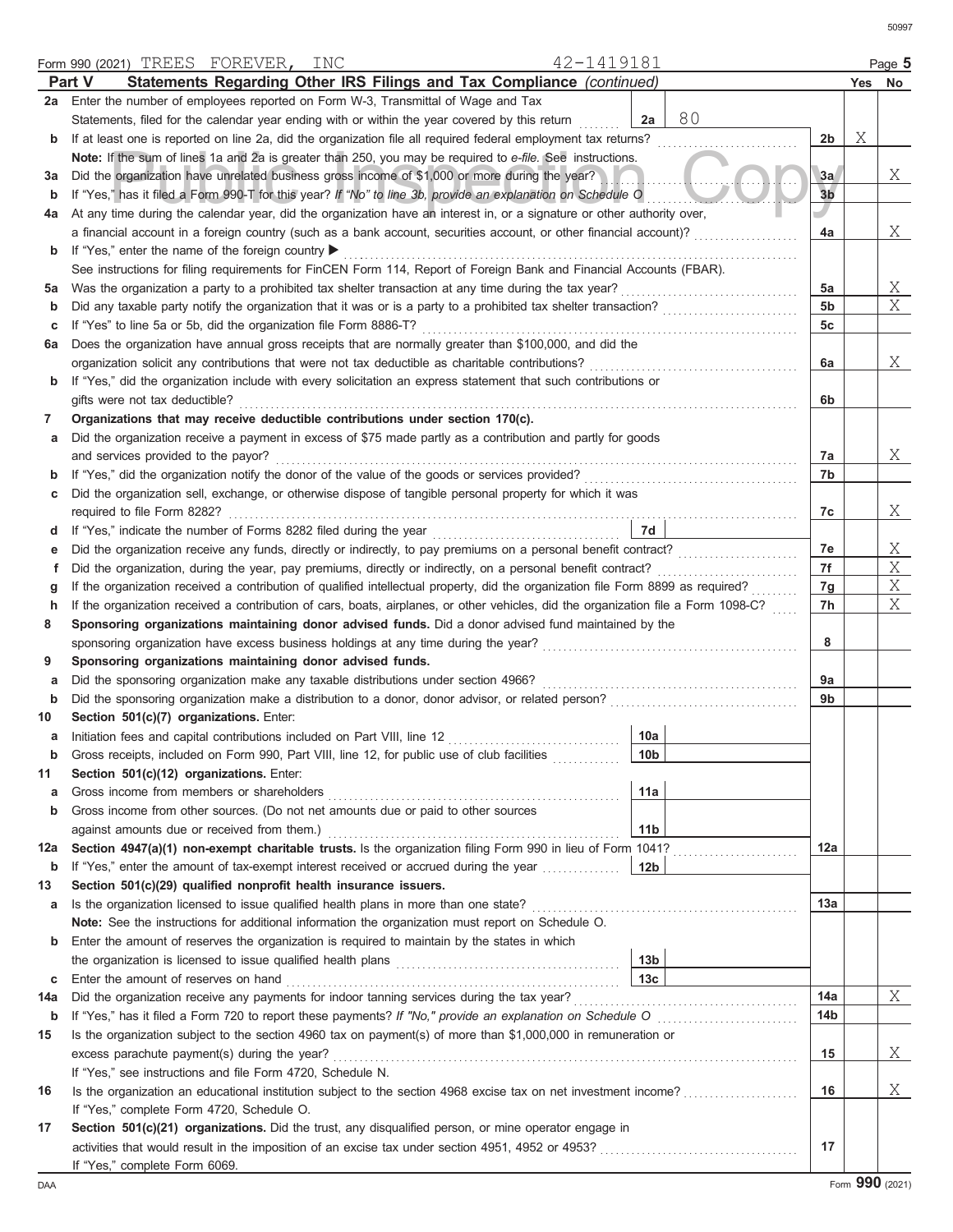Form 990 (2021) TREES FOREVER, INC 42-1419181

## Part V Statements Regarding Other IRS Filings and Tax Compliance *(continued)*

| | | | | | Yes | No |
|---|---|---|---|---|---|---|
| **2a** | Enter the number of employees reported on Form W-3, Transmittal of Wage and Tax Statements, filed for the calendar year ending with or within the year covered by this return | 2a | 80 | | | |
| **b** | If at least one is reported on line 2a, did the organization file all required federal employment tax returns? | | | 2b | X | |
| | **Note:** If the sum of lines 1a and 2a is greater than 250, you may be required to *e-file*. See instructions. | | | | | |
| **3a** | Did the organization have unrelated business gross income of $1,000 or more during the year? | | | 3a | | X |
| **b** | If "Yes," has it filed a Form 990-T for this year? *If "No" to line 3b, provide an explanation on Schedule O* | | | 3b | | |
| **4a** | At any time during the calendar year, did the organization have an interest in, or a signature or other authority over, a financial account in a foreign country (such as a bank account, securities account, or other financial account)? | | | 4a | | X |
| **b** | If "Yes," enter the name of the foreign country ▶ | | | | | |
| | See instructions for filing requirements for FinCEN Form 114, Report of Foreign Bank and Financial Accounts (FBAR). | | | | | |
| **5a** | Was the organization a party to a prohibited tax shelter transaction at any time during the tax year? | | | 5a | | X |
| **b** | Did any taxable party notify the organization that it was or is a party to a prohibited tax shelter transaction? | | | 5b | | X |
| **c** | If "Yes" to line 5a or 5b, did the organization file Form 8886-T? | | | 5c | | |
| **6a** | Does the organization have annual gross receipts that are normally greater than $100,000, and did the organization solicit any contributions that were not tax deductible as charitable contributions? | | | 6a | | X |
| **b** | If "Yes," did the organization include with every solicitation an express statement that such contributions or gifts were not tax deductible? | | | 6b | | |
| **7** | **Organizations that may receive deductible contributions under section 170(c).** | | | | | |
| **a** | Did the organization receive a payment in excess of $75 made partly as a contribution and partly for goods and services provided to the payor? | | | 7a | | X |
| **b** | If "Yes," did the organization notify the donor of the value of the goods or services provided? | | | 7b | | |
| **c** | Did the organization sell, exchange, or otherwise dispose of tangible personal property for which it was required to file Form 8282? | | | 7c | | X |
| **d** | If "Yes," indicate the number of Forms 8282 filed during the year | 7d | | | | |
| **e** | Did the organization receive any funds, directly or indirectly, to pay premiums on a personal benefit contract? | | | 7e | | X |
| **f** | Did the organization, during the year, pay premiums, directly or indirectly, on a personal benefit contract? | | | 7f | | X |
| **g** | If the organization received a contribution of qualified intellectual property, did the organization file Form 8899 as required? | | | 7g | | X |
| **h** | If the organization received a contribution of cars, boats, airplanes, or other vehicles, did the organization file a Form 1098-C? | | | 7h | | X |
| **8** | **Sponsoring organizations maintaining donor advised funds.** Did a donor advised fund maintained by the sponsoring organization have excess business holdings at any time during the year? | | | 8 | | |
| **9** | **Sponsoring organizations maintaining donor advised funds.** | | | | | |
| **a** | Did the sponsoring organization make any taxable distributions under section 4966? | | | 9a | | |
| **b** | Did the sponsoring organization make a distribution to a donor, donor advisor, or related person? | | | 9b | | |
| **10** | **Section 501(c)(7) organizations.** Enter: | | | | | |
| **a** | Initiation fees and capital contributions included on Part VIII, line 12 | 10a | | | | |
| **b** | Gross receipts, included on Form 990, Part VIII, line 12, for public use of club facilities | 10b | | | | |
| **11** | **Section 501(c)(12) organizations.** Enter: | | | | | |
| **a** | Gross income from members or shareholders | 11a | | | | |
| **b** | Gross income from other sources. (Do not net amounts due or paid to other sources against amounts due or received from them.) | 11b | | | | |
| **12a** | **Section 4947(a)(1) non-exempt charitable trusts.** Is the organization filing Form 990 in lieu of Form 1041? | | | 12a | | |
| **b** | If "Yes," enter the amount of tax-exempt interest received or accrued during the year | 12b | | | | |
| **13** | **Section 501(c)(29) qualified nonprofit health insurance issuers.** | | | | | |
| **a** | Is the organization licensed to issue qualified health plans in more than one state? | | | 13a | | |
| | **Note:** See the instructions for additional information the organization must report on Schedule O. | | | | | |
| **b** | Enter the amount of reserves the organization is required to maintain by the states in which the organization is licensed to issue qualified health plans | 13b | | | | |
| **c** | Enter the amount of reserves on hand | 13c | | | | |
| **14a** | Did the organization receive any payments for indoor tanning services during the tax year? | | | 14a | | X |
| **b** | If "Yes," has it filed a Form 720 to report these payments? *If "No," provide an explanation on Schedule O* | | | 14b | | |
| **15** | Is the organization subject to the section 4960 tax on payment(s) of more than $1,000,000 in remuneration or excess parachute payment(s) during the year? | | | 15 | | X |
| | If "Yes," see instructions and file Form 4720, Schedule N. | | | | | |
| **16** | Is the organization an educational institution subject to the section 4968 excise tax on net investment income? | | | 16 | | X |
| | If "Yes," complete Form 4720, Schedule O. | | | | | |
| **17** | **Section 501(c)(21) organizations.** Did the trust, any disqualified person, or mine operator engage in activities that would result in the imposition of an excise tax under section 4951, 4952 or 4953? | | | 17 | | |
| | If "Yes," complete Form 6069. | | | | | |

Form **990** (2021)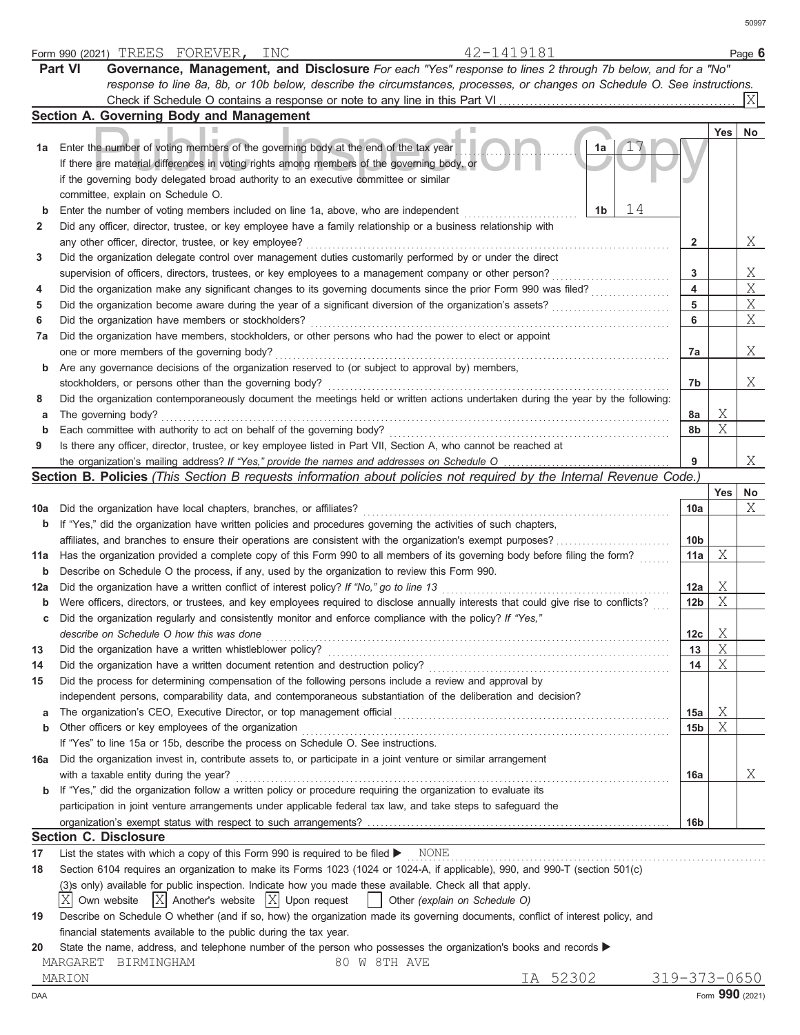Form 990 (2021) TREES FOREVER, INC 42-1419181 Page **6**

## Part VI Governance, Management, and Disclosure

*For each "Yes" response to lines 2 through 7b below, and for a "No" response to line 8a, 8b, or 10b below, describe the circumstances, processes, or changes on Schedule O. See instructions.*

Check if Schedule O contains a response or note to any line in this Part VI .......... [X]

### Section A. Governing Body and Management

| | | | Yes | No |
|---|---|---|---|---|
| **1a** | Enter the number of voting members of the governing body at the end of the tax year ... **1a** 17<br>If there are material differences in voting rights among members of the governing body, or if the governing body delegated broad authority to an executive committee or similar committee, explain on Schedule O. | | | |
| **b** | Enter the number of voting members included on line 1a, above, who are independent ... **1b** 14 | | | |
| **2** | Did any officer, director, trustee, or key employee have a family relationship or a business relationship with any other officer, director, trustee, or key employee? | **2** | | X |
| **3** | Did the organization delegate control over management duties customarily performed by or under the direct supervision of officers, directors, trustees, or key employees to a management company or other person? | **3** | | X |
| **4** | Did the organization make any significant changes to its governing documents since the prior Form 990 was filed? | **4** | | X |
| **5** | Did the organization become aware during the year of a significant diversion of the organization's assets? | **5** | | X |
| **6** | Did the organization have members or stockholders? | **6** | | X |
| **7a** | Did the organization have members, stockholders, or other persons who had the power to elect or appoint one or more members of the governing body? | **7a** | | X |
| **b** | Are any governance decisions of the organization reserved to (or subject to approval by) members, stockholders, or persons other than the governing body? | **7b** | | X |
| **8** | Did the organization contemporaneously document the meetings held or written actions undertaken during the year by the following: | | | |
| **a** | The governing body? | **8a** | X | |
| **b** | Each committee with authority to act on behalf of the governing body? | **8b** | X | |
| **9** | Is there any officer, director, trustee, or key employee listed in Part VII, Section A, who cannot be reached at the organization's mailing address? *If "Yes," provide the names and addresses on Schedule O* | **9** | | X |

### Section B. Policies *(This Section B requests information about policies not required by the Internal Revenue Code.)*

| | | | Yes | No |
|---|---|---|---|---|
| **10a** | Did the organization have local chapters, branches, or affiliates? | **10a** | | X |
| **b** | If "Yes," did the organization have written policies and procedures governing the activities of such chapters, affiliates, and branches to ensure their operations are consistent with the organization's exempt purposes? | **10b** | | |
| **11a** | Has the organization provided a complete copy of this Form 990 to all members of its governing body before filing the form? | **11a** | X | |
| **b** | Describe on Schedule O the process, if any, used by the organization to review this Form 990. | | | |
| **12a** | Did the organization have a written conflict of interest policy? *If "No," go to line 13* | **12a** | X | |
| **b** | Were officers, directors, or trustees, and key employees required to disclose annually interests that could give rise to conflicts? | **12b** | X | |
| **c** | Did the organization regularly and consistently monitor and enforce compliance with the policy? *If "Yes," describe on Schedule O how this was done* | **12c** | X | |
| **13** | Did the organization have a written whistleblower policy? | **13** | X | |
| **14** | Did the organization have a written document retention and destruction policy? | **14** | X | |
| **15** | Did the process for determining compensation of the following persons include a review and approval by independent persons, comparability data, and contemporaneous substantiation of the deliberation and decision? | | | |
| **a** | The organization's CEO, Executive Director, or top management official | **15a** | X | |
| **b** | Other officers or key employees of the organization | **15b** | X | |
| | If "Yes" to line 15a or 15b, describe the process on Schedule O. See instructions. | | | |
| **16a** | Did the organization invest in, contribute assets to, or participate in a joint venture or similar arrangement with a taxable entity during the year? | **16a** | | X |
| **b** | If "Yes," did the organization follow a written policy or procedure requiring the organization to evaluate its participation in joint venture arrangements under applicable federal tax law, and take steps to safeguard the organization's exempt status with respect to such arrangements? | **16b** | | |

### Section C. Disclosure

**17** List the states with which a copy of this Form 990 is required to be filed ▶ NONE

**18** Section 6104 requires an organization to make its Forms 1023 (1024 or 1024-A, if applicable), 990, and 990-T (section 501(c)(3)s only) available for public inspection. Indicate how you made these available. Check all that apply.

[X] Own website [X] Another's website [X] Upon request [ ] Other *(explain on Schedule O)*

**19** Describe on Schedule O whether (and if so, how) the organization made its governing documents, conflict of interest policy, and financial statements available to the public during the tax year.

**20** State the name, address, and telephone number of the person who possesses the organization's books and records ▶

MARGARET BIRMINGHAM 80 W 8TH AVE
MARION IA 52302 319-373-0650

Form **990** (2021)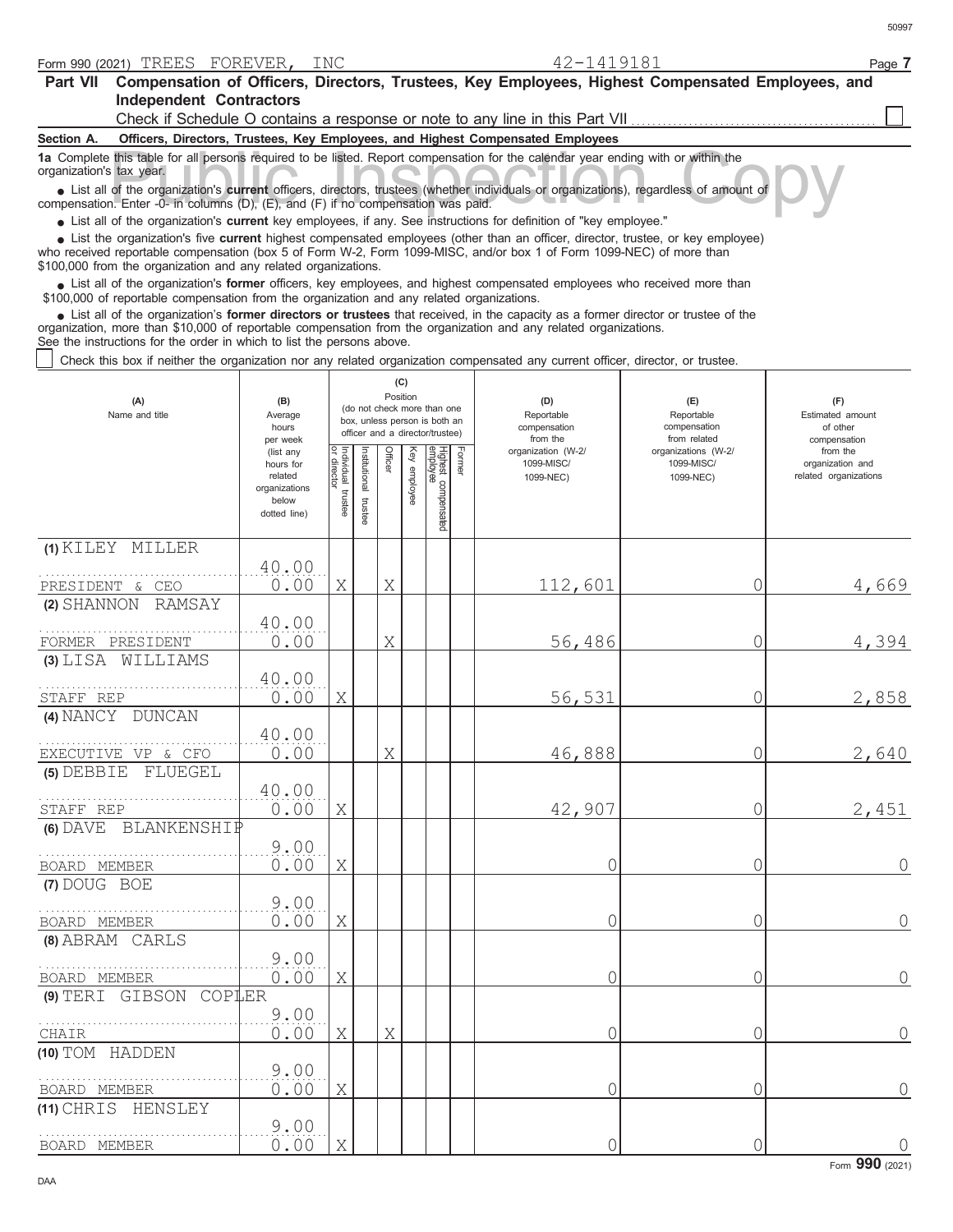Form 990 (2021) TREES FOREVER, INC 42-1419181

## Part VII Compensation of Officers, Directors, Trustees, Key Employees, Highest Compensated Employees, and Independent Contractors

Check if Schedule O contains a response or note to any line in this Part VII ☐

**Section A. Officers, Directors, Trustees, Key Employees, and Highest Compensated Employees**

**1a** Complete this table for all persons required to be listed. Report compensation for the calendar year ending with or within the organization's tax year.

- List all of the organization's **current** officers, directors, trustees (whether individuals or organizations), regardless of amount of compensation. Enter -0- in columns (D), (E), and (F) if no compensation was paid.
- List all of the organization's **current** key employees, if any. See instructions for definition of "key employee."
- List the organization's five **current** highest compensated employees (other than an officer, director, trustee, or key employee) who received reportable compensation (box 5 of Form W-2, Form 1099-MISC, and/or box 1 of Form 1099-NEC) of more than $100,000 from the organization and any related organizations.
- List all of the organization's **former** officers, key employees, and highest compensated employees who received more than $100,000 of reportable compensation from the organization and any related organizations.
- List all of the organization's **former directors or trustees** that received, in the capacity as a former director or trustee of the organization, more than $10,000 of reportable compensation from the organization and any related organizations.

See the instructions for the order in which to list the persons above.

☐ Check this box if neither the organization nor any related organization compensated any current officer, director, or trustee.

| (A) Name and title | (B) Average hours per week (list any hours for related organizations below dotted line) | (C) Position: Individual trustee or director | Institutional trustee | Officer | Key employee | Highest compensated employee | Former | (D) Reportable compensation from the organization (W-2/1099-MISC/1099-NEC) | (E) Reportable compensation from related organizations (W-2/1099-MISC/1099-NEC) | (F) Estimated amount of other compensation from the organization and related organizations |
|---|---|---|---|---|---|---|---|---|---|---|
| (1) KILEY MILLER<br>PRESIDENT & CEO | 40.00<br>0.00 | X | | X | | | | 112,601 | 0 | 4,669 |
| (2) SHANNON RAMSAY<br>FORMER PRESIDENT | 40.00<br>0.00 | | | X | | | | 56,486 | 0 | 4,394 |
| (3) LISA WILLIAMS<br>STAFF REP | 40.00<br>0.00 | X | | | | | | 56,531 | 0 | 2,858 |
| (4) NANCY DUNCAN<br>EXECUTIVE VP & CFO | 40.00<br>0.00 | | | X | | | | 46,888 | 0 | 2,640 |
| (5) DEBBIE FLUEGEL<br>STAFF REP | 40.00<br>0.00 | X | | | | | | 42,907 | 0 | 2,451 |
| (6) DAVE BLANKENSHIP<br>BOARD MEMBER | 9.00<br>0.00 | X | | | | | | 0 | 0 | 0 |
| (7) DOUG BOE<br>BOARD MEMBER | 9.00<br>0.00 | X | | | | | | 0 | 0 | 0 |
| (8) ABRAM CARLS<br>BOARD MEMBER | 9.00<br>0.00 | X | | | | | | 0 | 0 | 0 |
| (9) TERI GIBSON COPLER<br>CHAIR | 9.00<br>0.00 | X | | X | | | | 0 | 0 | 0 |
| (10) TOM HADDEN<br>BOARD MEMBER | 9.00<br>0.00 | X | | | | | | 0 | 0 | 0 |
| (11) CHRIS HENSLEY<br>BOARD MEMBER | 9.00<br>0.00 | X | | | | | | 0 | 0 | 0 |

Form **990** (2021)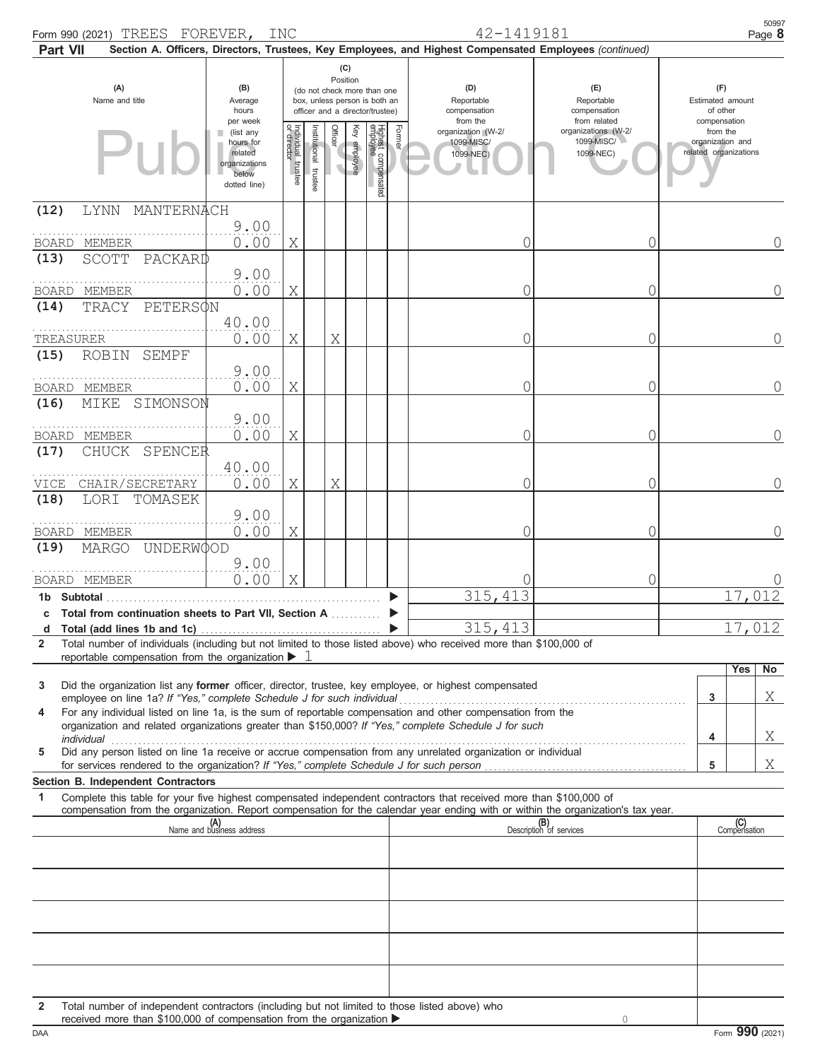Form 990 (2021) TREES FOREVER, INC 42-1419181

**Part VII Section A. Officers, Directors, Trustees, Key Employees, and Highest Compensated Employees** *(continued)*

| (A) Name and title | (B) Average hours per week (list any hours for related organizations below dotted line) | (C) Position: Individual trustee or director | Institutional trustee | Officer | Key employee | Highest compensated employee | Former | (D) Reportable compensation from the organization (W-2/1099-MISC/1099-NEC) | (E) Reportable compensation from related organizations (W-2/1099-MISC/1099-NEC) | (F) Estimated amount of other compensation from the organization and related organizations |
|---|---|---|---|---|---|---|---|---|---|---|
| (12) LYNN MANTERNACH<br>BOARD MEMBER | 9.00<br>0.00 | X | | | | | | 0 | 0 | 0 |
| (13) SCOTT PACKARD<br>BOARD MEMBER | 9.00<br>0.00 | X | | | | | | 0 | 0 | 0 |
| (14) TRACY PETERSON<br>TREASURER | 40.00<br>0.00 | X | | X | | | | 0 | 0 | 0 |
| (15) ROBIN SEMPF<br>BOARD MEMBER | 9.00<br>0.00 | X | | | | | | 0 | 0 | 0 |
| (16) MIKE SIMONSON<br>BOARD MEMBER | 9.00<br>0.00 | X | | | | | | 0 | 0 | 0 |
| (17) CHUCK SPENCER<br>VICE CHAIR/SECRETARY | 40.00<br>0.00 | X | | X | | | | 0 | 0 | 0 |
| (18) LORI TOMASEK<br>BOARD MEMBER | 9.00<br>0.00 | X | | | | | | 0 | 0 | 0 |
| (19) MARGO UNDERWOOD<br>BOARD MEMBER | 9.00<br>0.00 | X | | | | | | 0 | 0 | 0 |
| **1b Subtotal** | | | | | | | | 315,413 | | 17,012 |
| **c Total from continuation sheets to Part VII, Section A** | | | | | | | | | | |
| **d Total (add lines 1b and 1c)** | | | | | | | | 315,413 | | 17,012 |

**2** Total number of individuals (including but not limited to those listed above) who received more than $100,000 of reportable compensation from the organization ▶ 1

| | | | Yes | No |
|---|---|---|---|---|
| **3** | Did the organization list any **former** officer, director, trustee, key employee, or highest compensated employee on line 1a? *If "Yes," complete Schedule J for such individual* | 3 | | X |
| **4** | For any individual listed on line 1a, is the sum of reportable compensation and other compensation from the organization and related organizations greater than $150,000? *If "Yes," complete Schedule J for such individual* | 4 | | X |
| **5** | Did any person listed on line 1a receive or accrue compensation from any unrelated organization or individual for services rendered to the organization? *If "Yes," complete Schedule J for such person* | 5 | | X |

**Section B. Independent Contractors**

**1** Complete this table for your five highest compensated independent contractors that received more than $100,000 of compensation from the organization. Report compensation for the calendar year ending with or within the organization's tax year.

| (A) Name and business address | (B) Description of services | (C) Compensation |
|---|---|---|
| | | |
| | | |
| | | |
| | | |
| | | |

**2** Total number of independent contractors (including but not limited to those listed above) who received more than $100,000 of compensation from the organization ▶ 0

DAA Form **990** (2021)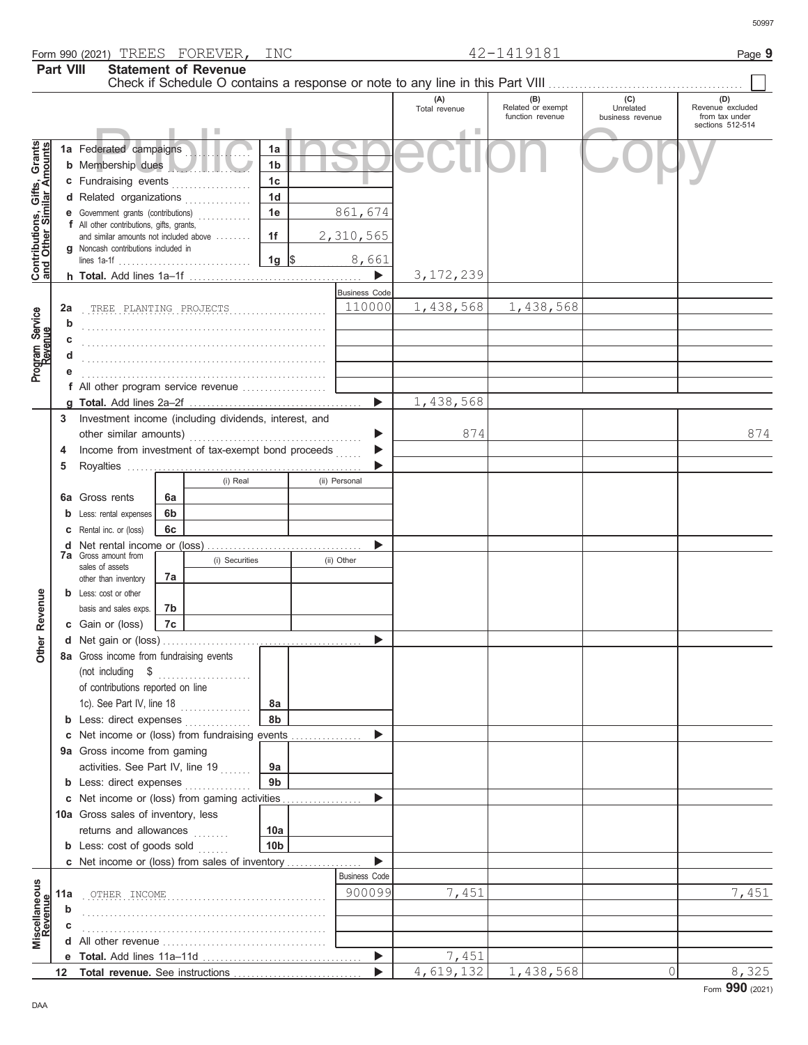Form 990 (2021) TREES FOREVER, INC 42-1419181

## Part VIII Statement of Revenue

Check if Schedule O contains a response or note to any line in this Part VIII . . . . . . . . . . . . . . . . . . . . . . . . . . . . . . . . . . . ☐

Public Inspection Copy

| | | | | (A) Total revenue | (B) Related or exempt function revenue | (C) Unrelated business revenue | (D) Revenue excluded from tax under sections 512-514 |
|---|---|---|---|---|---|---|---|
| **Contributions, Gifts, Grants and Other Similar Amounts** | 1a Federated campaigns | 1a | | | | | |
| | b Membership dues | 1b | | | | | |
| | c Fundraising events | 1c | | | | | |
| | d Related organizations | 1d | | | | | |
| | e Government grants (contributions) | 1e | 861,674 | | | | |
| | f All other contributions, gifts, grants, and similar amounts not included above | 1f | 2,310,565 | | | | |
| | g Noncash contributions included in lines 1a-1f | 1g | $ 8,661 | | | | |
| | h **Total.** Add lines 1a–1f | | ▶ | 3,172,239 | | | |
| **Program Service Revenue** | | | Business Code | | | | |
| | 2a TREE PLANTING PROJECTS | | 110000 | 1,438,568 | 1,438,568 | | |
| | b | | | | | | |
| | c | | | | | | |
| | d | | | | | | |
| | e | | | | | | |
| | f All other program service revenue | | | | | | |
| | g **Total.** Add lines 2a–2f | | ▶ | 1,438,568 | | | |
| **Other Revenue** | 3 Investment income (including dividends, interest, and other similar amounts) | | ▶ | 874 | | | 874 |
| | 4 Income from investment of tax-exempt bond proceeds | | ▶ | | | | |
| | 5 Royalties | | ▶ | | | | |
| | | (i) Real | (ii) Personal | | | | |
| | 6a Gross rents 6a | | | | | | |
| | b Less: rental expenses 6b | | | | | | |
| | c Rental inc. or (loss) 6c | | | | | | |
| | d Net rental income or (loss) | | ▶ | | | | |
| | | (i) Securities | (ii) Other | | | | |
| | 7a Gross amount from sales of assets other than inventory 7a | | | | | | |
| | b Less: cost or other basis and sales exps. 7b | | | | | | |
| | c Gain or (loss) 7c | | | | | | |
| | d Net gain or (loss) | | ▶ | | | | |
| | 8a Gross income from fundraising events (not including $ of contributions reported on line 1c). See Part IV, line 18 | 8a | | | | | |
| | b Less: direct expenses | 8b | | | | | |
| | c Net income or (loss) from fundraising events | | ▶ | | | | |
| | 9a Gross income from gaming activities. See Part IV, line 19 | 9a | | | | | |
| | b Less: direct expenses | 9b | | | | | |
| | c Net income or (loss) from gaming activities | | ▶ | | | | |
| | 10a Gross sales of inventory, less returns and allowances | 10a | | | | | |
| | b Less: cost of goods sold | 10b | | | | | |
| | c Net income or (loss) from sales of inventory | | ▶ | | | | |
| **Miscellaneous Revenue** | | | Business Code | | | | |
| | 11a OTHER INCOME | | 900099 | 7,451 | | | 7,451 |
| | b | | | | | | |
| | c | | | | | | |
| | d All other revenue | | | | | | |
| | e **Total.** Add lines 11a–11d | | ▶ | 7,451 | | | |
| | 12 **Total revenue.** See instructions | | ▶ | 4,619,132 | 1,438,568 | 0 | 8,325 |

Form **990** (2021)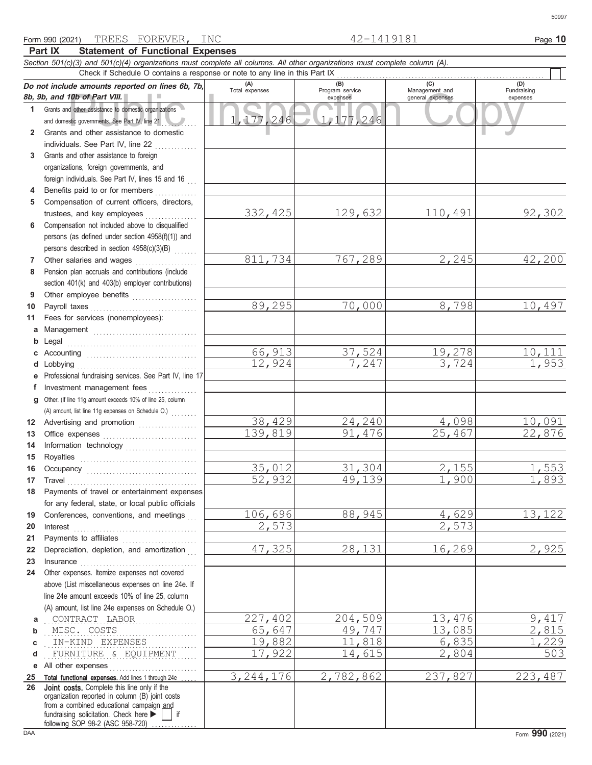Form 990 (2021) TREES FOREVER, INC 42-1419181

## Part IX Statement of Functional Expenses

*Section 501(c)(3) and 501(c)(4) organizations must complete all columns. All other organizations must complete column (A).*

Check if Schedule O contains a response or note to any line in this Part IX

| *Do not include amounts reported on lines 6b, 7b, 8b, 9b, and 10b of Part VIII.* | (A) Total expenses | (B) Program service expenses | (C) Management and general expenses | (D) Fundraising expenses |
|---|---|---|---|---|
| 1 Grants and other assistance to domestic organizations and domestic governments. See Part IV, line 21 | 1,177,246 | 1,177,246 | | |
| 2 Grants and other assistance to domestic individuals. See Part IV, line 22 | | | | |
| 3 Grants and other assistance to foreign organizations, foreign governments, and foreign individuals. See Part IV, lines 15 and 16 | | | | |
| 4 Benefits paid to or for members | | | | |
| 5 Compensation of current officers, directors, trustees, and key employees | 332,425 | 129,632 | 110,491 | 92,302 |
| 6 Compensation not included above to disqualified persons (as defined under section 4958(f)(1)) and persons described in section 4958(c)(3)(B) | | | | |
| 7 Other salaries and wages | 811,734 | 767,289 | 2,245 | 42,200 |
| 8 Pension plan accruals and contributions (include section 401(k) and 403(b) employer contributions) | | | | |
| 9 Other employee benefits | | | | |
| 10 Payroll taxes | 89,295 | 70,000 | 8,798 | 10,497 |
| 11 Fees for services (nonemployees): | | | | |
| a Management | | | | |
| b Legal | | | | |
| c Accounting | 66,913 | 37,524 | 19,278 | 10,111 |
| d Lobbying | 12,924 | 7,247 | 3,724 | 1,953 |
| e Professional fundraising services. See Part IV, line 17 | | | | |
| f Investment management fees | | | | |
| g Other. (If line 11g amount exceeds 10% of line 25, column (A) amount, list line 11g expenses on Schedule O.) | | | | |
| 12 Advertising and promotion | 38,429 | 24,240 | 4,098 | 10,091 |
| 13 Office expenses | 139,819 | 91,476 | 25,467 | 22,876 |
| 14 Information technology | | | | |
| 15 Royalties | | | | |
| 16 Occupancy | 35,012 | 31,304 | 2,155 | 1,553 |
| 17 Travel | 52,932 | 49,139 | 1,900 | 1,893 |
| 18 Payments of travel or entertainment expenses for any federal, state, or local public officials | | | | |
| 19 Conferences, conventions, and meetings | 106,696 | 88,945 | 4,629 | 13,122 |
| 20 Interest | 2,573 | | 2,573 | |
| 21 Payments to affiliates | | | | |
| 22 Depreciation, depletion, and amortization | 47,325 | 28,131 | 16,269 | 2,925 |
| 23 Insurance | | | | |
| 24 Other expenses. Itemize expenses not covered above (List miscellaneous expenses on line 24e. If line 24e amount exceeds 10% of line 25, column (A) amount, list line 24e expenses on Schedule O.) | | | | |
| a CONTRACT LABOR | 227,402 | 204,509 | 13,476 | 9,417 |
| b MISC. COSTS | 65,647 | 49,747 | 13,085 | 2,815 |
| c IN-KIND EXPENSES | 19,882 | 11,818 | 6,835 | 1,229 |
| d FURNITURE & EQUIPMENT | 17,922 | 14,615 | 2,804 | 503 |
| e All other expenses | | | | |
| 25 **Total functional expenses.** Add lines 1 through 24e | 3,244,176 | 2,782,862 | 237,827 | 223,487 |
| 26 **Joint costs.** Complete this line only if the organization reported in column (B) joint costs from a combined educational campaign and fundraising solicitation. Check here ☐ if following SOP 98-2 (ASC 958-720) | | | | |

Form **990** (2021)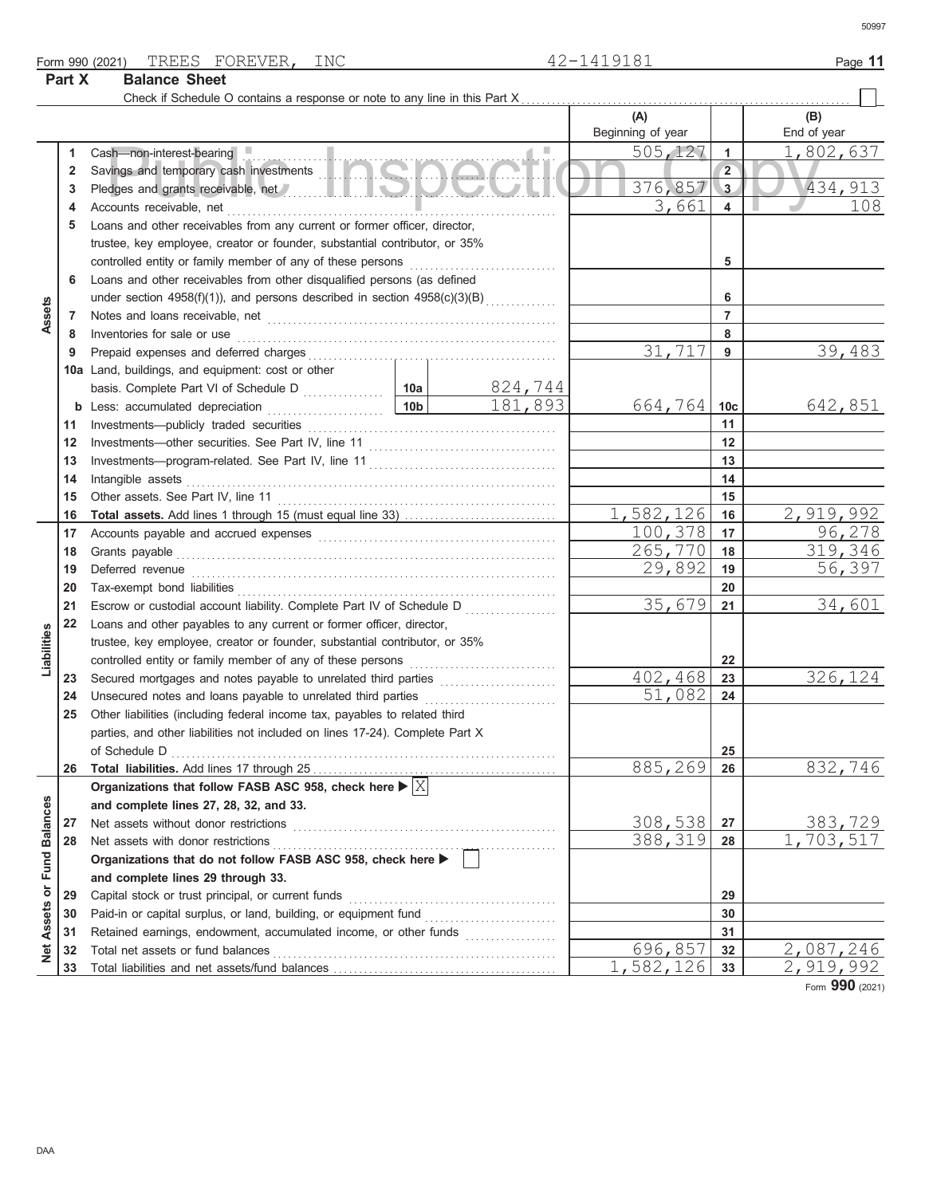Form 990 (2021) TREES FOREVER, INC 42-1419181

## Part X Balance Sheet

Check if Schedule O contains a response or note to any line in this Part X ☐

| | Line | Description | | (A) Beginning of year | | (B) End of year |
|---|---|---|---|---|---|---|
| Assets | 1 | Cash—non-interest-bearing | | 505,127 | 1 | 1,802,637 |
| | 2 | Savings and temporary cash investments | | | 2 | |
| | 3 | Pledges and grants receivable, net | | 376,857 | 3 | 434,913 |
| | 4 | Accounts receivable, net | | 3,661 | 4 | 108 |
| | 5 | Loans and other receivables from any current or former officer, director, trustee, key employee, creator or founder, substantial contributor, or 35% controlled entity or family member of any of these persons | | | 5 | |
| | 6 | Loans and other receivables from other disqualified persons (as defined under section 4958(f)(1)), and persons described in section 4958(c)(3)(B) | | | 6 | |
| | 7 | Notes and loans receivable, net | | | 7 | |
| | 8 | Inventories for sale or use | | | 8 | |
| | 9 | Prepaid expenses and deferred charges | | 31,717 | 9 | 39,483 |
| | 10a | Land, buildings, and equipment: cost or other basis. Complete Part VI of Schedule D | 10a 824,744 | | | |
| | b | Less: accumulated depreciation | 10b 181,893 | 664,764 | 10c | 642,851 |
| | 11 | Investments—publicly traded securities | | | 11 | |
| | 12 | Investments—other securities. See Part IV, line 11 | | | 12 | |
| | 13 | Investments—program-related. See Part IV, line 11 | | | 13 | |
| | 14 | Intangible assets | | | 14 | |
| | 15 | Other assets. See Part IV, line 11 | | | 15 | |
| | 16 | **Total assets.** Add lines 1 through 15 (must equal line 33) | | 1,582,126 | 16 | 2,919,992 |
| Liabilities | 17 | Accounts payable and accrued expenses | | 100,378 | 17 | 96,278 |
| | 18 | Grants payable | | 265,770 | 18 | 319,346 |
| | 19 | Deferred revenue | | 29,892 | 19 | 56,397 |
| | 20 | Tax-exempt bond liabilities | | | 20 | |
| | 21 | Escrow or custodial account liability. Complete Part IV of Schedule D | | 35,679 | 21 | 34,601 |
| | 22 | Loans and other payables to any current or former officer, director, trustee, key employee, creator or founder, substantial contributor, or 35% controlled entity or family member of any of these persons | | | 22 | |
| | 23 | Secured mortgages and notes payable to unrelated third parties | | 402,468 | 23 | 326,124 |
| | 24 | Unsecured notes and loans payable to unrelated third parties | | 51,082 | 24 | |
| | 25 | Other liabilities (including federal income tax, payables to related third parties, and other liabilities not included on lines 17-24). Complete Part X of Schedule D | | | 25 | |
| | 26 | **Total liabilities.** Add lines 17 through 25 | | 885,269 | 26 | 832,746 |
| Net Assets or Fund Balances | | **Organizations that follow FASB ASC 958, check here** ☒ **and complete lines 27, 28, 32, and 33.** | | | | |
| | 27 | Net assets without donor restrictions | | 308,538 | 27 | 383,729 |
| | 28 | Net assets with donor restrictions | | 388,319 | 28 | 1,703,517 |
| | | **Organizations that do not follow FASB ASC 958, check here** ☐ **and complete lines 29 through 33.** | | | | |
| | 29 | Capital stock or trust principal, or current funds | | | 29 | |
| | 30 | Paid-in or capital surplus, or land, building, or equipment fund | | | 30 | |
| | 31 | Retained earnings, endowment, accumulated income, or other funds | | | 31 | |
| | 32 | Total net assets or fund balances | | 696,857 | 32 | 2,087,246 |
| | 33 | Total liabilities and net assets/fund balances | | 1,582,126 | 33 | 2,919,992 |

Form **990** (2021)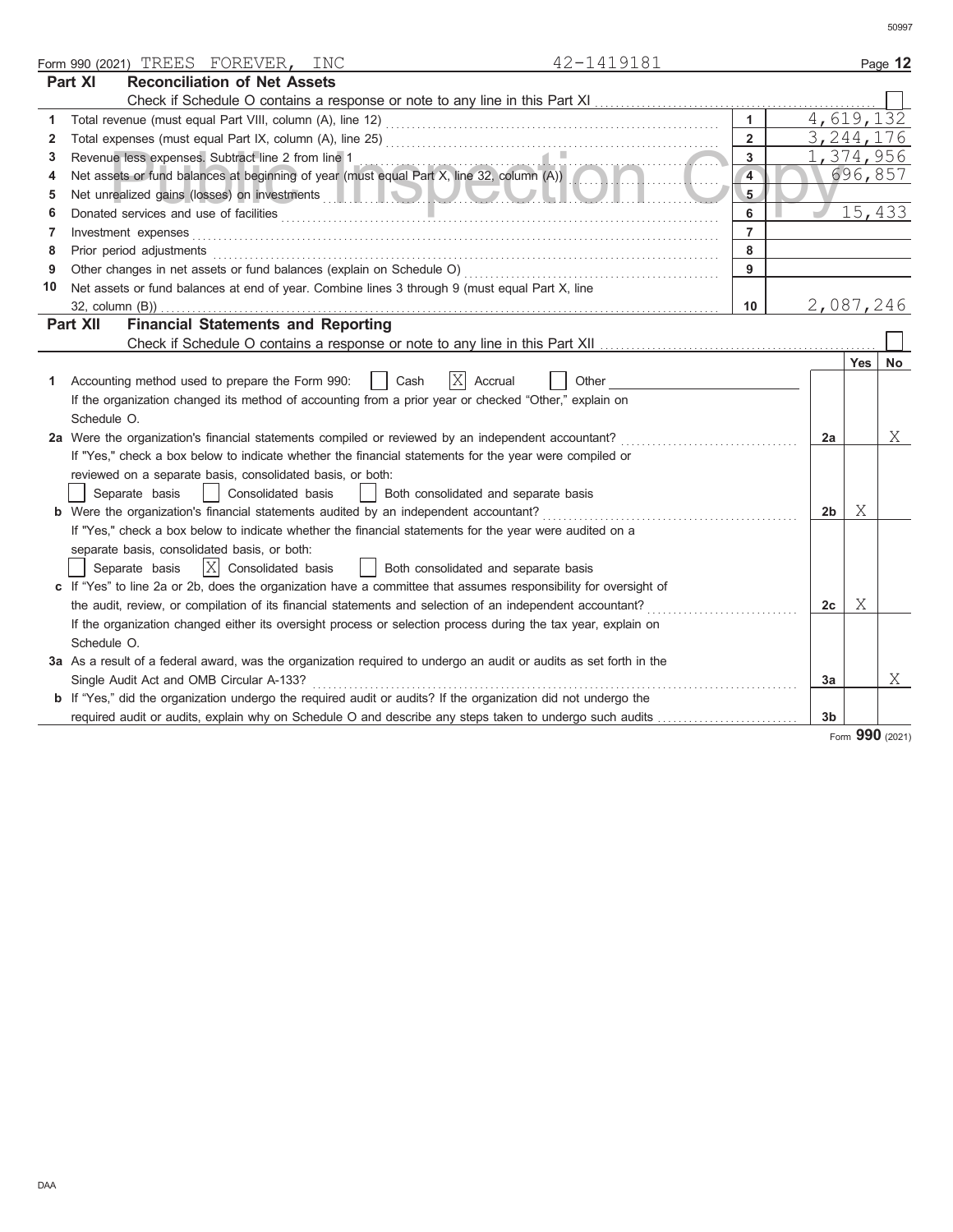Form 990 (2021) TREES FOREVER, INC 42-1419181

## Part XI Reconciliation of Net Assets

Check if Schedule O contains a response or note to any line in this Part XI ☐

| | | | |
|---|---|---|---|
| 1 | Total revenue (must equal Part VIII, column (A), line 12) | 1 | 4,619,132 |
| 2 | Total expenses (must equal Part IX, column (A), line 25) | 2 | 3,244,176 |
| 3 | Revenue less expenses. Subtract line 2 from line 1 | 3 | 1,374,956 |
| 4 | Net assets or fund balances at beginning of year (must equal Part X, line 32, column (A)) | 4 | 696,857 |
| 5 | Net unrealized gains (losses) on investments | 5 | |
| 6 | Donated services and use of facilities | 6 | 15,433 |
| 7 | Investment expenses | 7 | |
| 8 | Prior period adjustments | 8 | |
| 9 | Other changes in net assets or fund balances (explain on Schedule O) | 9 | |
| 10 | Net assets or fund balances at end of year. Combine lines 3 through 9 (must equal Part X, line 32, column (B)) | 10 | 2,087,246 |

## Part XII Financial Statements and Reporting

Check if Schedule O contains a response or note to any line in this Part XII ☐

| | | | Yes | No |
|---|---|---|---|---|
| 1 | Accounting method used to prepare the Form 990: ☐ Cash ☒ Accrual ☐ Other<br>If the organization changed its method of accounting from a prior year or checked "Other," explain on Schedule O. | | | |
| 2a | Were the organization's financial statements compiled or reviewed by an independent accountant?<br>If "Yes," check a box below to indicate whether the financial statements for the year were compiled or reviewed on a separate basis, consolidated basis, or both:<br>☐ Separate basis ☐ Consolidated basis ☐ Both consolidated and separate basis | 2a | | X |
| b | Were the organization's financial statements audited by an independent accountant?<br>If "Yes," check a box below to indicate whether the financial statements for the year were audited on a separate basis, consolidated basis, or both:<br>☐ Separate basis ☒ Consolidated basis ☐ Both consolidated and separate basis | 2b | X | |
| c | If "Yes" to line 2a or 2b, does the organization have a committee that assumes responsibility for oversight of the audit, review, or compilation of its financial statements and selection of an independent accountant?<br>If the organization changed either its oversight process or selection process during the tax year, explain on Schedule O. | 2c | X | |
| 3a | As a result of a federal award, was the organization required to undergo an audit or audits as set forth in the Single Audit Act and OMB Circular A-133? | 3a | | X |
| b | If "Yes," did the organization undergo the required audit or audits? If the organization did not undergo the required audit or audits, explain why on Schedule O and describe any steps taken to undergo such audits | 3b | | |

Form 990 (2021)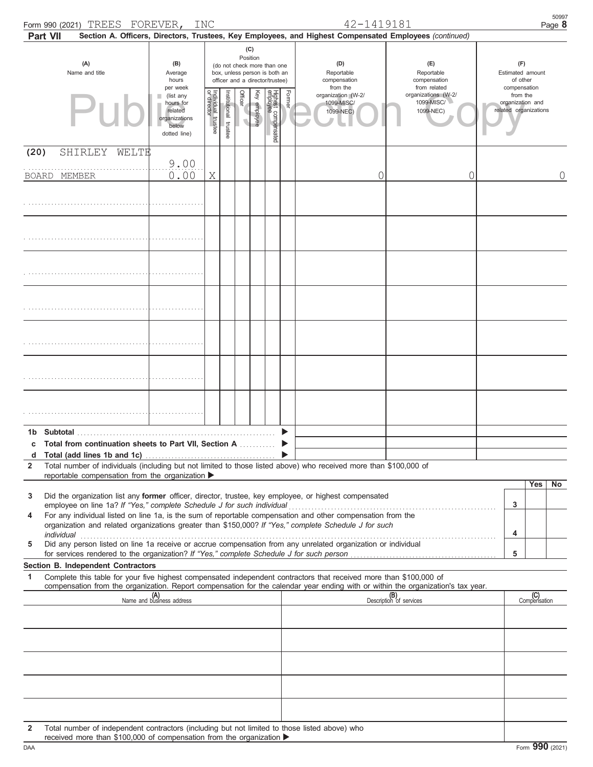Form 990 (2021) TREES FOREVER, INC 42-1419181

**Part VII** **Section A. Officers, Directors, Trustees, Key Employees, and Highest Compensated Employees** *(continued)*

| (A) Name and title | (B) Average hours per week (list any hours for related organizations below dotted line) | (C) Position: Individual trustee or director | Institutional trustee | Officer | Key employee | Highest compensated employee | Former | (D) Reportable compensation from the organization (W-2/ 1099-MISC/ 1099-NEC) | (E) Reportable compensation from related organizations (W-2/ 1099-MISC/ 1099-NEC) | (F) Estimated amount of other compensation from the organization and related organizations |
|---|---|---|---|---|---|---|---|---|---|---|
| (20) SHIRLEY WELTE BOARD MEMBER | 9.00 / 0.00 | X | | | | | | 0 | 0 | 0 |
| | | | | | | | | | | |
| | | | | | | | | | | |
| | | | | | | | | | | |
| | | | | | | | | | | |
| | | | | | | | | | | |
| | | | | | | | | | | |
| | | | | | | | | | | |

**1b Subtotal** ▶

**c Total from continuation sheets to Part VII, Section A** ▶

**d Total (add lines 1b and 1c)** ▶

**2** Total number of individuals (including but not limited to those listed above) who received more than $100,000 of reportable compensation from the organization ▶

| | | Yes | No |
|---|---|---|---|
| **3** Did the organization list any **former** officer, director, trustee, key employee, or highest compensated employee on line 1a? *If "Yes," complete Schedule J for such individual* | 3 | | |
| **4** For any individual listed on line 1a, is the sum of reportable compensation and other compensation from the organization and related organizations greater than $150,000? *If "Yes," complete Schedule J for such individual* | 4 | | |
| **5** Did any person listed on line 1a receive or accrue compensation from any unrelated organization or individual for services rendered to the organization? *If "Yes," complete Schedule J for such person* | 5 | | |

**Section B. Independent Contractors**

**1** Complete this table for your five highest compensated independent contractors that received more than $100,000 of compensation from the organization. Report compensation for the calendar year ending with or within the organization's tax year.

| (A) Name and business address | (B) Description of services | (C) Compensation |
|---|---|---|
| | | |
| | | |
| | | |
| | | |
| | | |

**2** Total number of independent contractors (including but not limited to those listed above) who received more than $100,000 of compensation from the organization ▶

Form **990** (2021)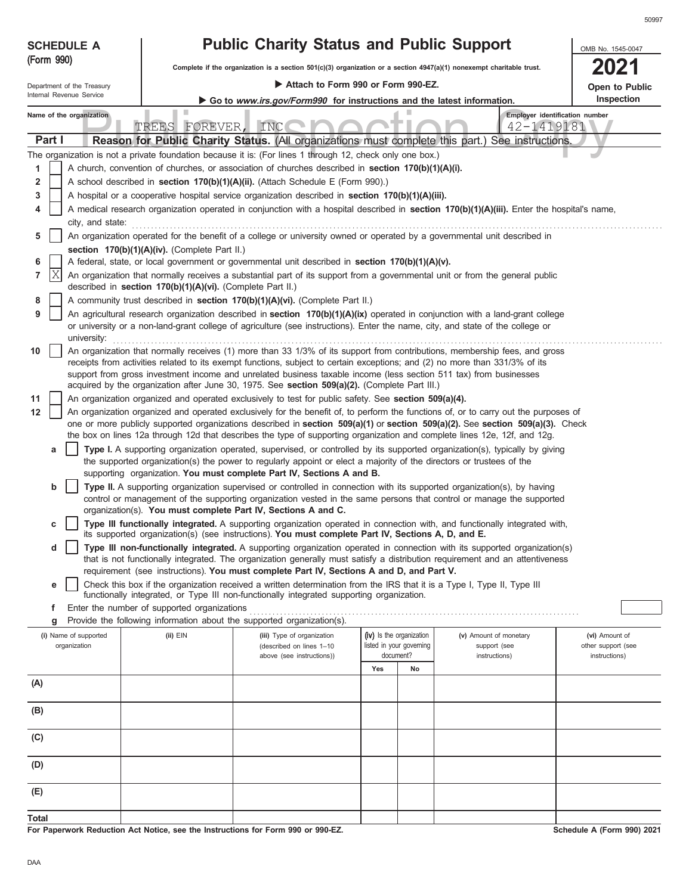**SCHEDULE A (Form 990)**

Department of the Treasury
Internal Revenue Service

# Public Charity Status and Public Support

**Complete if the organization is a section 501(c)(3) organization or a section 4947(a)(1) nonexempt charitable trust.**

▶ **Attach to Form 990 or Form 990-EZ.**

▶ **Go to *www.irs.gov/Form990* for instructions and the latest information.**

OMB No. 1545-0047

**2021**

**Open to Public Inspection**

Name of the organization: TREES FOREVER, INC

Employer identification number: 42-1419181

**Part I — Reason for Public Charity Status.** (All organizations must complete this part.) See instructions.

The organization is not a private foundation because it is: (For lines 1 through 12, check only one box.)

1. ☐ A church, convention of churches, or association of churches described in **section 170(b)(1)(A)(i).**
2. ☐ A school described in **section 170(b)(1)(A)(ii).** (Attach Schedule E (Form 990).)
3. ☐ A hospital or a cooperative hospital service organization described in **section 170(b)(1)(A)(iii).**
4. ☐ A medical research organization operated in conjunction with a hospital described in **section 170(b)(1)(A)(iii).** Enter the hospital's name, city, and state:
5. ☐ An organization operated for the benefit of a college or university owned or operated by a governmental unit described in **section 170(b)(1)(A)(iv).** (Complete Part II.)
6. ☐ A federal, state, or local government or governmental unit described in **section 170(b)(1)(A)(v).**
7. ☒ An organization that normally receives a substantial part of its support from a governmental unit or from the general public described in **section 170(b)(1)(A)(vi).** (Complete Part II.)
8. ☐ A community trust described in **section 170(b)(1)(A)(vi).** (Complete Part II.)
9. ☐ An agricultural research organization described in **section 170(b)(1)(A)(ix)** operated in conjunction with a land-grant college or university or a non-land-grant college of agriculture (see instructions). Enter the name, city, and state of the college or university:
10. ☐ An organization that normally receives (1) more than 33 1/3% of its support from contributions, membership fees, and gross receipts from activities related to its exempt functions, subject to certain exceptions; and (2) no more than 331/3% of its support from gross investment income and unrelated business taxable income (less section 511 tax) from businesses acquired by the organization after June 30, 1975. See **section 509(a)(2).** (Complete Part III.)
11. ☐ An organization organized and operated exclusively to test for public safety. See **section 509(a)(4).**
12. ☐ An organization organized and operated exclusively for the benefit of, to perform the functions of, or to carry out the purposes of one or more publicly supported organizations described in **section 509(a)(1)** or **section 509(a)(2).** See **section 509(a)(3).** Check the box on lines 12a through 12d that describes the type of supporting organization and complete lines 12e, 12f, and 12g.
   - **a** ☐ **Type I.** A supporting organization operated, supervised, or controlled by its supported organization(s), typically by giving the supported organization(s) the power to regularly appoint or elect a majority of the directors or trustees of the supporting organization. **You must complete Part IV, Sections A and B.**
   - **b** ☐ **Type II.** A supporting organization supervised or controlled in connection with its supported organization(s), by having control or management of the supporting organization vested in the same persons that control or manage the supported organization(s). **You must complete Part IV, Sections A and C.**
   - **c** ☐ **Type III functionally integrated.** A supporting organization operated in connection with, and functionally integrated with, its supported organization(s) (see instructions). **You must complete Part IV, Sections A, D, and E.**
   - **d** ☐ **Type III non-functionally integrated.** A supporting organization operated in connection with its supported organization(s) that is not functionally integrated. The organization generally must satisfy a distribution requirement and an attentiveness requirement (see instructions). **You must complete Part IV, Sections A and D, and Part V.**
   - **e** ☐ Check this box if the organization received a written determination from the IRS that it is a Type I, Type II, Type III functionally integrated, or Type III non-functionally integrated supporting organization.
   - **f** Enter the number of supported organizations
   - **g** Provide the following information about the supported organization(s).

| (i) Name of supported organization | (ii) EIN | (iii) Type of organization (described on lines 1–10 above (see instructions)) | (iv) Is the organization listed in your governing document? | | (v) Amount of monetary support (see instructions) | (vi) Amount of other support (see instructions) |
|---|---|---|---|---|---|---|
| | | | Yes | No | | |
| (A) | | | | | | |
| (B) | | | | | | |
| (C) | | | | | | |
| (D) | | | | | | |
| (E) | | | | | | |
| Total | | | | | | |

**For Paperwork Reduction Act Notice, see the Instructions for Form 990 or 990-EZ.** **Schedule A (Form 990) 2021**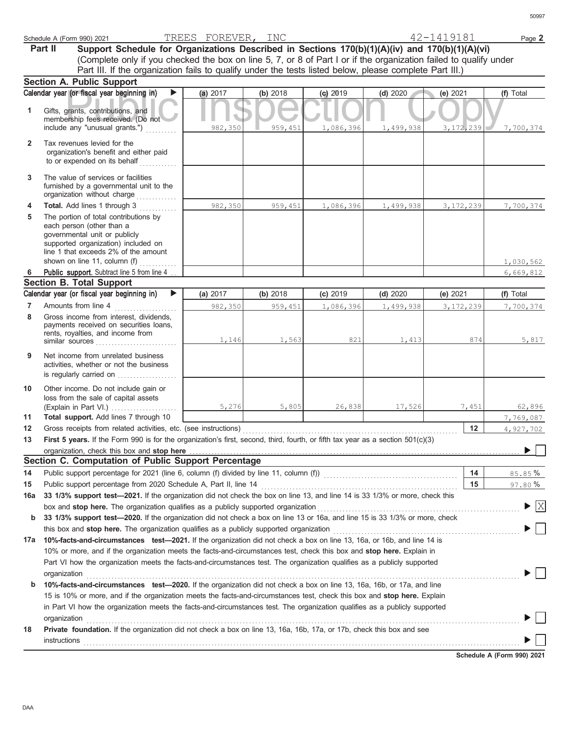Schedule A (Form 990) 2021 TREES FOREVER, INC 42-1419181 Page **2**

**Part II Support Schedule for Organizations Described in Sections 170(b)(1)(A)(iv) and 170(b)(1)(A)(vi)**
(Complete only if you checked the box on line 5, 7, or 8 of Part I or if the organization failed to qualify under Part III. If the organization fails to qualify under the tests listed below, please complete Part III.)

**Section A. Public Support**

| | Calendar year (or fiscal year beginning in) ▶ | (a) 2017 | (b) 2018 | (c) 2019 | (d) 2020 | (e) 2021 | (f) Total |
|---|---|---|---|---|---|---|---|
| 1 | Gifts, grants, contributions, and membership fees received. (Do not include any "unusual grants.") | 982,350 | 959,451 | 1,086,396 | 1,499,938 | 3,172,239 | 7,700,374 |
| 2 | Tax revenues levied for the organization's benefit and either paid to or expended on its behalf | | | | | | |
| 3 | The value of services or facilities furnished by a governmental unit to the organization without charge | | | | | | |
| 4 | **Total.** Add lines 1 through 3 | 982,350 | 959,451 | 1,086,396 | 1,499,938 | 3,172,239 | 7,700,374 |
| 5 | The portion of total contributions by each person (other than a governmental unit or publicly supported organization) included on line 1 that exceeds 2% of the amount shown on line 11, column (f) | | | | | | 1,030,562 |
| 6 | **Public support.** Subtract line 5 from line 4 | | | | | | 6,669,812 |

**Section B. Total Support**

| | Calendar year (or fiscal year beginning in) ▶ | (a) 2017 | (b) 2018 | (c) 2019 | (d) 2020 | (e) 2021 | (f) Total |
|---|---|---|---|---|---|---|---|
| 7 | Amounts from line 4 | 982,350 | 959,451 | 1,086,396 | 1,499,938 | 3,172,239 | 7,700,374 |
| 8 | Gross income from interest, dividends, payments received on securities loans, rents, royalties, and income from similar sources | 1,146 | 1,563 | 821 | 1,413 | 874 | 5,817 |
| 9 | Net income from unrelated business activities, whether or not the business is regularly carried on | | | | | | |
| 10 | Other income. Do not include gain or loss from the sale of capital assets (Explain in Part VI.) | 5,276 | 5,805 | 26,838 | 17,526 | 7,451 | 62,896 |
| 11 | **Total support.** Add lines 7 through 10 | | | | | | 7,769,087 |

12 Gross receipts from related activities, etc. (see instructions) | **12** | 4,927,702

13 **First 5 years.** If the Form 990 is for the organization's first, second, third, fourth, or fifth tax year as a section 501(c)(3) organization, check this box and **stop here** ▶ ☐

**Section C. Computation of Public Support Percentage**

14 Public support percentage for 2021 (line 6, column (f) divided by line 11, column (f)) | **14** | 85.85 %

15 Public support percentage from 2020 Schedule A, Part II, line 14 | **15** | 97.80 %

16a **33 1/3% support test—2021.** If the organization did not check the box on line 13, and line 14 is 33 1/3% or more, check this box and **stop here.** The organization qualifies as a publicly supported organization ▶ ☒

b **33 1/3% support test—2020.** If the organization did not check a box on line 13 or 16a, and line 15 is 33 1/3% or more, check this box and **stop here.** The organization qualifies as a publicly supported organization ▶ ☐

17a **10%-facts-and-circumstances test—2021.** If the organization did not check a box on line 13, 16a, or 16b, and line 14 is 10% or more, and if the organization meets the facts-and-circumstances test, check this box and **stop here.** Explain in Part VI how the organization meets the facts-and-circumstances test. The organization qualifies as a publicly supported organization ▶ ☐

b **10%-facts-and-circumstances test—2020.** If the organization did not check a box on line 13, 16a, 16b, or 17a, and line 15 is 10% or more, and if the organization meets the facts-and-circumstances test, check this box and **stop here.** Explain in Part VI how the organization meets the facts-and-circumstances test. The organization qualifies as a publicly supported organization ▶ ☐

18 **Private foundation.** If the organization did not check a box on line 13, 16a, 16b, 17a, or 17b, check this box and see instructions ▶ ☐

**Schedule A (Form 990) 2021**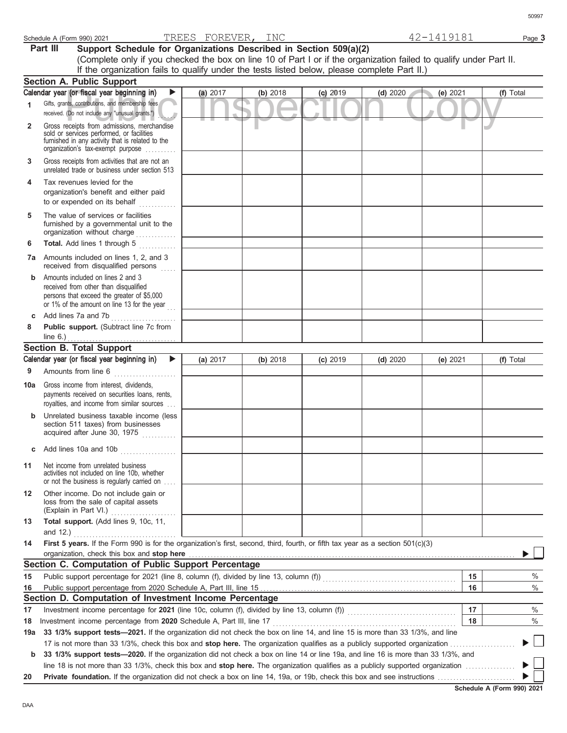Schedule A (Form 990) 2021 TREES FOREVER, INC 42-1419181

## Part III Support Schedule for Organizations Described in Section 509(a)(2)

(Complete only if you checked the box on line 10 of Part I or if the organization failed to qualify under Part II. If the organization fails to qualify under the tests listed below, please complete Part II.)

Public Inspection Copy

### Section A. Public Support

| Calendar year (or fiscal year beginning in) ▶ | (a) 2017 | (b) 2018 | (c) 2019 | (d) 2020 | (e) 2021 | (f) Total |
|---|---|---|---|---|---|---|
| 1 Gifts, grants, contributions, and membership fees received. (Do not include any "unusual grants.") | | | | | | |
| 2 Gross receipts from admissions, merchandise sold or services performed, or facilities furnished in any activity that is related to the organization's tax-exempt purpose | | | | | | |
| 3 Gross receipts from activities that are not an unrelated trade or business under section 513 | | | | | | |
| 4 Tax revenues levied for the organization's benefit and either paid to or expended on its behalf | | | | | | |
| 5 The value of services or facilities furnished by a governmental unit to the organization without charge | | | | | | |
| 6 **Total.** Add lines 1 through 5 | | | | | | |
| 7a Amounts included on lines 1, 2, and 3 received from disqualified persons | | | | | | |
| b Amounts included on lines 2 and 3 received from other than disqualified persons that exceed the greater of $5,000 or 1% of the amount on line 13 for the year | | | | | | |
| c Add lines 7a and 7b | | | | | | |
| 8 **Public support.** (Subtract line 7c from line 6.) | | | | | | |

### Section B. Total Support

| Calendar year (or fiscal year beginning in) ▶ | (a) 2017 | (b) 2018 | (c) 2019 | (d) 2020 | (e) 2021 | (f) Total |
|---|---|---|---|---|---|---|
| 9 Amounts from line 6 | | | | | | |
| 10a Gross income from interest, dividends, payments received on securities loans, rents, royalties, and income from similar sources | | | | | | |
| b Unrelated business taxable income (less section 511 taxes) from businesses acquired after June 30, 1975 | | | | | | |
| c Add lines 10a and 10b | | | | | | |
| 11 Net income from unrelated business activities not included on line 10b, whether or not the business is regularly carried on | | | | | | |
| 12 Other income. Do not include gain or loss from the sale of capital assets (Explain in Part VI.) | | | | | | |
| 13 **Total support.** (Add lines 9, 10c, 11, and 12.) | | | | | | |

14 **First 5 years.** If the Form 990 is for the organization's first, second, third, fourth, or fifth tax year as a section 501(c)(3) organization, check this box and **stop here** ▶ ☐

### Section C. Computation of Public Support Percentage

| | | | |
|---|---|---|---|
| 15 | Public support percentage for 2021 (line 8, column (f), divided by line 13, column (f)) | 15 | % |
| 16 | Public support percentage from 2020 Schedule A, Part III, line 15 | 16 | % |

### Section D. Computation of Investment Income Percentage

| | | | |
|---|---|---|---|
| 17 | Investment income percentage for **2021** (line 10c, column (f), divided by line 13, column (f)) | 17 | % |
| 18 | Investment income percentage from **2020** Schedule A, Part III, line 17 | 18 | % |

**19a 33 1/3% support tests—2021.** If the organization did not check the box on line 14, and line 15 is more than 33 1/3%, and line 17 is not more than 33 1/3%, check this box and **stop here.** The organization qualifies as a publicly supported organization ▶ ☐

**b 33 1/3% support tests—2020.** If the organization did not check a box on line 14 or line 19a, and line 16 is more than 33 1/3%, and line 18 is not more than 33 1/3%, check this box and **stop here.** The organization qualifies as a publicly supported organization ▶ ☐

**20 Private foundation.** If the organization did not check a box on line 14, 19a, or 19b, check this box and see instructions ▶ ☐

**Schedule A (Form 990) 2021**

DAA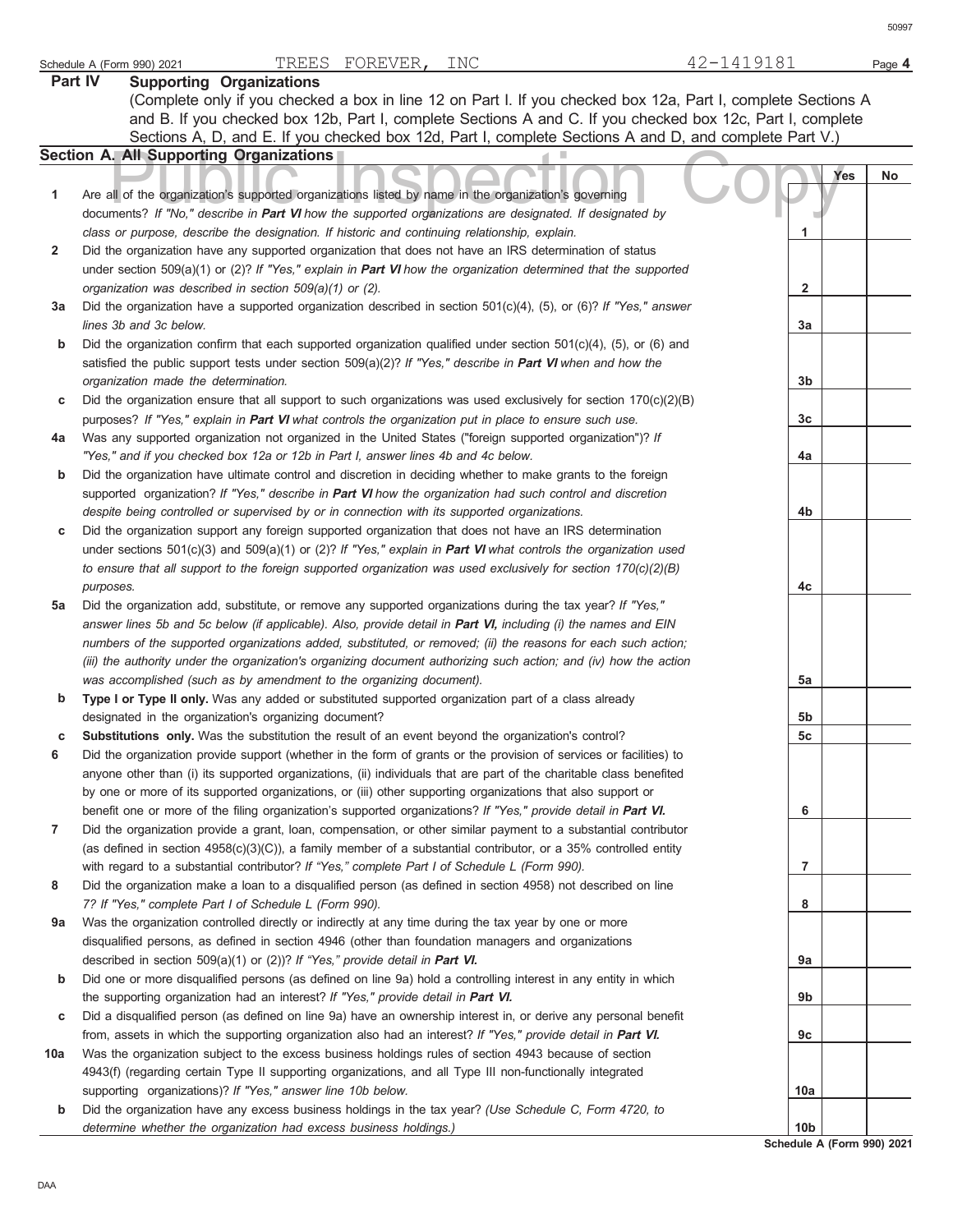Schedule A (Form 990) 2021 TREES FOREVER, INC 42-1419181 Page **4**

## Part IV Supporting Organizations

(Complete only if you checked a box in line 12 on Part I. If you checked box 12a, Part I, complete Sections A and B. If you checked box 12b, Part I, complete Sections A and C. If you checked box 12c, Part I, complete Sections A, D, and E. If you checked box 12d, Part I, complete Sections A and D, and complete Part V.)

### Section A. All Supporting Organizations

Public Inspection Copy

| | | | Yes | No |
|---|---|---|---|---|
| **1** | Are all of the organization's supported organizations listed by name in the organization's governing documents? *If "No," describe in **Part VI** how the supported organizations are designated. If designated by class or purpose, describe the designation. If historic and continuing relationship, explain.* | **1** | | |
| **2** | Did the organization have any supported organization that does not have an IRS determination of status under section 509(a)(1) or (2)? *If "Yes," explain in **Part VI** how the organization determined that the supported organization was described in section 509(a)(1) or (2).* | **2** | | |
| **3a** | Did the organization have a supported organization described in section 501(c)(4), (5), or (6)? *If "Yes," answer lines 3b and 3c below.* | **3a** | | |
| **b** | Did the organization confirm that each supported organization qualified under section 501(c)(4), (5), or (6) and satisfied the public support tests under section 509(a)(2)? *If "Yes," describe in **Part VI** when and how the organization made the determination.* | **3b** | | |
| **c** | Did the organization ensure that all support to such organizations was used exclusively for section 170(c)(2)(B) purposes? *If "Yes," explain in **Part VI** what controls the organization put in place to ensure such use.* | **3c** | | |
| **4a** | Was any supported organization not organized in the United States ("foreign supported organization")? *If "Yes," and if you checked box 12a or 12b in Part I, answer lines 4b and 4c below.* | **4a** | | |
| **b** | Did the organization have ultimate control and discretion in deciding whether to make grants to the foreign supported organization? *If "Yes," describe in **Part VI** how the organization had such control and discretion despite being controlled or supervised by or in connection with its supported organizations.* | **4b** | | |
| **c** | Did the organization support any foreign supported organization that does not have an IRS determination under sections 501(c)(3) and 509(a)(1) or (2)? *If "Yes," explain in **Part VI** what controls the organization used to ensure that all support to the foreign supported organization was used exclusively for section 170(c)(2)(B) purposes.* | **4c** | | |
| **5a** | Did the organization add, substitute, or remove any supported organizations during the tax year? *If "Yes," answer lines 5b and 5c below (if applicable). Also, provide detail in **Part VI,** including (i) the names and EIN numbers of the supported organizations added, substituted, or removed; (ii) the reasons for each such action; (iii) the authority under the organization's organizing document authorizing such action; and (iv) how the action was accomplished (such as by amendment to the organizing document).* | **5a** | | |
| **b** | **Type I or Type II only.** Was any added or substituted supported organization part of a class already designated in the organization's organizing document? | **5b** | | |
| **c** | **Substitutions only.** Was the substitution the result of an event beyond the organization's control? | **5c** | | |
| **6** | Did the organization provide support (whether in the form of grants or the provision of services or facilities) to anyone other than (i) its supported organizations, (ii) individuals that are part of the charitable class benefited by one or more of its supported organizations, or (iii) other supporting organizations that also support or benefit one or more of the filing organization's supported organizations? *If "Yes," provide detail in **Part VI.*** | **6** | | |
| **7** | Did the organization provide a grant, loan, compensation, or other similar payment to a substantial contributor (as defined in section 4958(c)(3)(C)), a family member of a substantial contributor, or a 35% controlled entity with regard to a substantial contributor? *If "Yes," complete Part I of Schedule L (Form 990).* | **7** | | |
| **8** | Did the organization make a loan to a disqualified person (as defined in section 4958) not described on line 7? *If "Yes," complete Part I of Schedule L (Form 990).* | **8** | | |
| **9a** | Was the organization controlled directly or indirectly at any time during the tax year by one or more disqualified persons, as defined in section 4946 (other than foundation managers and organizations described in section 509(a)(1) or (2))? *If "Yes," provide detail in **Part VI.*** | **9a** | | |
| **b** | Did one or more disqualified persons (as defined on line 9a) hold a controlling interest in any entity in which the supporting organization had an interest? *If "Yes," provide detail in **Part VI.*** | **9b** | | |
| **c** | Did a disqualified person (as defined on line 9a) have an ownership interest in, or derive any personal benefit from, assets in which the supporting organization also had an interest? *If "Yes," provide detail in **Part VI.*** | **9c** | | |
| **10a** | Was the organization subject to the excess business holdings rules of section 4943 because of section 4943(f) (regarding certain Type II supporting organizations, and all Type III non-functionally integrated supporting organizations)? *If "Yes," answer line 10b below.* | **10a** | | |
| **b** | Did the organization have any excess business holdings in the tax year? *(Use Schedule C, Form 4720, to determine whether the organization had excess business holdings.)* | **10b** | | |

**Schedule A (Form 990) 2021**

DAA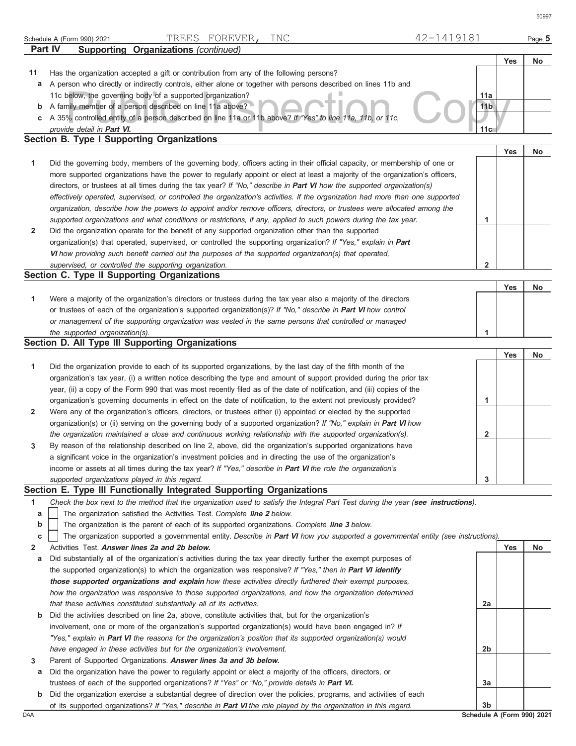Schedule A (Form 990) 2021 TREES FOREVER, INC 42-1419181 Page **5**

**Part IV Supporting Organizations** *(continued)*

| | | | Yes | No |
|---|---|---|---|---|
| **11** | Has the organization accepted a gift or contribution from any of the following persons? | | | |
| **a** | A person who directly or indirectly controls, either alone or together with persons described on lines 11b and 11c below, the governing body of a supported organization? | 11a | | |
| **b** | A family member of a person described on line 11a above? | 11b | | |
| **c** | A 35% controlled entity of a person described on line 11a or 11b above? *If "Yes" to line 11a, 11b, or 11c, provide detail in* ***Part VI.*** | 11c | | |

## Section B. Type I Supporting Organizations

| | | | Yes | No |
|---|---|---|---|---|
| **1** | Did the governing body, members of the governing body, officers acting in their official capacity, or membership of one or more supported organizations have the power to regularly appoint or elect at least a majority of the organization's officers, directors, or trustees at all times during the tax year? *If "No," describe in* ***Part VI*** *how the supported organization(s) effectively operated, supervised, or controlled the organization's activities. If the organization had more than one supported organization, describe how the powers to appoint and/or remove officers, directors, or trustees were allocated among the supported organizations and what conditions or restrictions, if any, applied to such powers during the tax year.* | 1 | | |
| **2** | Did the organization operate for the benefit of any supported organization other than the supported organization(s) that operated, supervised, or controlled the supporting organization? *If "Yes," explain in* ***Part VI*** *how providing such benefit carried out the purposes of the supported organization(s) that operated, supervised, or controlled the supporting organization.* | 2 | | |

## Section C. Type II Supporting Organizations

| | | | Yes | No |
|---|---|---|---|---|
| **1** | Were a majority of the organization's directors or trustees during the tax year also a majority of the directors or trustees of each of the organization's supported organization(s)? *If "No," describe in* ***Part VI*** *how control or management of the supporting organization was vested in the same persons that controlled or managed the supported organization(s).* | 1 | | |

## Section D. All Type III Supporting Organizations

| | | | Yes | No |
|---|---|---|---|---|
| **1** | Did the organization provide to each of its supported organizations, by the last day of the fifth month of the organization's tax year, (i) a written notice describing the type and amount of support provided during the prior tax year, (ii) a copy of the Form 990 that was most recently filed as of the date of notification, and (iii) copies of the organization's governing documents in effect on the date of notification, to the extent not previously provided? | 1 | | |
| **2** | Were any of the organization's officers, directors, or trustees either (i) appointed or elected by the supported organization(s) or (ii) serving on the governing body of a supported organization? *If "No," explain in* ***Part VI*** *how the organization maintained a close and continuous working relationship with the supported organization(s).* | 2 | | |
| **3** | By reason of the relationship described on line 2, above, did the organization's supported organizations have a significant voice in the organization's investment policies and in directing the use of the organization's income or assets at all times during the tax year? *If "Yes," describe in* ***Part VI*** *the role the organization's supported organizations played in this regard.* | 3 | | |

## Section E. Type III Functionally Integrated Supporting Organizations

**1** *Check the box next to the method that the organization used to satisfy the Integral Part Test during the year (****see instructions****).*

- **a** ☐ The organization satisfied the Activities Test. *Complete* ***line 2*** *below.*
- **b** ☐ The organization is the parent of each of its supported organizations. *Complete* ***line 3*** *below.*
- **c** ☐ The organization supported a governmental entity. *Describe in* ***Part VI*** *how you supported a governmental entity (see instructions).*

| | | | Yes | No |
|---|---|---|---|---|
| **2** | Activities Test. ***Answer lines 2a and 2b below.*** | | | |
| **a** | Did substantially all of the organization's activities during the tax year directly further the exempt purposes of the supported organization(s) to which the organization was responsive? *If "Yes," then in* ***Part VI identify those supported organizations and explain*** *how these activities directly furthered their exempt purposes, how the organization was responsive to those supported organizations, and how the organization determined that these activities constituted substantially all of its activities.* | 2a | | |
| **b** | Did the activities described on line 2a, above, constitute activities that, but for the organization's involvement, one or more of the organization's supported organization(s) would have been engaged in? *If "Yes," explain in* ***Part VI*** *the reasons for the organization's position that its supported organization(s) would have engaged in these activities but for the organization's involvement.* | 2b | | |
| **3** | Parent of Supported Organizations. ***Answer lines 3a and 3b below.*** | | | |
| **a** | Did the organization have the power to regularly appoint or elect a majority of the officers, directors, or trustees of each of the supported organizations? *If "Yes" or "No," provide details in* ***Part VI.*** | 3a | | |
| **b** | Did the organization exercise a substantial degree of direction over the policies, programs, and activities of each of its supported organizations? *If "Yes," describe in* ***Part VI*** *the role played by the organization in this regard.* | 3b | | |

DAA **Schedule A (Form 990) 2021**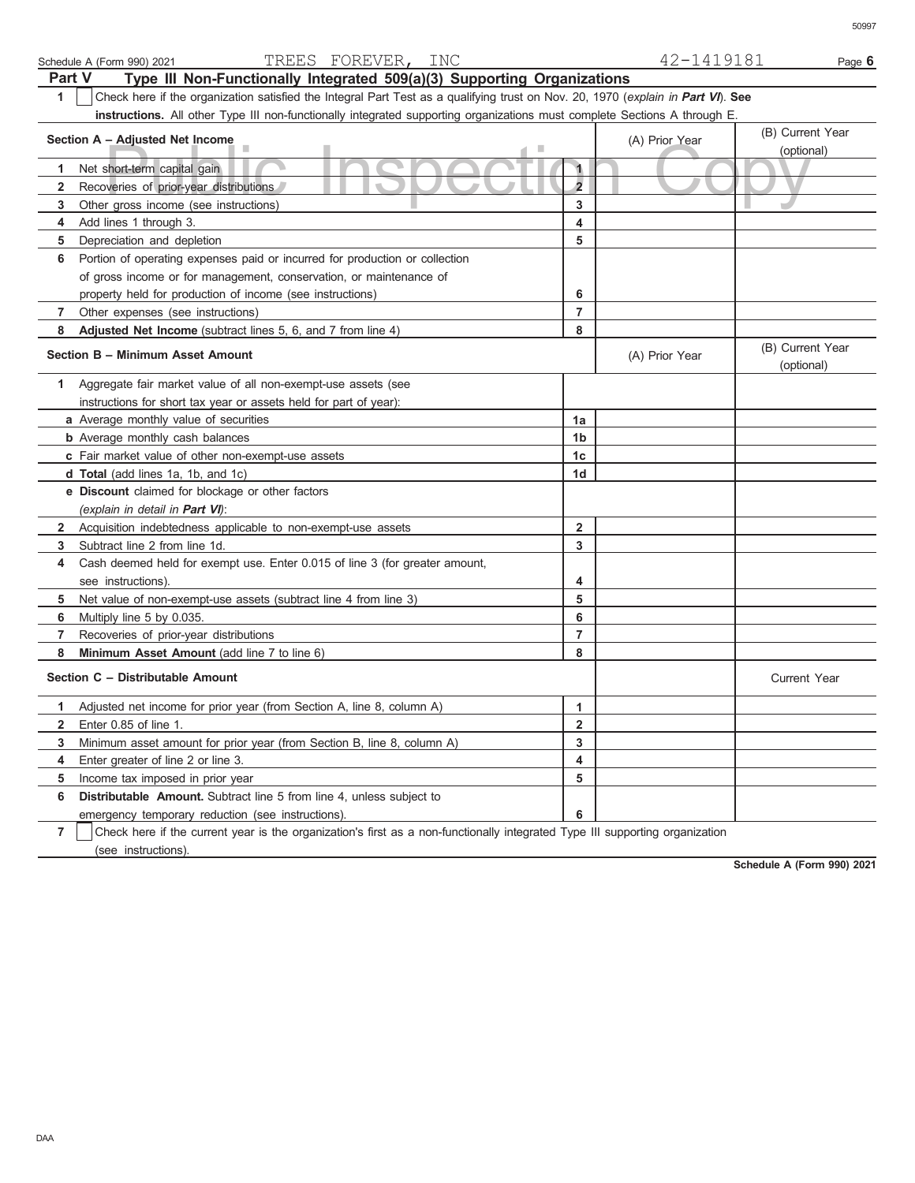Schedule A (Form 990) 2021 TREES FOREVER, INC 42-1419181

## Part V Type III Non-Functionally Integrated 509(a)(3) Supporting Organizations

**1** ☐ Check here if the organization satisfied the Integral Part Test as a qualifying trust on Nov. 20, 1970 (*explain in **Part VI***). **See instructions.** All other Type III non-functionally integrated supporting organizations must complete Sections A through E.

| **Section A – Adjusted Net Income** | | (A) Prior Year | (B) Current Year (optional) |
|---|---|---|---|
| **1** Net short-term capital gain | 1 | | |
| **2** Recoveries of prior-year distributions | 2 | | |
| **3** Other gross income (see instructions) | 3 | | |
| **4** Add lines 1 through 3. | 4 | | |
| **5** Depreciation and depletion | 5 | | |
| **6** Portion of operating expenses paid or incurred for production or collection of gross income or for management, conservation, or maintenance of property held for production of income (see instructions) | 6 | | |
| **7** Other expenses (see instructions) | 7 | | |
| **8** **Adjusted Net Income** (subtract lines 5, 6, and 7 from line 4) | 8 | | |

| **Section B – Minimum Asset Amount** | | (A) Prior Year | (B) Current Year (optional) |
|---|---|---|---|
| **1** Aggregate fair market value of all non-exempt-use assets (see instructions for short tax year or assets held for part of year): | | | |
| **a** Average monthly value of securities | 1a | | |
| **b** Average monthly cash balances | 1b | | |
| **c** Fair market value of other non-exempt-use assets | 1c | | |
| **d** **Total** (add lines 1a, 1b, and 1c) | 1d | | |
| **e** **Discount** claimed for blockage or other factors (*explain in detail in **Part VI***): | | | |
| **2** Acquisition indebtedness applicable to non-exempt-use assets | 2 | | |
| **3** Subtract line 2 from line 1d. | 3 | | |
| **4** Cash deemed held for exempt use. Enter 0.015 of line 3 (for greater amount, see instructions). | 4 | | |
| **5** Net value of non-exempt-use assets (subtract line 4 from line 3) | 5 | | |
| **6** Multiply line 5 by 0.035. | 6 | | |
| **7** Recoveries of prior-year distributions | 7 | | |
| **8** **Minimum Asset Amount** (add line 7 to line 6) | 8 | | |

| **Section C – Distributable Amount** | | | Current Year |
|---|---|---|---|
| **1** Adjusted net income for prior year (from Section A, line 8, column A) | 1 | | |
| **2** Enter 0.85 of line 1. | 2 | | |
| **3** Minimum asset amount for prior year (from Section B, line 8, column A) | 3 | | |
| **4** Enter greater of line 2 or line 3. | 4 | | |
| **5** Income tax imposed in prior year | 5 | | |
| **6** **Distributable Amount.** Subtract line 5 from line 4, unless subject to emergency temporary reduction (see instructions). | 6 | | |

**7** ☐ Check here if the current year is the organization's first as a non-functionally integrated Type III supporting organization (see instructions).

**Schedule A (Form 990) 2021**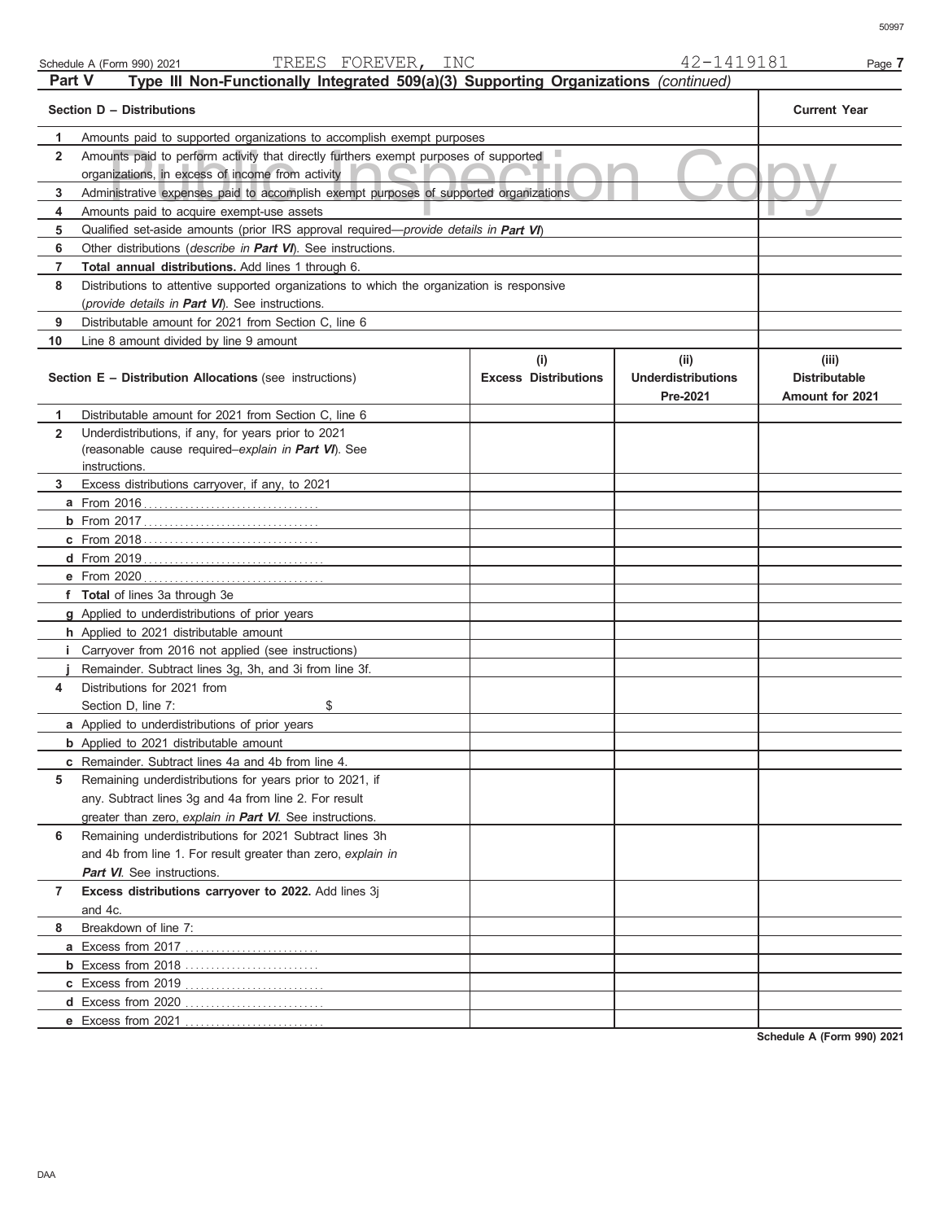Schedule A (Form 990) 2021 TREES FOREVER, INC 42-1419181

## Part V Type III Non-Functionally Integrated 509(a)(3) Supporting Organizations *(continued)*

| **Section D – Distributions** | | **Current Year** |
|---|---|---|
| **1** | Amounts paid to supported organizations to accomplish exempt purposes | |
| **2** | Amounts paid to perform activity that directly furthers exempt purposes of supported organizations, in excess of income from activity | |
| **3** | Administrative expenses paid to accomplish exempt purposes of supported organizations | |
| **4** | Amounts paid to acquire exempt-use assets | |
| **5** | Qualified set-aside amounts (prior IRS approval required—*provide details in **Part VI***) | |
| **6** | Other distributions (*describe in **Part VI***). See instructions. | |
| **7** | **Total annual distributions.** Add lines 1 through 6. | |
| **8** | Distributions to attentive supported organizations to which the organization is responsive (*provide details in **Part VI***). See instructions. | |
| **9** | Distributable amount for 2021 from Section C, line 6 | |
| **10** | Line 8 amount divided by line 9 amount | |

| **Section E – Distribution Allocations** (see instructions) | | **(i) Excess Distributions** | **(ii) Underdistributions Pre-2021** | **(iii) Distributable Amount for 2021** |
|---|---|---|---|---|
| **1** | Distributable amount for 2021 from Section C, line 6 | | | |
| **2** | Underdistributions, if any, for years prior to 2021 (reasonable cause required–*explain in **Part VI***). See instructions. | | | |
| **3** | Excess distributions carryover, if any, to 2021 | | | |
| **a** | From 2016 | | | |
| **b** | From 2017 | | | |
| **c** | From 2018 | | | |
| **d** | From 2019 | | | |
| **e** | From 2020 | | | |
| **f** | **Total** of lines 3a through 3e | | | |
| **g** | Applied to underdistributions of prior years | | | |
| **h** | Applied to 2021 distributable amount | | | |
| **i** | Carryover from 2016 not applied (see instructions) | | | |
| **j** | Remainder. Subtract lines 3g, 3h, and 3i from line 3f. | | | |
| **4** | Distributions for 2021 from Section D, line 7: $ | | | |
| **a** | Applied to underdistributions of prior years | | | |
| **b** | Applied to 2021 distributable amount | | | |
| **c** | Remainder. Subtract lines 4a and 4b from line 4. | | | |
| **5** | Remaining underdistributions for years prior to 2021, if any. Subtract lines 3g and 4a from line 2. For result greater than zero, *explain in **Part VI***. See instructions. | | | |
| **6** | Remaining underdistributions for 2021 Subtract lines 3h and 4b from line 1. For result greater than zero, *explain in **Part VI***. See instructions. | | | |
| **7** | **Excess distributions carryover to 2022.** Add lines 3j and 4c. | | | |
| **8** | Breakdown of line 7: | | | |
| **a** | Excess from 2017 | | | |
| **b** | Excess from 2018 | | | |
| **c** | Excess from 2019 | | | |
| **d** | Excess from 2020 | | | |
| **e** | Excess from 2021 | | | |

Schedule A (Form 990) 2021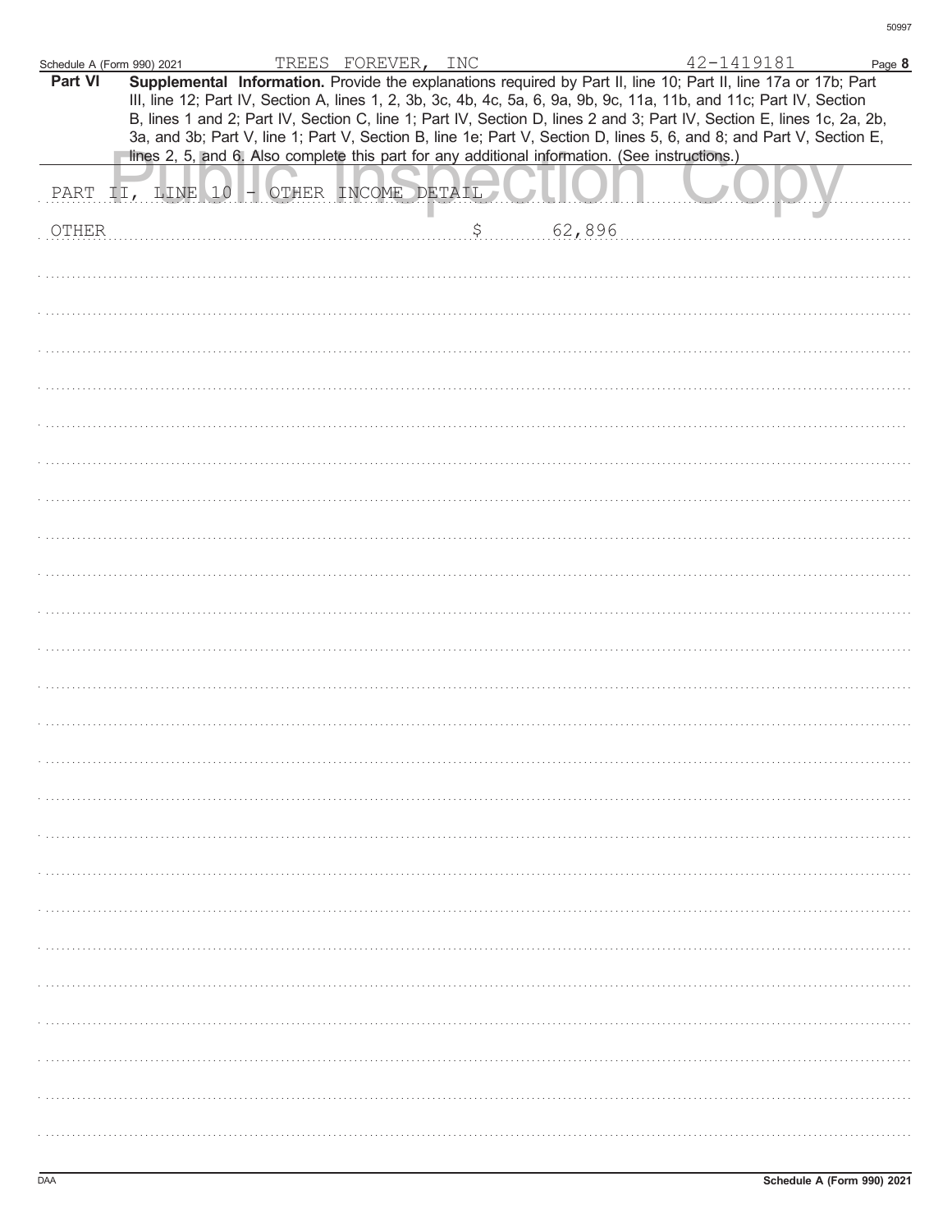Schedule A (Form 990) 2021 TREES FOREVER, INC 42-1419181 Page **8**

**Part VI** **Supplemental Information.** Provide the explanations required by Part II, line 10; Part II, line 17a or 17b; Part III, line 12; Part IV, Section A, lines 1, 2, 3b, 3c, 4b, 4c, 5a, 6, 9a, 9b, 9c, 11a, 11b, and 11c; Part IV, Section B, lines 1 and 2; Part IV, Section C, line 1; Part IV, Section D, lines 2 and 3; Part IV, Section E, lines 1c, 2a, 2b, 3a, and 3b; Part V, line 1; Part V, Section B, line 1e; Part V, Section D, lines 5, 6, and 8; and Part V, Section E, lines 2, 5, and 6. Also complete this part for any additional information. (See instructions.)

PART II, LINE 10 - OTHER INCOME DETAIL

OTHER $ 62,896

Schedule A (Form 990) 2021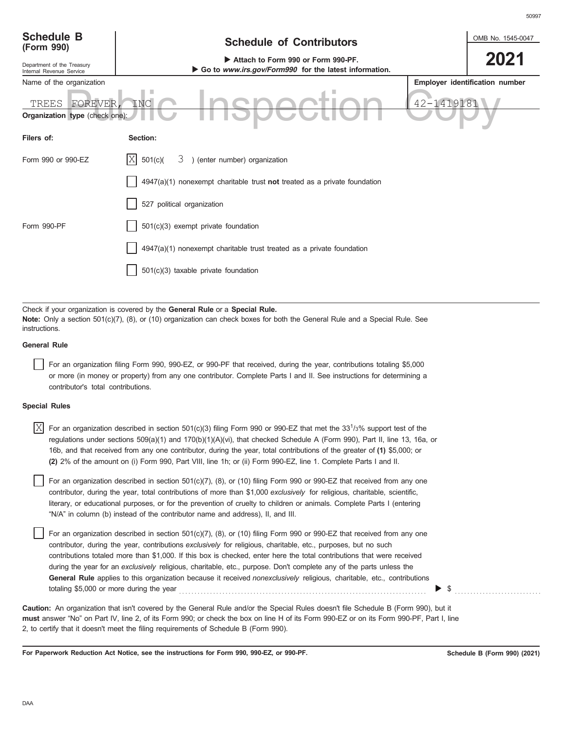# Schedule B (Form 990)

## Schedule of Contributors

OMB No. 1545-0047

**2021**

Department of the Treasury
Internal Revenue Service

▶ Attach to Form 990 or Form 990-PF.
▶ Go to *www.irs.gov/Form990* for the latest information.

| Name of the organization | Employer identification number |
|---|---|
| TREES FOREVER, INC | 42-1419181 |

Public Inspection Copy

**Organization type** (check one):

| **Filers of:** | **Section:** |
|---|---|
| Form 990 or 990-EZ | [X] 501(c)( 3 ) (enter number) organization |
| | [ ] 4947(a)(1) nonexempt charitable trust **not** treated as a private foundation |
| | [ ] 527 political organization |
| Form 990-PF | [ ] 501(c)(3) exempt private foundation |
| | [ ] 4947(a)(1) nonexempt charitable trust treated as a private foundation |
| | [ ] 501(c)(3) taxable private foundation |

Check if your organization is covered by the **General Rule** or a **Special Rule.**
**Note:** Only a section 501(c)(7), (8), or (10) organization can check boxes for both the General Rule and a Special Rule. See instructions.

### General Rule

[ ] For an organization filing Form 990, 990-EZ, or 990-PF that received, during the year, contributions totaling $5,000 or more (in money or property) from any one contributor. Complete Parts I and II. See instructions for determining a contributor's total contributions.

### Special Rules

[X] For an organization described in section 501(c)(3) filing Form 990 or 990-EZ that met the 33 1/3% support test of the regulations under sections 509(a)(1) and 170(b)(1)(A)(vi), that checked Schedule A (Form 990), Part II, line 13, 16a, or 16b, and that received from any one contributor, during the year, total contributions of the greater of **(1)** $5,000; or **(2)** 2% of the amount on (i) Form 990, Part VIII, line 1h; or (ii) Form 990-EZ, line 1. Complete Parts I and II.

[ ] For an organization described in section 501(c)(7), (8), or (10) filing Form 990 or 990-EZ that received from any one contributor, during the year, total contributions of more than $1,000 *exclusively* for religious, charitable, scientific, literary, or educational purposes, or for the prevention of cruelty to children or animals. Complete Parts I (entering "N/A" in column (b) instead of the contributor name and address), II, and III.

[ ] For an organization described in section 501(c)(7), (8), or (10) filing Form 990 or 990-EZ that received from any one contributor, during the year, contributions *exclusively* for religious, charitable, etc., purposes, but no such contributions totaled more than $1,000. If this box is checked, enter here the total contributions that were received during the year for an *exclusively* religious, charitable, etc., purpose. Don't complete any of the parts unless the **General Rule** applies to this organization because it received *nonexclusively* religious, charitable, etc., contributions totaling $5,000 or more during the year ▶ $

**Caution:** An organization that isn't covered by the General Rule and/or the Special Rules doesn't file Schedule B (Form 990), but it **must** answer "No" on Part IV, line 2, of its Form 990; or check the box on line H of its Form 990-EZ or on its Form 990-PF, Part I, line 2, to certify that it doesn't meet the filing requirements of Schedule B (Form 990).

**For Paperwork Reduction Act Notice, see the instructions for Form 990, 990-EZ, or 990-PF.** **Schedule B (Form 990) (2021)**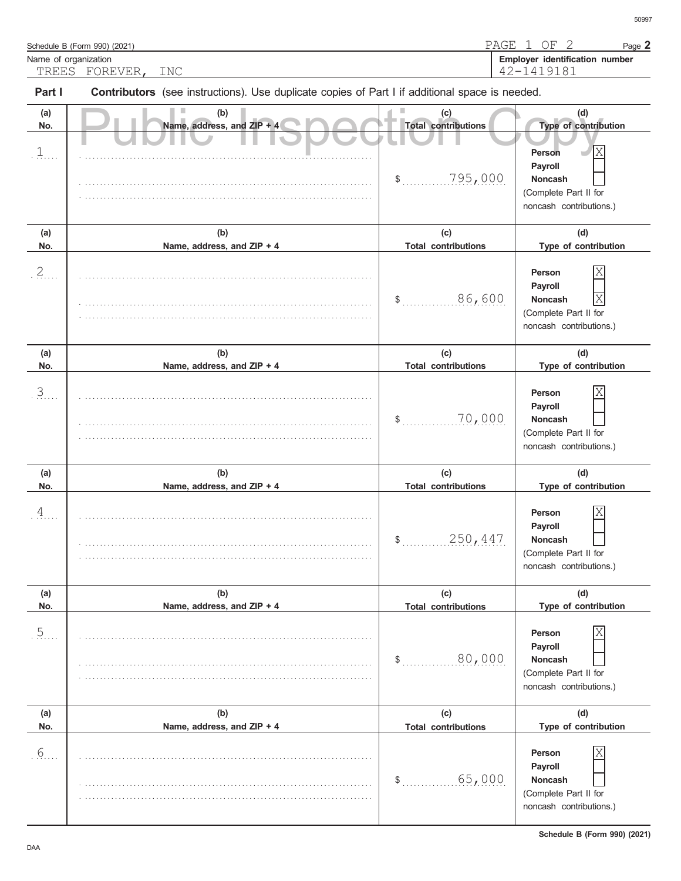50997

Schedule B (Form 990) (2021) PAGE 1 OF 2 Page **2**

Name of organization: TREES FOREVER, INC

**Employer identification number**: 42-1419181

**Part I** **Contributors** (see instructions). Use duplicate copies of Part I if additional space is needed.

Public Inspection Copy

| (a) No. | (b) Name, address, and ZIP + 4 | (c) Total contributions | (d) Type of contribution |
|---|---|---|---|
| 1 | | $ 795,000 | Person [X] Payroll [ ] Noncash [ ] (Complete Part II for noncash contributions.) |
| 2 | | $ 86,600 | Person [X] Payroll [ ] Noncash [X] (Complete Part II for noncash contributions.) |
| 3 | | $ 70,000 | Person [X] Payroll [ ] Noncash [ ] (Complete Part II for noncash contributions.) |
| 4 | | $ 250,447 | Person [X] Payroll [ ] Noncash [ ] (Complete Part II for noncash contributions.) |
| 5 | | $ 80,000 | Person [X] Payroll [ ] Noncash [ ] (Complete Part II for noncash contributions.) |
| 6 | | $ 65,000 | Person [X] Payroll [ ] Noncash [ ] (Complete Part II for noncash contributions.) |

DAA

Schedule B (Form 990) (2021)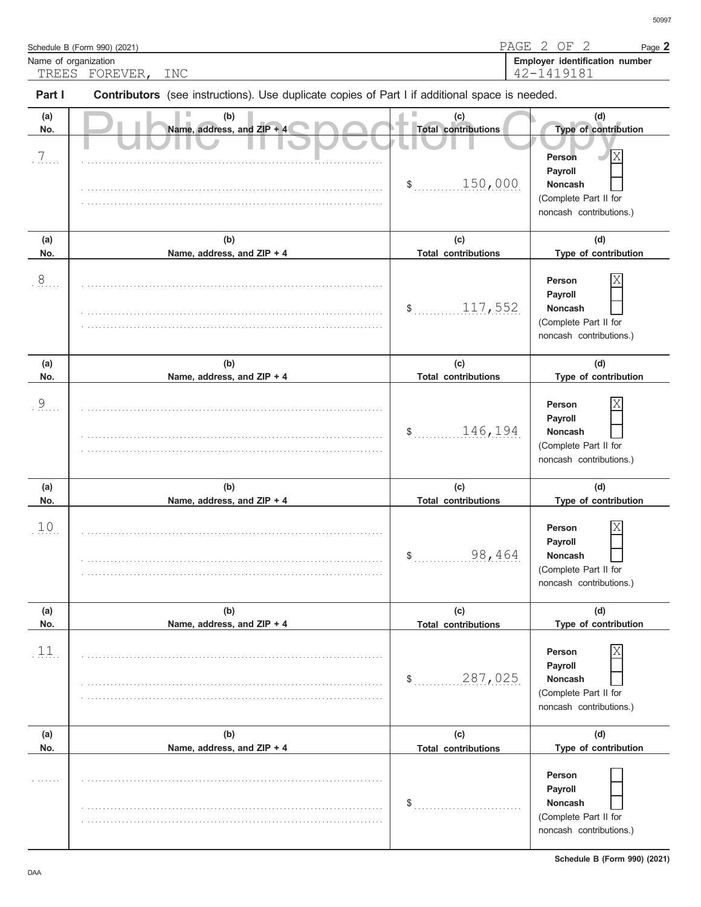Schedule B (Form 990) (2021)

Page **2**

Name of organization: TREES FOREVER, INC

**Employer identification number**: 42-1419181

**Part I** **Contributors** (see instructions). Use duplicate copies of Part I if additional space is needed.

Public Inspection Copy

| (a) No. | (b) Name, address, and ZIP + 4 | (c) Total contributions | (d) Type of contribution |
|---|---|---|---|
| 7 | | $ 150,000 | Person [X] Payroll [ ] Noncash [ ] (Complete Part II for noncash contributions.) |
| 8 | | $ 117,552 | Person [X] Payroll [ ] Noncash [ ] (Complete Part II for noncash contributions.) |
| 9 | | $ 146,194 | Person [X] Payroll [ ] Noncash [ ] (Complete Part II for noncash contributions.) |
| 10 | | $ 98,464 | Person [X] Payroll [ ] Noncash [ ] (Complete Part II for noncash contributions.) |
| 11 | | $ 287,025 | Person [X] Payroll [ ] Noncash [ ] (Complete Part II for noncash contributions.) |
| | | $ | Person [ ] Payroll [ ] Noncash [ ] (Complete Part II for noncash contributions.) |

Schedule B (Form 990) (2021)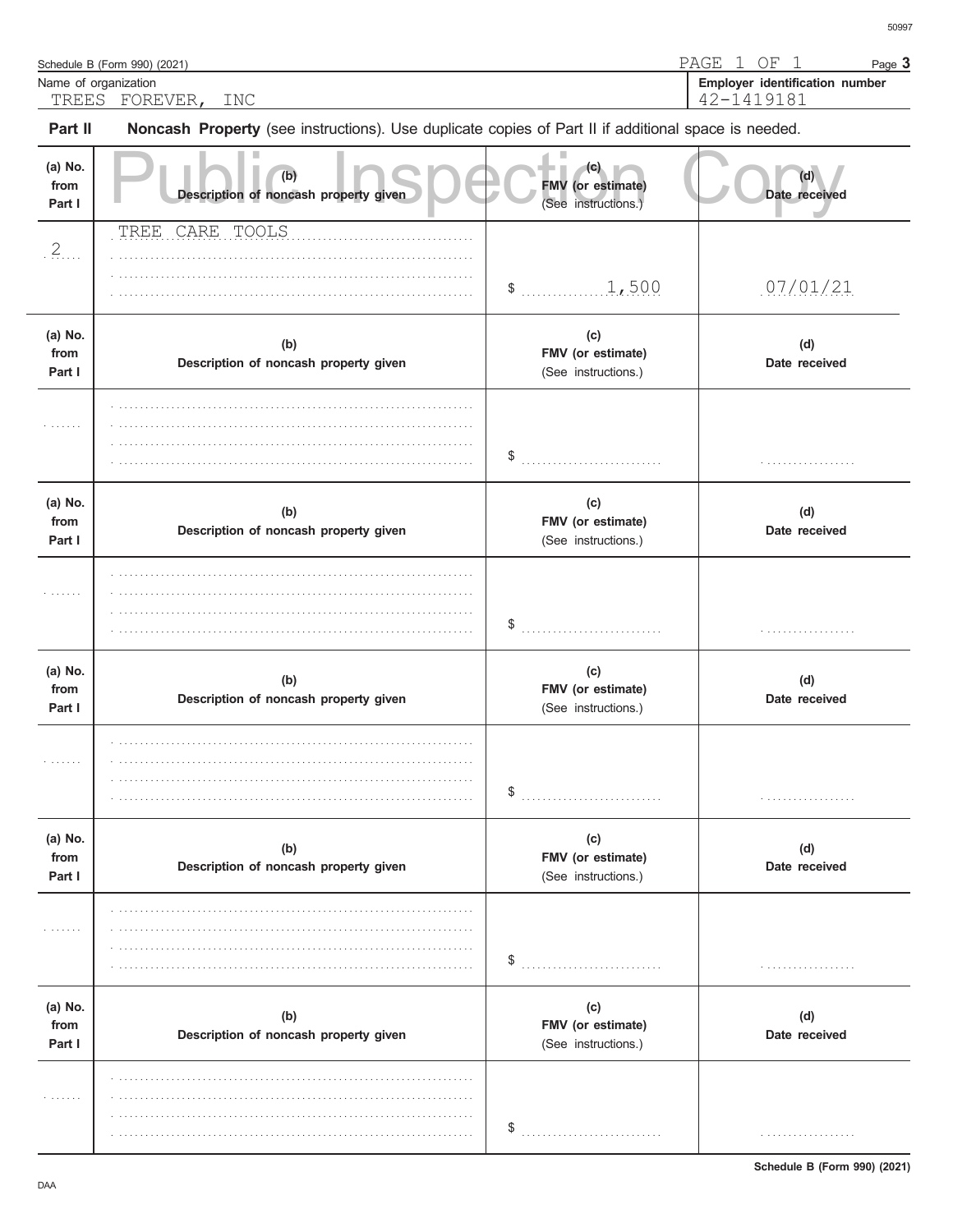Schedule B (Form 990) (2021)

Name of organization: TREES FOREVER, INC

Employer identification number: 42-1419181

PAGE 1 OF 1

## Part II Noncash Property (see instructions). Use duplicate copies of Part II if additional space is needed.

Public Inspection Copy

| (a) No. from Part I | (b) Description of noncash property given | (c) FMV (or estimate) (See instructions.) | (d) Date received |
|---|---|---|---|
| 2 | TREE CARE TOOLS | $ 1,500 | 07/01/21 |

| (a) No. from Part I | (b) Description of noncash property given | (c) FMV (or estimate) (See instructions.) | (d) Date received |
|---|---|---|---|
| | | $ | |

| (a) No. from Part I | (b) Description of noncash property given | (c) FMV (or estimate) (See instructions.) | (d) Date received |
|---|---|---|---|
| | | $ | |

| (a) No. from Part I | (b) Description of noncash property given | (c) FMV (or estimate) (See instructions.) | (d) Date received |
|---|---|---|---|
| | | $ | |

| (a) No. from Part I | (b) Description of noncash property given | (c) FMV (or estimate) (See instructions.) | (d) Date received |
|---|---|---|---|
| | | $ | |

| (a) No. from Part I | (b) Description of noncash property given | (c) FMV (or estimate) (See instructions.) | (d) Date received |
|---|---|---|---|
| | | $ | |

Schedule B (Form 990) (2021)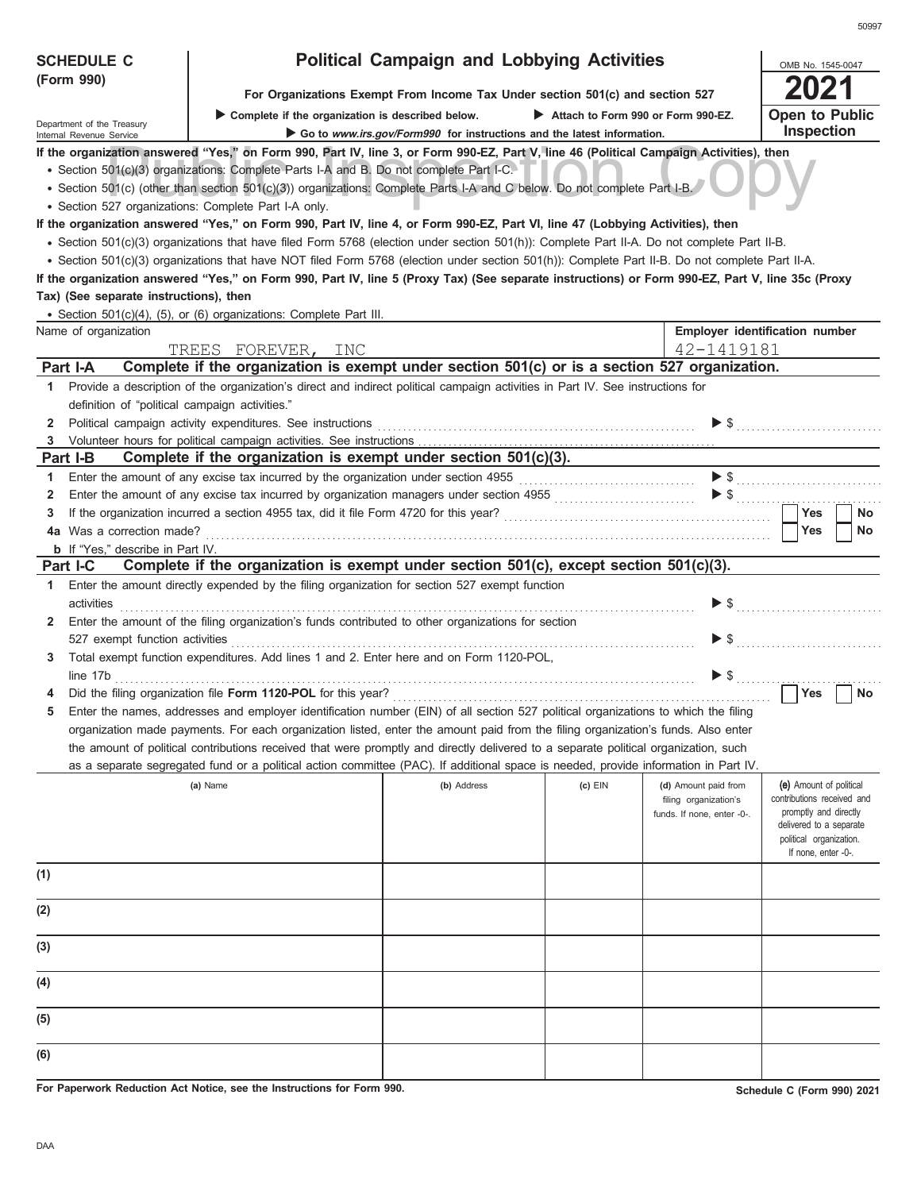**SCHEDULE C (Form 990)**

Department of the Treasury
Internal Revenue Service

# Political Campaign and Lobbying Activities

**For Organizations Exempt From Income Tax Under section 501(c) and section 527**

▶ Complete if the organization is described below. ▶ Attach to Form 990 or Form 990-EZ.

▶ Go to *www.irs.gov/Form990* for instructions and the latest information.

OMB No. 1545-0047

**2021**

**Open to Public Inspection**

**If the organization answered "Yes," on Form 990, Part IV, line 3, or Form 990-EZ, Part V, line 46 (Political Campaign Activities), then**

- Section 501(c)(3) organizations: Complete Parts I-A and B. Do not complete Part I-C.
- Section 501(c) (other than section 501(c)(3)) organizations: Complete Parts I-A and C below. Do not complete Part I-B.
- Section 527 organizations: Complete Part I-A only.

**If the organization answered "Yes," on Form 990, Part IV, line 4, or Form 990-EZ, Part VI, line 47 (Lobbying Activities), then**

- Section 501(c)(3) organizations that have filed Form 5768 (election under section 501(h)): Complete Part II-A. Do not complete Part II-B.
- Section 501(c)(3) organizations that have NOT filed Form 5768 (election under section 501(h)): Complete Part II-B. Do not complete Part II-A.

**If the organization answered "Yes," on Form 990, Part IV, line 5 (Proxy Tax) (See separate instructions) or Form 990-EZ, Part V, line 35c (Proxy Tax) (See separate instructions), then**

- Section 501(c)(4), (5), or (6) organizations: Complete Part III.

| Name of organization | Employer identification number |
|---|---|
| TREES FOREVER, INC | 42-1419181 |

## Part I-A Complete if the organization is exempt under section 501(c) or is a section 527 organization.

1. Provide a description of the organization's direct and indirect political campaign activities in Part IV. See instructions for definition of "political campaign activities."
2. Political campaign activity expenditures. See instructions ▶ $
3. Volunteer hours for political campaign activities. See instructions

## Part I-B Complete if the organization is exempt under section 501(c)(3).

1. Enter the amount of any excise tax incurred by the organization under section 4955 ▶ $
2. Enter the amount of any excise tax incurred by organization managers under section 4955 ▶ $
3. If the organization incurred a section 4955 tax, did it file Form 4720 for this year? ☐ Yes ☐ No
4. **a** Was a correction made? ☐ Yes ☐ No
   **b** If "Yes," describe in Part IV.

## Part I-C Complete if the organization is exempt under section 501(c), except section 501(c)(3).

1. Enter the amount directly expended by the filing organization for section 527 exempt function activities ▶ $
2. Enter the amount of the filing organization's funds contributed to other organizations for section 527 exempt function activities ▶ $
3. Total exempt function expenditures. Add lines 1 and 2. Enter here and on Form 1120-POL, line 17b ▶ $
4. Did the filing organization file **Form 1120-POL** for this year? ☐ Yes ☐ No
5. Enter the names, addresses and employer identification number (EIN) of all section 527 political organizations to which the filing organization made payments. For each organization listed, enter the amount paid from the filing organization's funds. Also enter the amount of political contributions received that were promptly and directly delivered to a separate political organization, such as a separate segregated fund or a political action committee (PAC). If additional space is needed, provide information in Part IV.

| | (a) Name | (b) Address | (c) EIN | (d) Amount paid from filing organization's funds. If none, enter -0-. | (e) Amount of political contributions received and promptly and directly delivered to a separate political organization. If none, enter -0-. |
|---|---|---|---|---|---|
| (1) | | | | | |
| (2) | | | | | |
| (3) | | | | | |
| (4) | | | | | |
| (5) | | | | | |
| (6) | | | | | |

**For Paperwork Reduction Act Notice, see the Instructions for Form 990.**

**Schedule C (Form 990) 2021**

DAA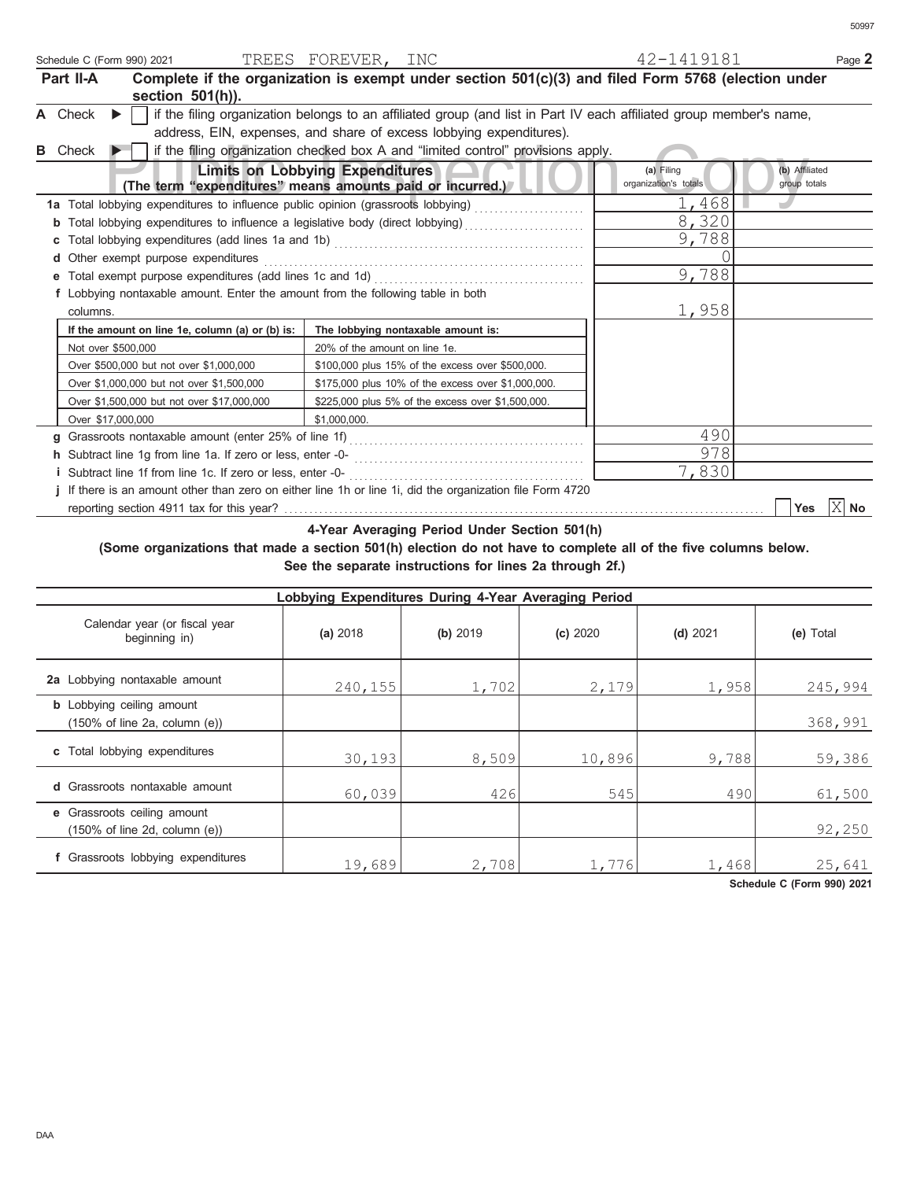Schedule C (Form 990) 2021 TREES FOREVER, INC 42-1419181

**Part II-A** **Complete if the organization is exempt under section 501(c)(3) and filed Form 5768 (election under section 501(h)).**

**A** Check ▶ ☐ if the filing organization belongs to an affiliated group (and list in Part IV each affiliated group member's name, address, EIN, expenses, and share of excess lobbying expenditures).

**B** Check ▶ ☐ if the filing organization checked box A and "limited control" provisions apply.

| **Limits on Lobbying Expenditures** (The term "expenditures" means amounts paid or incurred.) | (a) Filing organization's totals | (b) Affiliated group totals |
|---|---|---|
| **1a** Total lobbying expenditures to influence public opinion (grassroots lobbying) | 1,468 | |
| **b** Total lobbying expenditures to influence a legislative body (direct lobbying) | 8,320 | |
| **c** Total lobbying expenditures (add lines 1a and 1b) | 9,788 | |
| **d** Other exempt purpose expenditures | 0 | |
| **e** Total exempt purpose expenditures (add lines 1c and 1d) | 9,788 | |
| **f** Lobbying nontaxable amount. Enter the amount from the following table in both columns. | 1,958 | |

| If the amount on line 1e, column (a) or (b) is: | The lobbying nontaxable amount is: |
|---|---|
| Not over $500,000 | 20% of the amount on line 1e. |
| Over $500,000 but not over $1,000,000 | $100,000 plus 15% of the excess over $500,000. |
| Over $1,000,000 but not over $1,500,000 | $175,000 plus 10% of the excess over $1,000,000. |
| Over $1,500,000 but not over $17,000,000 | $225,000 plus 5% of the excess over $1,500,000. |
| Over $17,000,000 | $1,000,000. |

| | (a) Filing organization's totals | (b) Affiliated group totals |
|---|---|---|
| **g** Grassroots nontaxable amount (enter 25% of line 1f) | 490 | |
| **h** Subtract line 1g from line 1a. If zero or less, enter -0- | 978 | |
| **i** Subtract line 1f from line 1c. If zero or less, enter -0- | 7,830 | |

**j** If there is an amount other than zero on either line 1h or line 1i, did the organization file Form 4720 reporting section 4911 tax for this year? ☐ Yes ☒ No

**4-Year Averaging Period Under Section 501(h)**

**(Some organizations that made a section 501(h) election do not have to complete all of the five columns below. See the separate instructions for lines 2a through 2f.)**

| Lobbying Expenditures During 4-Year Averaging Period | | | | | |
|---|---|---|---|---|---|
| Calendar year (or fiscal year beginning in) | (a) 2018 | (b) 2019 | (c) 2020 | (d) 2021 | (e) Total |
| **2a** Lobbying nontaxable amount | 240,155 | 1,702 | 2,179 | 1,958 | 245,994 |
| **b** Lobbying ceiling amount (150% of line 2a, column (e)) | | | | | 368,991 |
| **c** Total lobbying expenditures | 30,193 | 8,509 | 10,896 | 9,788 | 59,386 |
| **d** Grassroots nontaxable amount | 60,039 | 426 | 545 | 490 | 61,500 |
| **e** Grassroots ceiling amount (150% of line 2d, column (e)) | | | | | 92,250 |
| **f** Grassroots lobbying expenditures | 19,689 | 2,708 | 1,776 | 1,468 | 25,641 |

Schedule C (Form 990) 2021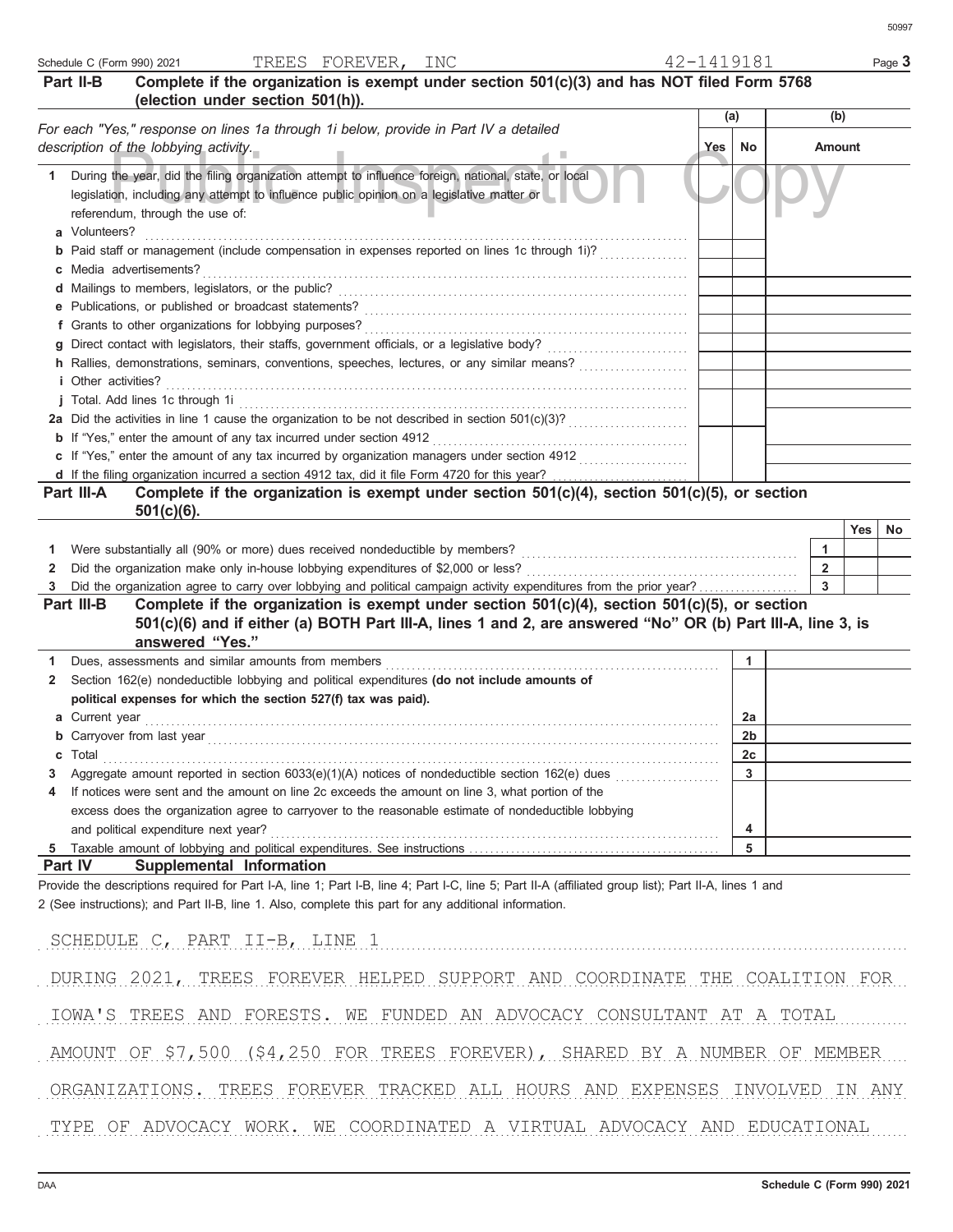Schedule C (Form 990) 2021 TREES FOREVER, INC 42-1419181

## Part II-B Complete if the organization is exempt under section 501(c)(3) and has NOT filed Form 5768 (election under section 501(h)).

| For each "Yes," response on lines 1a through 1i below, provide in Part IV a detailed description of the lobbying activity. | (a) Yes | (a) No | (b) Amount |
|---|---|---|---|
| **1** During the year, did the filing organization attempt to influence foreign, national, state, or local legislation, including any attempt to influence public opinion on a legislative matter or referendum, through the use of: | | | |
| **a** Volunteers? | | | |
| **b** Paid staff or management (include compensation in expenses reported on lines 1c through 1i)? | | | |
| **c** Media advertisements? | | | |
| **d** Mailings to members, legislators, or the public? | | | |
| **e** Publications, or published or broadcast statements? | | | |
| **f** Grants to other organizations for lobbying purposes? | | | |
| **g** Direct contact with legislators, their staffs, government officials, or a legislative body? | | | |
| **h** Rallies, demonstrations, seminars, conventions, speeches, lectures, or any similar means? | | | |
| **i** Other activities? | | | |
| **j** Total. Add lines 1c through 1i | | | |
| **2a** Did the activities in line 1 cause the organization to be not described in section 501(c)(3)? | | | |
| **b** If "Yes," enter the amount of any tax incurred under section 4912 | | | |
| **c** If "Yes," enter the amount of any tax incurred by organization managers under section 4912 | | | |
| **d** If the filing organization incurred a section 4912 tax, did it file Form 4720 for this year? | | | |

## Part III-A Complete if the organization is exempt under section 501(c)(4), section 501(c)(5), or section 501(c)(6).

| | | Yes | No |
|---|---|---|---|
| **1** Were substantially all (90% or more) dues received nondeductible by members? | 1 | | |
| **2** Did the organization make only in-house lobbying expenditures of $2,000 or less? | 2 | | |
| **3** Did the organization agree to carry over lobbying and political campaign activity expenditures from the prior year? | 3 | | |

## Part III-B Complete if the organization is exempt under section 501(c)(4), section 501(c)(5), or section 501(c)(6) and if either (a) BOTH Part III-A, lines 1 and 2, are answered "No" OR (b) Part III-A, line 3, is answered "Yes."

| | | |
|---|---|---|
| **1** Dues, assessments and similar amounts from members | 1 | |
| **2** Section 162(e) nondeductible lobbying and political expenditures **(do not include amounts of political expenses for which the section 527(f) tax was paid).** | | |
| **a** Current year | 2a | |
| **b** Carryover from last year | 2b | |
| **c** Total | 2c | |
| **3** Aggregate amount reported in section 6033(e)(1)(A) notices of nondeductible section 162(e) dues | 3 | |
| **4** If notices were sent and the amount on line 2c exceeds the amount on line 3, what portion of the excess does the organization agree to carryover to the reasonable estimate of nondeductible lobbying and political expenditure next year? | 4 | |
| **5** Taxable amount of lobbying and political expenditures. See instructions | 5 | |

## Part IV Supplemental Information

Provide the descriptions required for Part I-A, line 1; Part I-B, line 4; Part I-C, line 5; Part II-A (affiliated group list); Part II-A, lines 1 and 2 (See instructions); and Part II-B, line 1. Also, complete this part for any additional information.

SCHEDULE C, PART II-B, LINE 1

DURING 2021, TREES FOREVER HELPED SUPPORT AND COORDINATE THE COALITION FOR IOWA'S TREES AND FORESTS. WE FUNDED AN ADVOCACY CONSULTANT AT A TOTAL AMOUNT OF $7,500 ($4,250 FOR TREES FOREVER), SHARED BY A NUMBER OF MEMBER ORGANIZATIONS. TREES FOREVER TRACKED ALL HOURS AND EXPENSES INVOLVED IN ANY TYPE OF ADVOCACY WORK. WE COORDINATED A VIRTUAL ADVOCACY AND EDUCATIONAL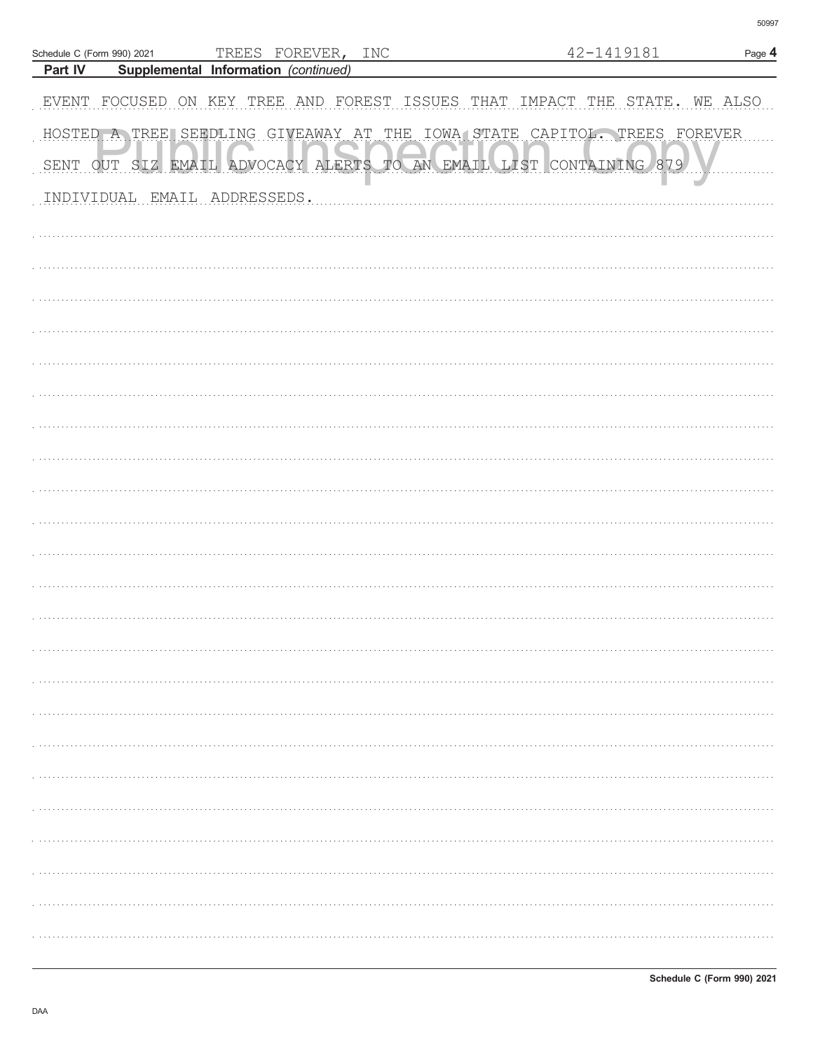Schedule C (Form 990) 2021 TREES FOREVER, INC 42-1419181

**Part IV Supplemental Information** *(continued)*

EVENT FOCUSED ON KEY TREE AND FOREST ISSUES THAT IMPACT THE STATE. WE ALSO HOSTED A TREE SEEDLING GIVEAWAY AT THE IOWA STATE CAPITOL. TREES FOREVER SENT OUT SIZ EMAIL ADVOCACY ALERTS TO AN EMAIL LIST CONTAINING 879 INDIVIDUAL EMAIL ADDRESSEDS.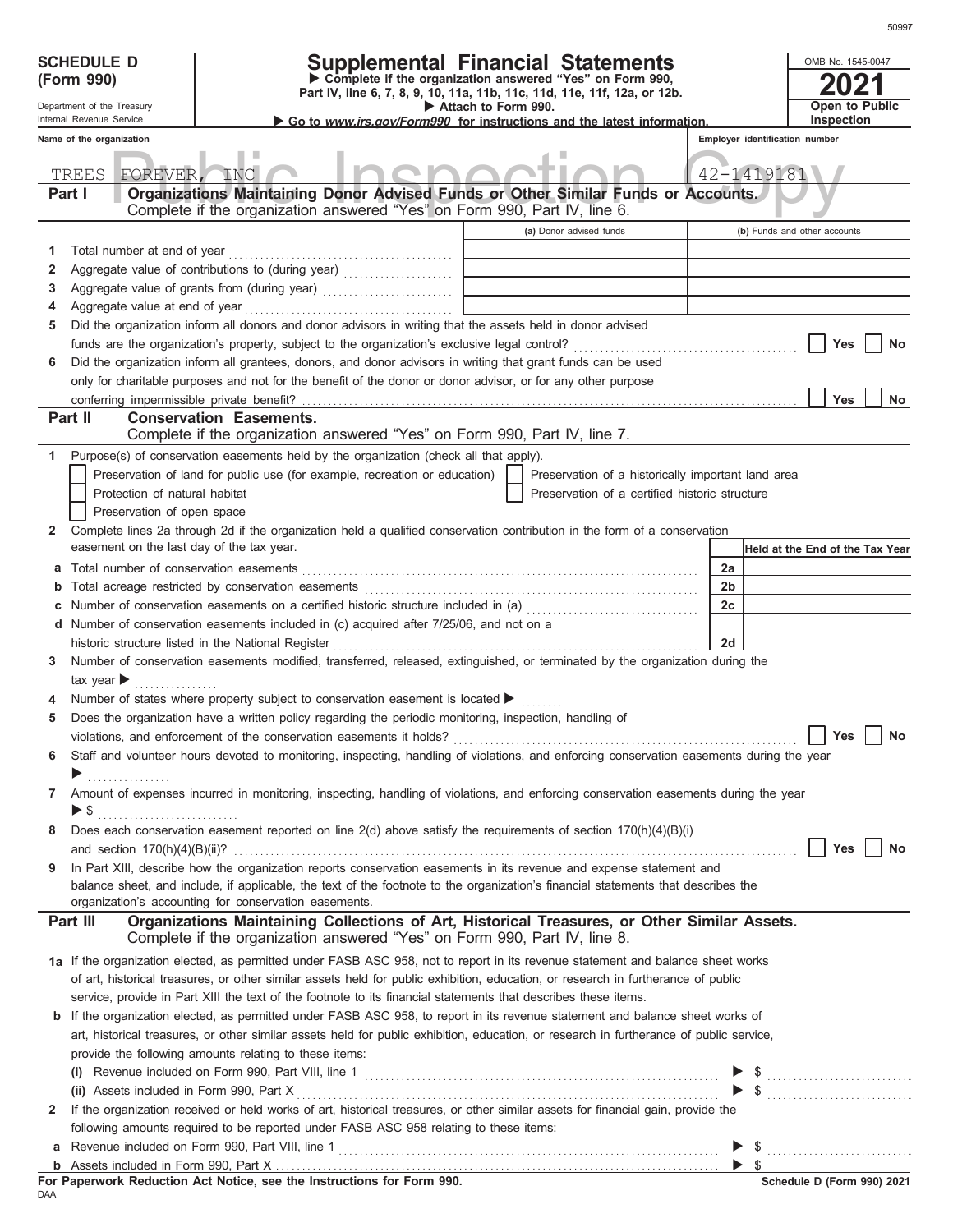**SCHEDULE D (Form 990)**

Department of the Treasury
Internal Revenue Service

# Supplemental Financial Statements

▶ Complete if the organization answered "Yes" on Form 990, Part IV, line 6, 7, 8, 9, 10, 11a, 11b, 11c, 11d, 11e, 11f, 12a, or 12b.
▶ Attach to Form 990.
▶ Go to *www.irs.gov/Form990* for instructions and the latest information.

OMB No. 1545-0047
**2021**
**Open to Public Inspection**

Name of the organization: TREES FOREVER, INC
Employer identification number: 42-1419181

## Part I Organizations Maintaining Donor Advised Funds or Other Similar Funds or Accounts.
Complete if the organization answered "Yes" on Form 990, Part IV, line 6.

| | | (a) Donor advised funds | (b) Funds and other accounts |
|---|---|---|---|
| 1 | Total number at end of year | | |
| 2 | Aggregate value of contributions to (during year) | | |
| 3 | Aggregate value of grants from (during year) | | |
| 4 | Aggregate value at end of year | | |

5 Did the organization inform all donors and donor advisors in writing that the assets held in donor advised funds are the organization's property, subject to the organization's exclusive legal control? ☐ Yes ☐ No

6 Did the organization inform all grantees, donors, and donor advisors in writing that grant funds can be used only for charitable purposes and not for the benefit of the donor or donor advisor, or for any other purpose conferring impermissible private benefit? ☐ Yes ☐ No

## Part II Conservation Easements.
Complete if the organization answered "Yes" on Form 990, Part IV, line 7.

1 Purpose(s) of conservation easements held by the organization (check all that apply).

- ☐ Preservation of land for public use (for example, recreation or education)
- ☐ Protection of natural habitat
- ☐ Preservation of open space
- ☐ Preservation of a historically important land area
- ☐ Preservation of a certified historic structure

2 Complete lines 2a through 2d if the organization held a qualified conservation contribution in the form of a conservation easement on the last day of the tax year.

| | | | Held at the End of the Tax Year |
|---|---|---|---|
| a | Total number of conservation easements | 2a | |
| b | Total acreage restricted by conservation easements | 2b | |
| c | Number of conservation easements on a certified historic structure included in (a) | 2c | |
| d | Number of conservation easements included in (c) acquired after 7/25/06, and not on a historic structure listed in the National Register | 2d | |

3 Number of conservation easements modified, transferred, released, extinguished, or terminated by the organization during the tax year ▶

4 Number of states where property subject to conservation easement is located ▶

5 Does the organization have a written policy regarding the periodic monitoring, inspection, handling of violations, and enforcement of the conservation easements it holds? ☐ Yes ☐ No

6 Staff and volunteer hours devoted to monitoring, inspecting, handling of violations, and enforcing conservation easements during the year ▶

7 Amount of expenses incurred in monitoring, inspecting, handling of violations, and enforcing conservation easements during the year ▶ $

8 Does each conservation easement reported on line 2(d) above satisfy the requirements of section 170(h)(4)(B)(i) and section 170(h)(4)(B)(ii)? ☐ Yes ☐ No

9 In Part XIII, describe how the organization reports conservation easements in its revenue and expense statement and balance sheet, and include, if applicable, the text of the footnote to the organization's financial statements that describes the organization's accounting for conservation easements.

## Part III Organizations Maintaining Collections of Art, Historical Treasures, or Other Similar Assets.
Complete if the organization answered "Yes" on Form 990, Part IV, line 8.

1a If the organization elected, as permitted under FASB ASC 958, not to report in its revenue statement and balance sheet works of art, historical treasures, or other similar assets held for public exhibition, education, or research in furtherance of public service, provide in Part XIII the text of the footnote to its financial statements that describes these items.

b If the organization elected, as permitted under FASB ASC 958, to report in its revenue statement and balance sheet works of art, historical treasures, or other similar assets held for public exhibition, education, or research in furtherance of public service, provide the following amounts relating to these items:

(i) Revenue included on Form 990, Part VIII, line 1 ▶ $

(ii) Assets included in Form 990, Part X ▶ $

2 If the organization received or held works of art, historical treasures, or other similar assets for financial gain, provide the following amounts required to be reported under FASB ASC 958 relating to these items:

a Revenue included on Form 990, Part VIII, line 1 ▶ $

b Assets included in Form 990, Part X ▶ $

**For Paperwork Reduction Act Notice, see the Instructions for Form 990.**
DAA
**Schedule D (Form 990) 2021**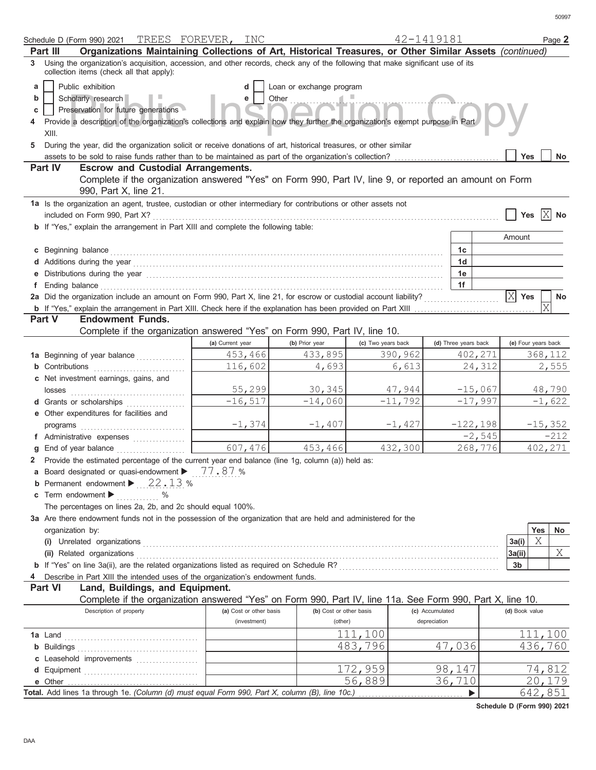Schedule D (Form 990) 2021 TREES FOREVER, INC 42-1419181 Page **2**

**Part III Organizations Maintaining Collections of Art, Historical Treasures, or Other Similar Assets** *(continued)*

3 Using the organization's acquisition, accession, and other records, check any of the following that make significant use of its collection items (check all that apply):

- a [ ] Public exhibition
- b [ ] Scholarly research
- c [ ] Preservation for future generations
- d [ ] Loan or exchange program
- e [ ] Other

4 Provide a description of the organization's collections and explain how they further the organization's exempt purpose in Part XIII.

5 During the year, did the organization solicit or receive donations of art, historical treasures, or other similar assets to be sold to raise funds rather than to be maintained as part of the organization's collection? [ ] Yes [ ] No

**Part IV Escrow and Custodial Arrangements.**

Complete if the organization answered "Yes" on Form 990, Part IV, line 9, or reported an amount on Form 990, Part X, line 21.

1a Is the organization an agent, trustee, custodian or other intermediary for contributions or other assets not included on Form 990, Part X? [ ] Yes [X] No

b If "Yes," explain the arrangement in Part XIII and complete the following table:

| | | Amount |
|---|---|---|
| c Beginning balance | 1c | |
| d Additions during the year | 1d | |
| e Distributions during the year | 1e | |
| f Ending balance | 1f | |

2a Did the organization include an amount on Form 990, Part X, line 21, for escrow or custodial account liability? [X] Yes [ ] No

b If "Yes," explain the arrangement in Part XIII. Check here if the explanation has been provided on Part XIII [X]

**Part V Endowment Funds.**

Complete if the organization answered "Yes" on Form 990, Part IV, line 10.

| | (a) Current year | (b) Prior year | (c) Two years back | (d) Three years back | (e) Four years back |
|---|---|---|---|---|---|
| 1a Beginning of year balance | 453,466 | 433,895 | 390,962 | 402,271 | 368,112 |
| b Contributions | 116,602 | 4,693 | 6,613 | 24,312 | 2,555 |
| c Net investment earnings, gains, and losses | 55,299 | 30,345 | 47,944 | -15,067 | 48,790 |
| d Grants or scholarships | -16,517 | -14,060 | -11,792 | -17,997 | -1,622 |
| e Other expenditures for facilities and programs | -1,374 | -1,407 | -1,427 | -122,198 | -15,352 |
| f Administrative expenses | | | | -2,545 | -212 |
| g End of year balance | 607,476 | 453,466 | 432,300 | 268,776 | 402,271 |

2 Provide the estimated percentage of the current year end balance (line 1g, column (a)) held as:

a Board designated or quasi-endowment ▶ 77.87 %

b Permanent endowment ▶ 22.13 %

c Term endowment ▶ %

The percentages on lines 2a, 2b, and 2c should equal 100%.

3a Are there endowment funds not in the possession of the organization that are held and administered for the organization by:

| | | Yes | No |
|---|---|---|---|
| (i) Unrelated organizations | 3a(i) | X | |
| (ii) Related organizations | 3a(ii) | | X |
| b If "Yes" on line 3a(ii), are the related organizations listed as required on Schedule R? | 3b | | |

4 Describe in Part XIII the intended uses of the organization's endowment funds.

**Part VI Land, Buildings, and Equipment.**

Complete if the organization answered "Yes" on Form 990, Part IV, line 11a. See Form 990, Part X, line 10.

| Description of property | (a) Cost or other basis (investment) | (b) Cost or other basis (other) | (c) Accumulated depreciation | (d) Book value |
|---|---|---|---|---|
| 1a Land | | 111,100 | | 111,100 |
| b Buildings | | 483,796 | 47,036 | 436,760 |
| c Leasehold improvements | | | | |
| d Equipment | | 172,959 | 98,147 | 74,812 |
| e Other | | 56,889 | 36,710 | 20,179 |
| **Total.** Add lines 1a through 1e. *(Column (d) must equal Form 990, Part X, column (B), line 10c.)* | | | ▶ | 642,851 |

**Schedule D (Form 990) 2021**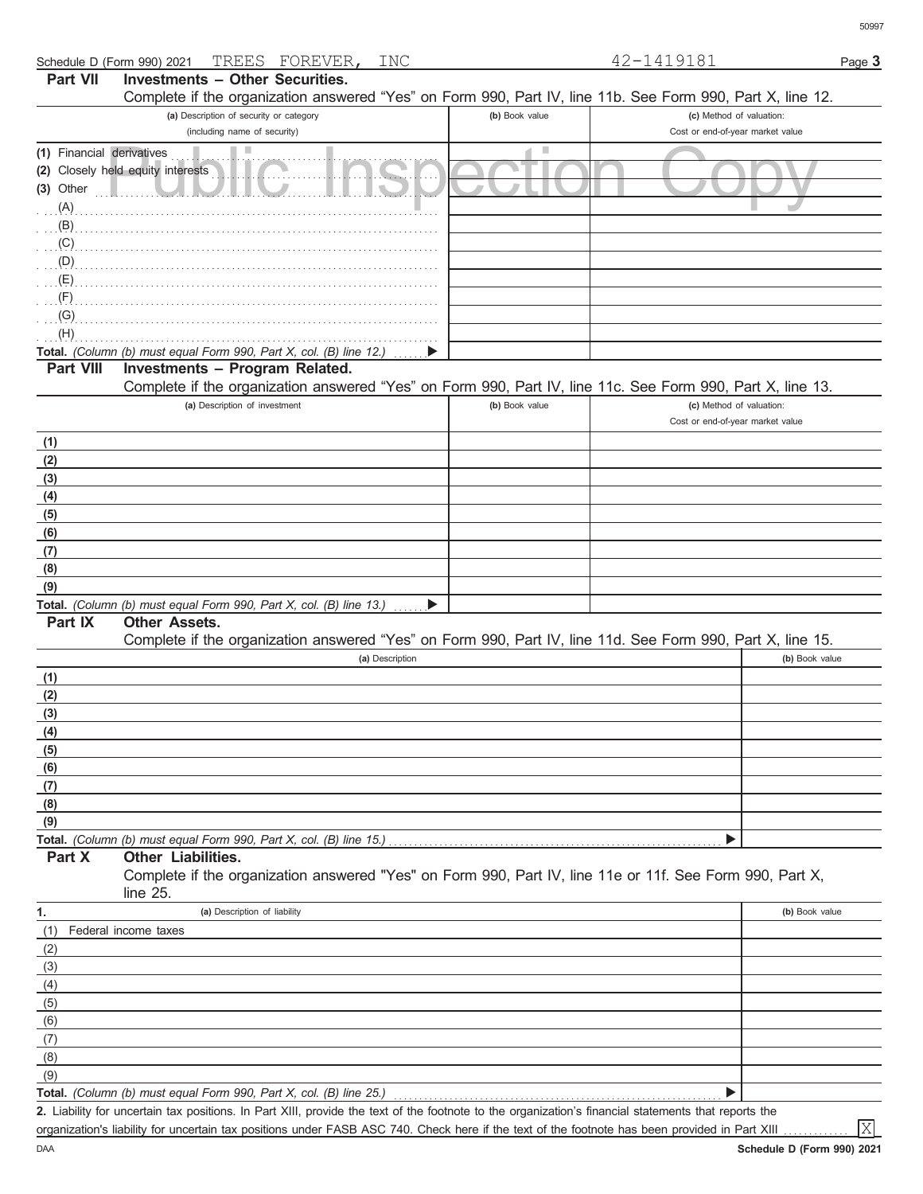Schedule D (Form 990) 2021 TREES FOREVER, INC 42-1419181

## Part VII Investments – Other Securities.

Complete if the organization answered "Yes" on Form 990, Part IV, line 11b. See Form 990, Part X, line 12.

| (a) Description of security or category (including name of security) | (b) Book value | (c) Method of valuation: Cost or end-of-year market value |
|---|---|---|
| (1) Financial derivatives | | |
| (2) Closely held equity interests | | |
| (3) Other | | |
| (A) | | |
| (B) | | |
| (C) | | |
| (D) | | |
| (E) | | |
| (F) | | |
| (G) | | |
| (H) | | |
| **Total.** *(Column (b) must equal Form 990, Part X, col. (B) line 12.)* ▶ | | |

## Part VIII Investments – Program Related.

Complete if the organization answered "Yes" on Form 990, Part IV, line 11c. See Form 990, Part X, line 13.

| (a) Description of investment | (b) Book value | (c) Method of valuation: Cost or end-of-year market value |
|---|---|---|
| (1) | | |
| (2) | | |
| (3) | | |
| (4) | | |
| (5) | | |
| (6) | | |
| (7) | | |
| (8) | | |
| (9) | | |
| **Total.** *(Column (b) must equal Form 990, Part X, col. (B) line 13.)* ▶ | | |

## Part IX Other Assets.

Complete if the organization answered "Yes" on Form 990, Part IV, line 11d. See Form 990, Part X, line 15.

| (a) Description | (b) Book value |
|---|---|
| (1) | |
| (2) | |
| (3) | |
| (4) | |
| (5) | |
| (6) | |
| (7) | |
| (8) | |
| (9) | |
| **Total.** *(Column (b) must equal Form 990, Part X, col. (B) line 15.)* ▶ | |

## Part X Other Liabilities.

Complete if the organization answered "Yes" on Form 990, Part IV, line 11e or 11f. See Form 990, Part X, line 25.

| 1. (a) Description of liability | (b) Book value |
|---|---|
| (1) Federal income taxes | |
| (2) | |
| (3) | |
| (4) | |
| (5) | |
| (6) | |
| (7) | |
| (8) | |
| (9) | |
| **Total.** *(Column (b) must equal Form 990, Part X, col. (B) line 25.)* ▶ | |

**2.** Liability for uncertain tax positions. In Part XIII, provide the text of the footnote to the organization's financial statements that reports the organization's liability for uncertain tax positions under FASB ASC 740. Check here if the text of the footnote has been provided in Part XIII ............. [X]

Schedule D (Form 990) 2021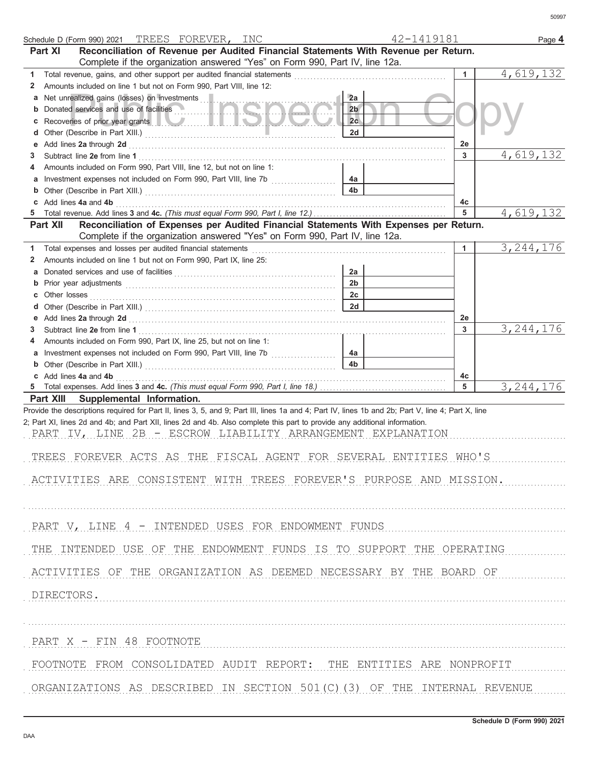Schedule D (Form 990) 2021 TREES FOREVER, INC 42-1419181

## Part XI Reconciliation of Revenue per Audited Financial Statements With Revenue per Return.

Complete if the organization answered "Yes" on Form 990, Part IV, line 12a.

| | | | | | |
|---|---|---|---|---|---|
| 1 | Total revenue, gains, and other support per audited financial statements | | | 1 | 4,619,132 |
| 2 | Amounts included on line 1 but not on Form 990, Part VIII, line 12: | | | | |
| a | Net unrealized gains (losses) on investments | 2a | | | |
| b | Donated services and use of facilities | 2b | | | |
| c | Recoveries of prior year grants | 2c | | | |
| d | Other (Describe in Part XIII.) | 2d | | | |
| e | Add lines 2a through 2d | | | 2e | |
| 3 | Subtract line 2e from line 1 | | | 3 | 4,619,132 |
| 4 | Amounts included on Form 990, Part VIII, line 12, but not on line 1: | | | | |
| a | Investment expenses not included on Form 990, Part VIII, line 7b | 4a | | | |
| b | Other (Describe in Part XIII.) | 4b | | | |
| c | Add lines 4a and 4b | | | 4c | |
| 5 | Total revenue. Add lines 3 and 4c. *(This must equal Form 990, Part I, line 12.)* | | | 5 | 4,619,132 |

## Part XII Reconciliation of Expenses per Audited Financial Statements With Expenses per Return.

Complete if the organization answered "Yes" on Form 990, Part IV, line 12a.

| | | | | | |
|---|---|---|---|---|---|
| 1 | Total expenses and losses per audited financial statements | | | 1 | 3,244,176 |
| 2 | Amounts included on line 1 but not on Form 990, Part IX, line 25: | | | | |
| a | Donated services and use of facilities | 2a | | | |
| b | Prior year adjustments | 2b | | | |
| c | Other losses | 2c | | | |
| d | Other (Describe in Part XIII.) | 2d | | | |
| e | Add lines 2a through 2d | | | 2e | |
| 3 | Subtract line 2e from line 1 | | | 3 | 3,244,176 |
| 4 | Amounts included on Form 990, Part IX, line 25, but not on line 1: | | | | |
| a | Investment expenses not included on Form 990, Part VIII, line 7b | 4a | | | |
| b | Other (Describe in Part XIII.) | 4b | | | |
| c | Add lines 4a and 4b | | | 4c | |
| 5 | Total expenses. Add lines 3 and 4c. *(This must equal Form 990, Part I, line 18.)* | | | 5 | 3,244,176 |

## Part XIII Supplemental Information.

Provide the descriptions required for Part II, lines 3, 5, and 9; Part III, lines 1a and 4; Part IV, lines 1b and 2b; Part V, line 4; Part X, line 2; Part XI, lines 2d and 4b; and Part XII, lines 2d and 4b. Also complete this part to provide any additional information.

PART IV, LINE 2B - ESCROW LIABILITY ARRANGEMENT EXPLANATION

TREES FOREVER ACTS AS THE FISCAL AGENT FOR SEVERAL ENTITIES WHO'S ACTIVITIES ARE CONSISTENT WITH TREES FOREVER'S PURPOSE AND MISSION.

PART V, LINE 4 - INTENDED USES FOR ENDOWMENT FUNDS

THE INTENDED USE OF THE ENDOWMENT FUNDS IS TO SUPPORT THE OPERATING ACTIVITIES OF THE ORGANIZATION AS DEEMED NECESSARY BY THE BOARD OF DIRECTORS.

PART X - FIN 48 FOOTNOTE

FOOTNOTE FROM CONSOLIDATED AUDIT REPORT: THE ENTITIES ARE NONPROFIT ORGANIZATIONS AS DESCRIBED IN SECTION 501(C)(3) OF THE INTERNAL REVENUE

Schedule D (Form 990) 2021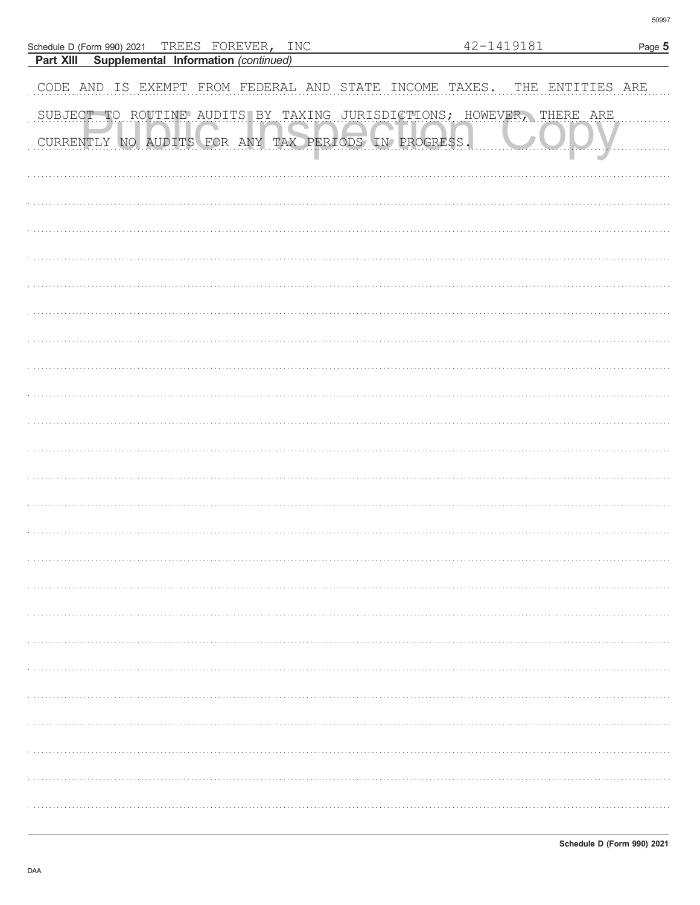Schedule D (Form 990) 2021 TREES FOREVER, INC 42-1419181

**Part XIII Supplemental Information** *(continued)*

CODE AND IS EXEMPT FROM FEDERAL AND STATE INCOME TAXES. THE ENTITIES ARE SUBJECT TO ROUTINE AUDITS BY TAXING JURISDICTIONS; HOWEVER, THERE ARE CURRENTLY NO AUDITS FOR ANY TAX PERIODS IN PROGRESS.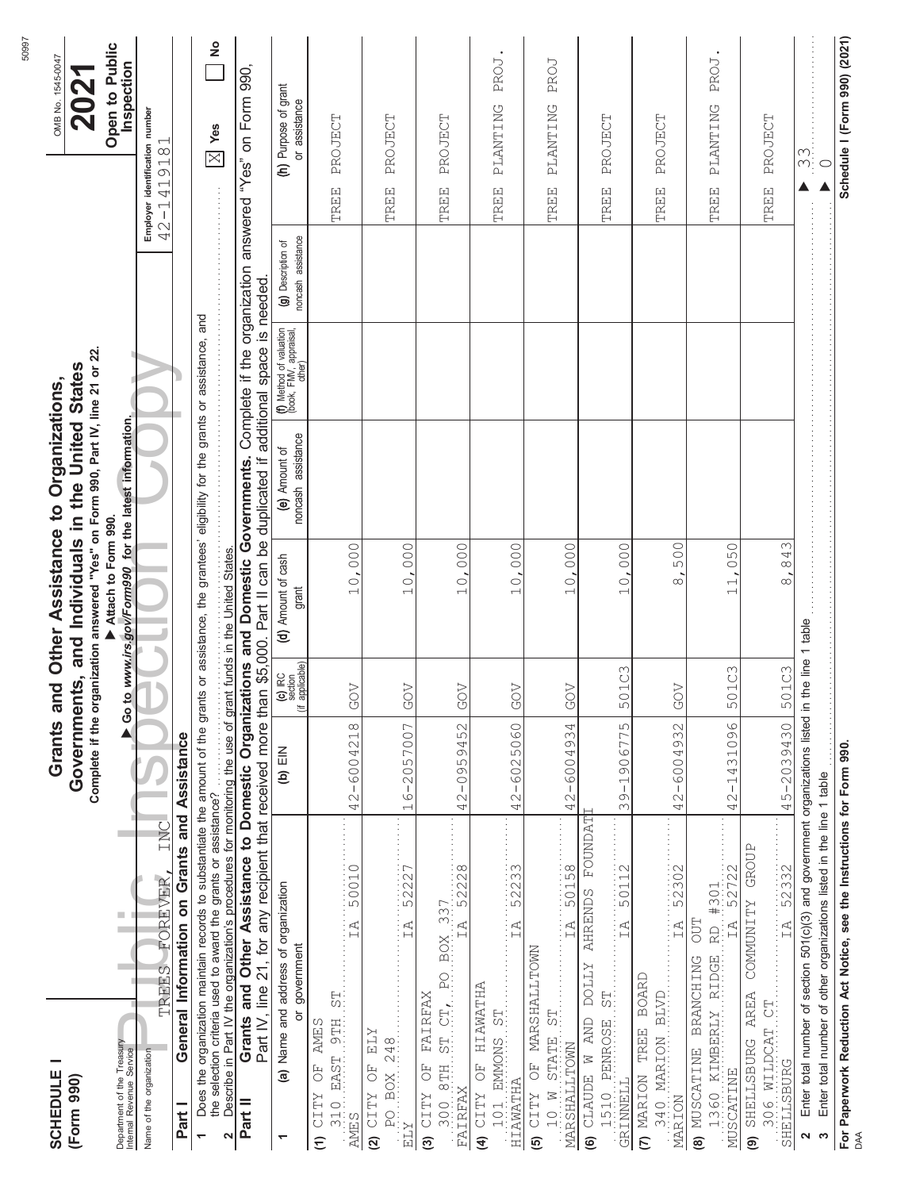# SCHEDULE I (Form 990)

## Grants and Other Assistance to Organizations, Governments, and Individuals in the United States

**Complete if the organization answered "Yes" on Form 990, Part IV, line 21 or 22.**

▶ **Attach to Form 990.**

▶ **Go to *www.irs.gov/Form990* for the latest information.**

OMB No. 1545-0047

**2021**

**Open to Public Inspection**

Department of the Treasury
Internal Revenue Service

Name of the organization: TREES FOREVER, INC

Employer identification number: 42-1419181

Public Inspection Copy

### Part I — General Information on Grants and Assistance

1 Does the organization maintain records to substantiate the amount of the grants or assistance, the grantees' eligibility for the grants or assistance, and the selection criteria used to award the grants or assistance? ☒ Yes ☐ No

2 Describe in Part IV the organization's procedures for monitoring the use of grant funds in the United States.

### Part II — Grants and Other Assistance to Domestic Organizations and Domestic Governments.

Complete if the organization answered "Yes" on Form 990, Part IV, line 21, for any recipient that received more than $5,000. Part II can be duplicated if additional space is needed.

| 1 (a) Name and address of organization or government | (b) EIN | (c) IRC section (if applicable) | (d) Amount of cash grant | (e) Amount of noncash assistance | (f) Method of valuation (book, FMV, appraisal, other) | (g) Description of noncash assistance | (h) Purpose of grant or assistance |
|---|---|---|---|---|---|---|---|
| (1) CITY OF AMES<br>310 EAST 9TH ST<br>AMES IA 50010 | 42-6004218 | GOV | 10,000 | | | | TREE PROJECT |
| (2) CITY OF ELY<br>PO BOX 248<br>ELY IA 52227 | 16-2057007 | GOV | 10,000 | | | | TREE PROJECT |
| (3) CITY OF FAIRFAX<br>300 8TH ST CT, PO BOX 337<br>FAIRFAX IA 52228 | 42-0959452 | GOV | 10,000 | | | | TREE PROJECT |
| (4) CITY OF HIAWATHA<br>101 EMMONS ST<br>HIAWATHA IA 52233 | 42-6025060 | GOV | 10,000 | | | | TREE PLANTING PROJ. |
| (5) CITY OF MARSHALLTOWN<br>10 W STATE ST<br>MARSHALLTOWN IA 50158 | 42-6004934 | GOV | 10,000 | | | | TREE PLANTING PROJ |
| (6) CLAUDE W AND DOLLY AHRENDS FOUNDATI<br>1510 PENROSE ST<br>GRINNELL IA 50112 | 39-1906775 | 501C3 | 10,000 | | | | TREE PROJECT |
| (7) MARION TREE BOARD<br>340 MARION BLVD<br>MARION IA 52302 | 42-6004932 | GOV | 8,500 | | | | TREE PROJECT |
| (8) MUSCATINE BRANCHING OUT<br>1360 KIMBERLY RIDGE RD #301<br>MUSCATINE IA 52722 | 42-1431096 | 501C3 | 11,050 | | | | TREE PLANTING PROJ. |
| (9) SHELLSBURG AREA COMMUNITY GROUP<br>306 WILDCAT CT<br>SHELLSBURG IA 52332 | 45-2039430 | 501C3 | 8,843 | | | | TREE PROJECT |

2 Enter total number of section 501(c)(3) and government organizations listed in the line 1 table ▶ 33

3 Enter total number of other organizations listed in the line 1 table ▶ 0

**For Paperwork Reduction Act Notice, see the Instructions for Form 990.**

**Schedule I (Form 990) (2021)**

DAA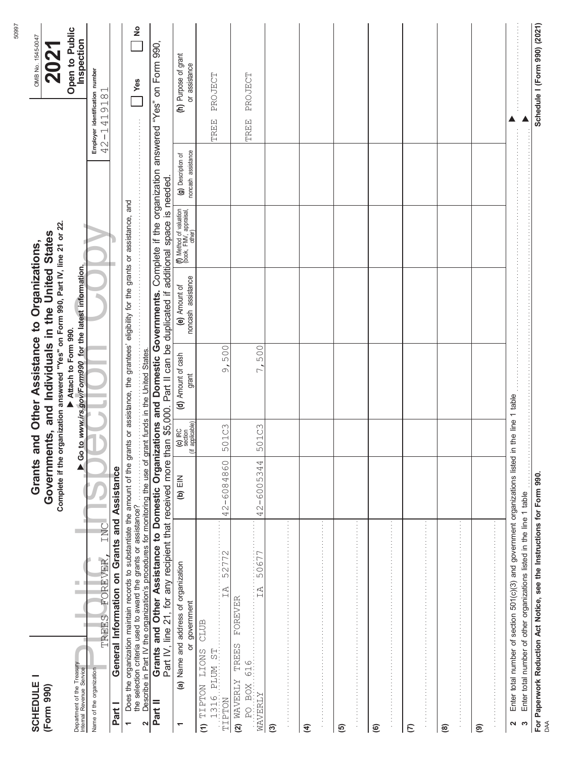**SCHEDULE I**
**(Form 990)**

Department of the Treasury
Internal Revenue Service

# Grants and Other Assistance to Organizations, Governments, and Individuals in the United States

**Complete if the organization answered "Yes" on Form 990, Part IV, line 21 or 22.**
**▶ Attach to Form 990.**
**▶ Go to *www.irs.gov/Form990* for the latest information.**

OMB No. 1545-0047

**2021**

**Open to Public Inspection**

Name of the organization: TREES FOREVER, INC

Employer identification number: 42-1419181

**Part I — General Information on Grants and Assistance**

1 Does the organization maintain records to substantiate the amount of the grants or assistance, the grantees' eligibility for the grants or assistance, and the selection criteria used to award the grants or assistance? ☐ Yes ☐ No

2 Describe in Part IV the organization's procedures for monitoring the use of grant funds in the United States.

**Part II — Grants and Other Assistance to Domestic Organizations and Domestic Governments.** Complete if the organization answered "Yes" on Form 990, Part IV, line 21, for any recipient that received more than $5,000. Part II can be duplicated if additional space is needed.

| 1 (a) Name and address of organization or government | (b) EIN | (c) IRC section (if applicable) | (d) Amount of cash grant | (e) Amount of noncash assistance | (f) Method of valuation (book, FMV, appraisal, other) | (g) Description of noncash assistance | (h) Purpose of grant or assistance |
|---|---|---|---|---|---|---|---|
| (1) TIPTON LIONS CLUB 1316 PLUM ST TIPTON IA 52772 | 42-6084860 | 501C3 | 9,500 | | | | TREE PROJECT |
| (2) WAVERLY TREES FOREVER PO BOX 616 WAVERLY IA 50677 | 42-6005344 | 501C3 | 7,500 | | | | TREE PROJECT |
| (3) | | | | | | | |
| (4) | | | | | | | |
| (5) | | | | | | | |
| (6) | | | | | | | |
| (7) | | | | | | | |
| (8) | | | | | | | |
| (9) | | | | | | | |

2 Enter total number of section 501(c)(3) and government organizations listed in the line 1 table ▶

3 Enter total number of other organizations listed in the line 1 table ▶

**For Paperwork Reduction Act Notice, see the Instructions for Form 990.** **Schedule I (Form 990) (2021)**

DAA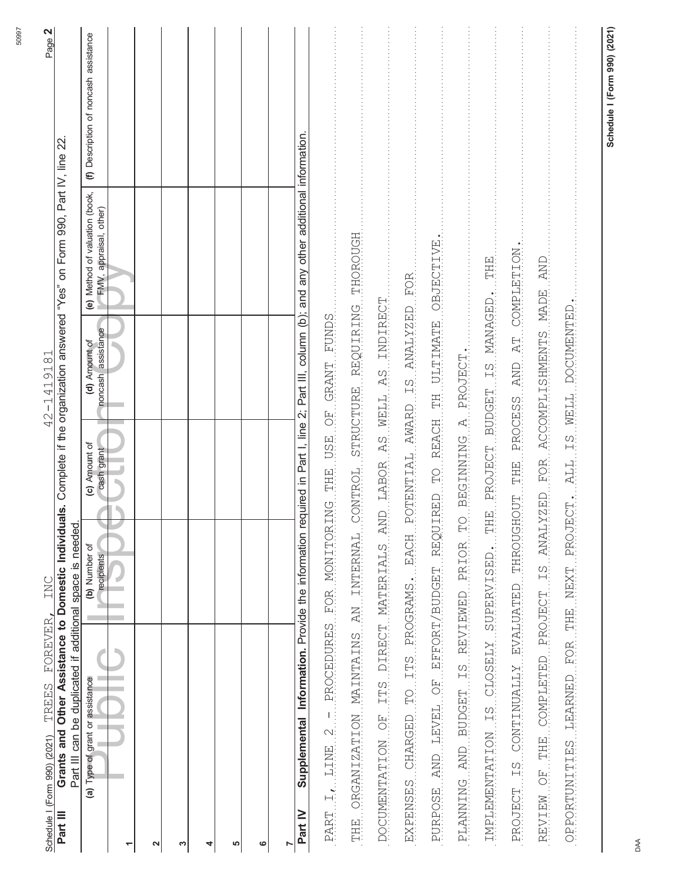Schedule I (Form 990) (2021) TREES FOREVER, INC 42-1419181

## Part III Grants and Other Assistance to Domestic Individuals.

Complete if the organization answered "Yes" on Form 990, Part IV, line 22. Part III can be duplicated if additional space is needed.

| | (a) Type of grant or assistance | (b) Number of recipients | (c) Amount of cash grant | (d) Amount of noncash assistance | (e) Method of valuation (book, FMV, appraisal, other) | (f) Description of noncash assistance |
|---|---|---|---|---|---|---|
| 1 | | | | | | |
| 2 | | | | | | |
| 3 | | | | | | |
| 4 | | | | | | |
| 5 | | | | | | |
| 6 | | | | | | |
| 7 | | | | | | |

## Part IV Supplemental Information.

Provide the information required in Part I, line 2; Part III, column (b); and any other additional information.

PART I, LINE 2 - PROCEDURES FOR MONITORING THE USE OF GRANT FUNDS

THE ORGANIZATION MAINTAINS AN INTERNAL CONTROL STRUCTURE REQUIRING THOROUGH DOCUMENTATION OF ITS DIRECT MATERIALS AND LABOR AS WELL AS INDIRECT EXPENSES CHARGED TO ITS PROGRAMS. EACH POTENTIAL AWARD IS ANALYZED FOR PURPOSE AND LEVEL OF EFFORT/BUDGET REQUIRED TO REACH TH ULTIMATE OBJECTIVE. PLANNING AND BUDGET IS REVIEWED PRIOR TO BEGINNING A PROJECT. IMPLEMENTATION IS CLOSELY SUPERVISED. THE PROJECT BUDGET IS MANAGED. THE PROJECT IS CONTINUALLY EVALUATED THROUGHOUT THE PROCESS AND AT COMPLETION. REVIEW OF THE COMPLETED PROJECT IS ANALYZED FOR ACCOMPLISHMENTS MADE AND OPPORTUNITIES LEARNED FOR THE NEXT PROJECT. ALL IS WELL DOCUMENTED.

Schedule I (Form 990) (2021)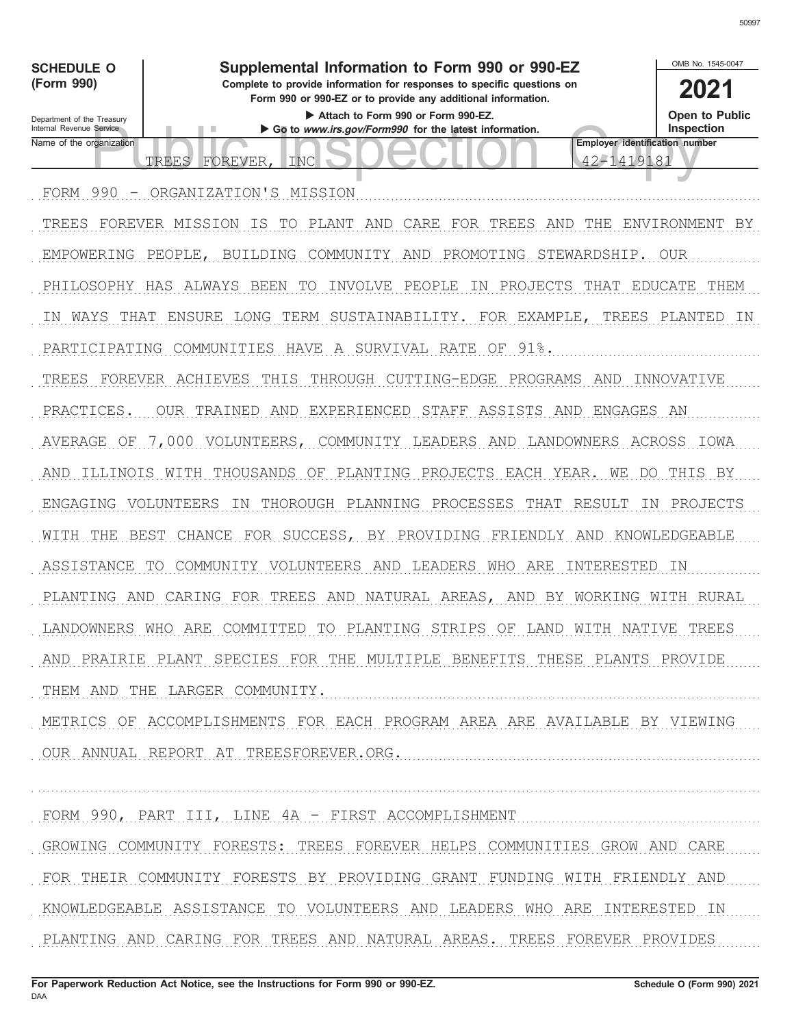**SCHEDULE O (Form 990)**

**Supplemental Information to Form 990 or 990-EZ**

**Complete to provide information for responses to specific questions on Form 990 or 990-EZ or to provide any additional information.**

▶ Attach to Form 990 or Form 990-EZ.

▶ Go to *www.irs.gov/Form990* for the latest information.

OMB No. 1545-0047

**2021**

**Open to Public Inspection**

Department of the Treasury
Internal Revenue Service

| Name of the organization | Employer identification number |
|---|---|
| TREES FOREVER, INC | 42-1419181 |

FORM 990 - ORGANIZATION'S MISSION

TREES FOREVER MISSION IS TO PLANT AND CARE FOR TREES AND THE ENVIRONMENT BY EMPOWERING PEOPLE, BUILDING COMMUNITY AND PROMOTING STEWARDSHIP. OUR PHILOSOPHY HAS ALWAYS BEEN TO INVOLVE PEOPLE IN PROJECTS THAT EDUCATE THEM IN WAYS THAT ENSURE LONG TERM SUSTAINABILITY. FOR EXAMPLE, TREES PLANTED IN PARTICIPATING COMMUNITIES HAVE A SURVIVAL RATE OF 91%.

TREES FOREVER ACHIEVES THIS THROUGH CUTTING-EDGE PROGRAMS AND INNOVATIVE PRACTICES. OUR TRAINED AND EXPERIENCED STAFF ASSISTS AND ENGAGES AN AVERAGE OF 7,000 VOLUNTEERS, COMMUNITY LEADERS AND LANDOWNERS ACROSS IOWA AND ILLINOIS WITH THOUSANDS OF PLANTING PROJECTS EACH YEAR. WE DO THIS BY ENGAGING VOLUNTEERS IN THOROUGH PLANNING PROCESSES THAT RESULT IN PROJECTS WITH THE BEST CHANCE FOR SUCCESS, BY PROVIDING FRIENDLY AND KNOWLEDGEABLE ASSISTANCE TO COMMUNITY VOLUNTEERS AND LEADERS WHO ARE INTERESTED IN PLANTING AND CARING FOR TREES AND NATURAL AREAS, AND BY WORKING WITH RURAL LANDOWNERS WHO ARE COMMITTED TO PLANTING STRIPS OF LAND WITH NATIVE TREES AND PRAIRIE PLANT SPECIES FOR THE MULTIPLE BENEFITS THESE PLANTS PROVIDE THEM AND THE LARGER COMMUNITY.

METRICS OF ACCOMPLISHMENTS FOR EACH PROGRAM AREA ARE AVAILABLE BY VIEWING OUR ANNUAL REPORT AT TREESFOREVER.ORG.

FORM 990, PART III, LINE 4A - FIRST ACCOMPLISHMENT

GROWING COMMUNITY FORESTS: TREES FOREVER HELPS COMMUNITIES GROW AND CARE FOR THEIR COMMUNITY FORESTS BY PROVIDING GRANT FUNDING WITH FRIENDLY AND KNOWLEDGEABLE ASSISTANCE TO VOLUNTEERS AND LEADERS WHO ARE INTERESTED IN PLANTING AND CARING FOR TREES AND NATURAL AREAS. TREES FOREVER PROVIDES

For Paperwork Reduction Act Notice, see the Instructions for Form 990 or 990-EZ.

Schedule O (Form 990) 2021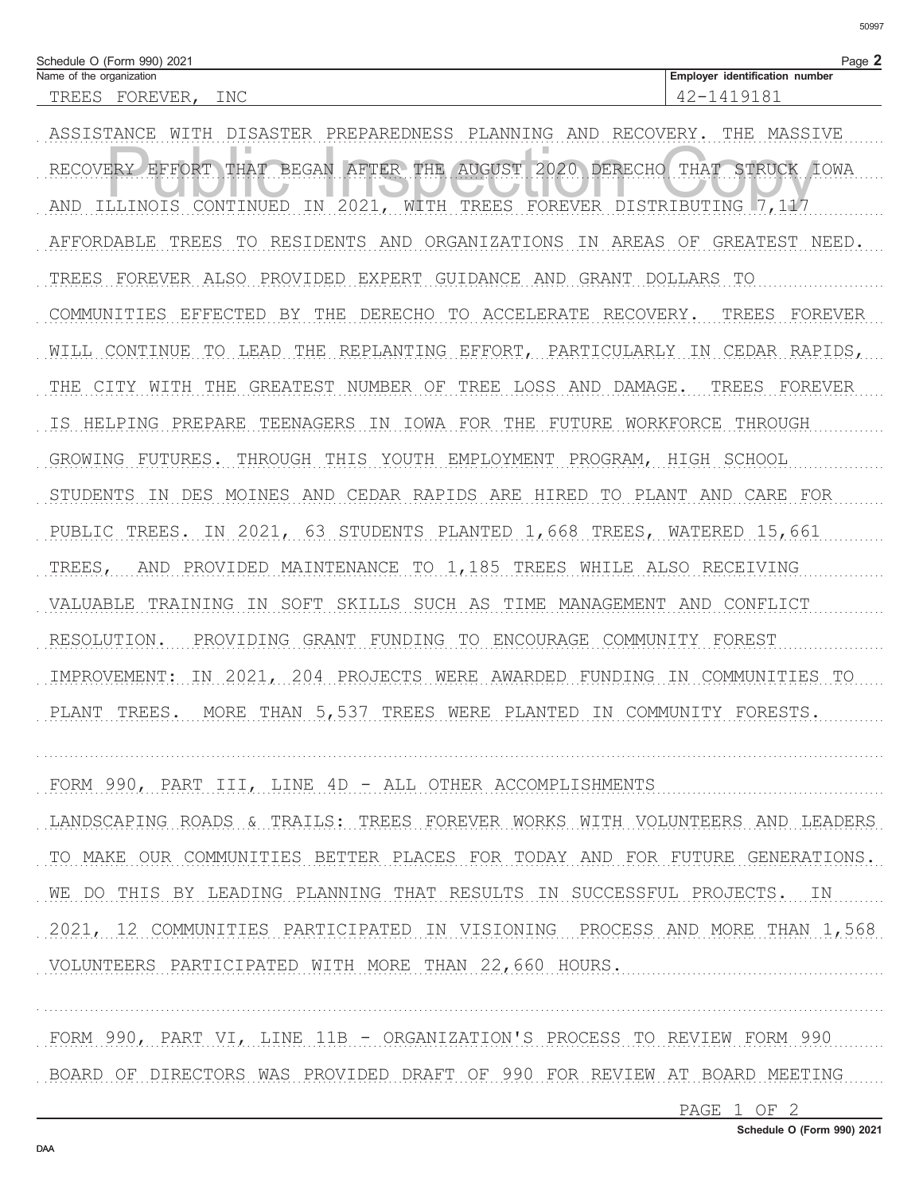Schedule O (Form 990) 2021

Name of the organization: TREES FOREVER, INC

Employer identification number: 42-1419181

ASSISTANCE WITH DISASTER PREPAREDNESS PLANNING AND RECOVERY. THE MASSIVE RECOVERY EFFORT THAT BEGAN AFTER THE AUGUST 2020 DERECHO THAT STRUCK IOWA AND ILLINOIS CONTINUED IN 2021, WITH TREES FOREVER DISTRIBUTING 7,117 AFFORDABLE TREES TO RESIDENTS AND ORGANIZATIONS IN AREAS OF GREATEST NEED. TREES FOREVER ALSO PROVIDED EXPERT GUIDANCE AND GRANT DOLLARS TO COMMUNITIES EFFECTED BY THE DERECHO TO ACCELERATE RECOVERY. TREES FOREVER WILL CONTINUE TO LEAD THE REPLANTING EFFORT, PARTICULARLY IN CEDAR RAPIDS, THE CITY WITH THE GREATEST NUMBER OF TREE LOSS AND DAMAGE. TREES FOREVER IS HELPING PREPARE TEENAGERS IN IOWA FOR THE FUTURE WORKFORCE THROUGH GROWING FUTURES. THROUGH THIS YOUTH EMPLOYMENT PROGRAM, HIGH SCHOOL STUDENTS IN DES MOINES AND CEDAR RAPIDS ARE HIRED TO PLANT AND CARE FOR PUBLIC TREES. IN 2021, 63 STUDENTS PLANTED 1,668 TREES, WATERED 15,661 TREES, AND PROVIDED MAINTENANCE TO 1,185 TREES WHILE ALSO RECEIVING VALUABLE TRAINING IN SOFT SKILLS SUCH AS TIME MANAGEMENT AND CONFLICT RESOLUTION. PROVIDING GRANT FUNDING TO ENCOURAGE COMMUNITY FOREST IMPROVEMENT: IN 2021, 204 PROJECTS WERE AWARDED FUNDING IN COMMUNITIES TO PLANT TREES. MORE THAN 5,537 TREES WERE PLANTED IN COMMUNITY FORESTS.

FORM 990, PART III, LINE 4D - ALL OTHER ACCOMPLISHMENTS

LANDSCAPING ROADS & TRAILS: TREES FOREVER WORKS WITH VOLUNTEERS AND LEADERS TO MAKE OUR COMMUNITIES BETTER PLACES FOR TODAY AND FOR FUTURE GENERATIONS. WE DO THIS BY LEADING PLANNING THAT RESULTS IN SUCCESSFUL PROJECTS. IN 2021, 12 COMMUNITIES PARTICIPATED IN VISIONING PROCESS AND MORE THAN 1,568 VOLUNTEERS PARTICIPATED WITH MORE THAN 22,660 HOURS.

FORM 990, PART VI, LINE 11B - ORGANIZATION'S PROCESS TO REVIEW FORM 990

BOARD OF DIRECTORS WAS PROVIDED DRAFT OF 990 FOR REVIEW AT BOARD MEETING

Schedule O (Form 990) 2021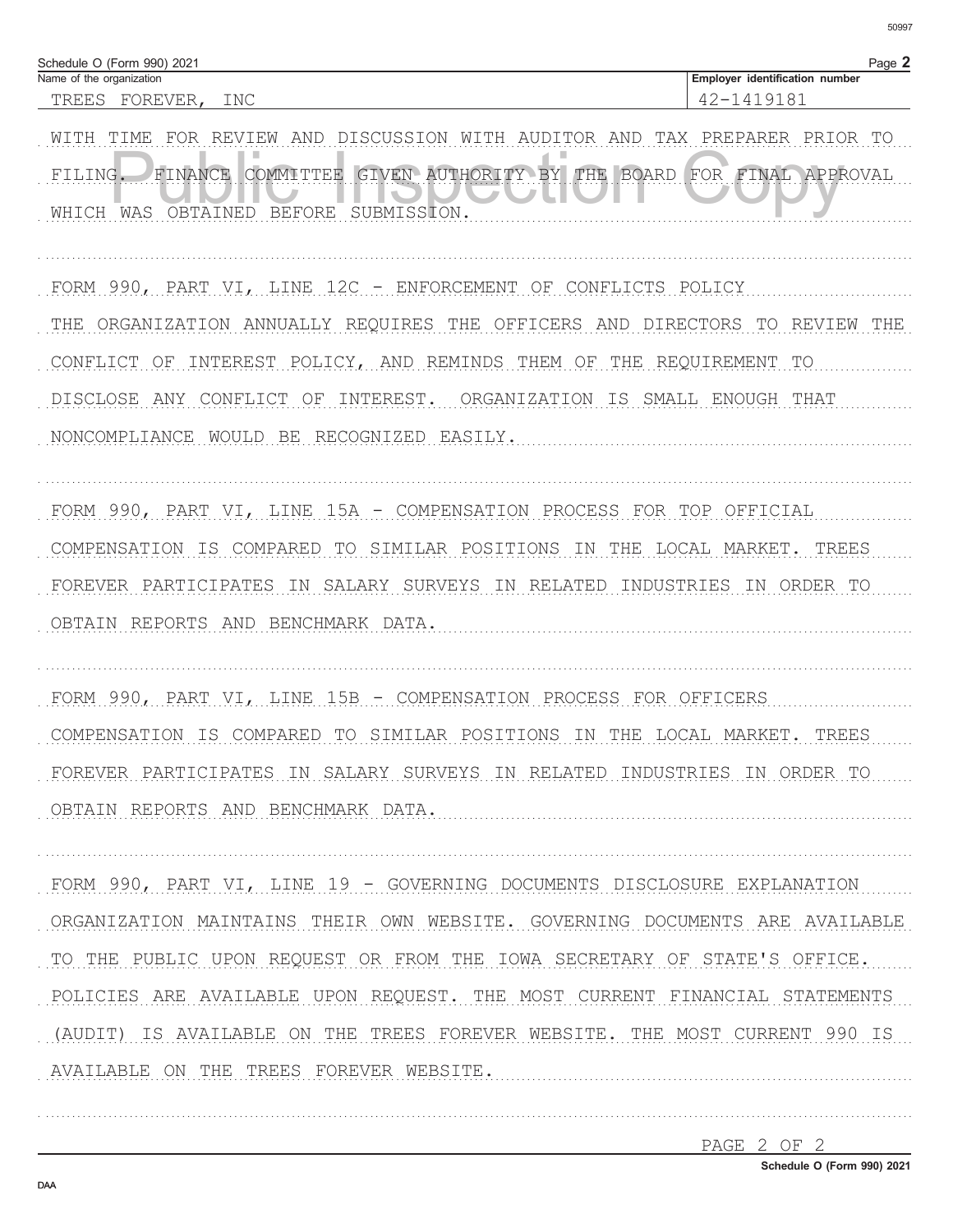Schedule O (Form 990) 2021

| Name of the organization | Employer identification number |
| --- | --- |
| TREES FOREVER, INC | 42-1419181 |

WITH TIME FOR REVIEW AND DISCUSSION WITH AUDITOR AND TAX PREPARER PRIOR TO FILING. FINANCE COMMITTEE GIVEN AUTHORITY BY THE BOARD FOR FINAL APPROVAL WHICH WAS OBTAINED BEFORE SUBMISSION.

FORM 990, PART VI, LINE 12C - ENFORCEMENT OF CONFLICTS POLICY

THE ORGANIZATION ANNUALLY REQUIRES THE OFFICERS AND DIRECTORS TO REVIEW THE CONFLICT OF INTEREST POLICY, AND REMINDS THEM OF THE REQUIREMENT TO DISCLOSE ANY CONFLICT OF INTEREST. ORGANIZATION IS SMALL ENOUGH THAT NONCOMPLIANCE WOULD BE RECOGNIZED EASILY.

FORM 990, PART VI, LINE 15A - COMPENSATION PROCESS FOR TOP OFFICIAL

COMPENSATION IS COMPARED TO SIMILAR POSITIONS IN THE LOCAL MARKET. TREES FOREVER PARTICIPATES IN SALARY SURVEYS IN RELATED INDUSTRIES IN ORDER TO OBTAIN REPORTS AND BENCHMARK DATA.

FORM 990, PART VI, LINE 15B - COMPENSATION PROCESS FOR OFFICERS

COMPENSATION IS COMPARED TO SIMILAR POSITIONS IN THE LOCAL MARKET. TREES FOREVER PARTICIPATES IN SALARY SURVEYS IN RELATED INDUSTRIES IN ORDER TO OBTAIN REPORTS AND BENCHMARK DATA.

FORM 990, PART VI, LINE 19 - GOVERNING DOCUMENTS DISCLOSURE EXPLANATION

ORGANIZATION MAINTAINS THEIR OWN WEBSITE. GOVERNING DOCUMENTS ARE AVAILABLE TO THE PUBLIC UPON REQUEST OR FROM THE IOWA SECRETARY OF STATE'S OFFICE. POLICIES ARE AVAILABLE UPON REQUEST. THE MOST CURRENT FINANCIAL STATEMENTS (AUDIT) IS AVAILABLE ON THE TREES FOREVER WEBSITE. THE MOST CURRENT 990 IS AVAILABLE ON THE TREES FOREVER WEBSITE.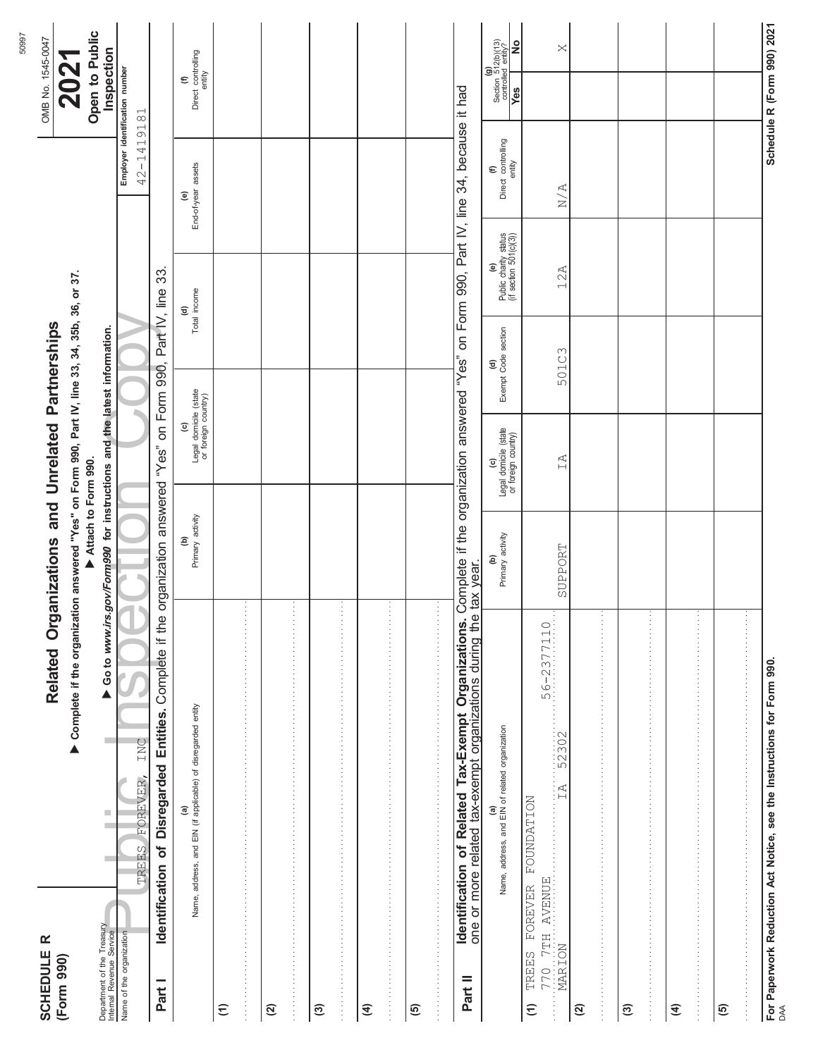**SCHEDULE R (Form 990)**

Department of the Treasury
Internal Revenue Service

# Related Organizations and Unrelated Partnerships

▶ **Complete if the organization answered "Yes" on Form 990, Part IV, line 33, 34, 35b, 36, or 37.**
▶ **Attach to Form 990.**
▶ **Go to *www.irs.gov/Form990* for instructions and the latest information.**

OMB No. 1545-0047

**2021**

**Open to Public Inspection**

Public Inspection Copy

Name of the organization: TREES FOREVER, INC

Employer identification number: 42-1419181

**Part I** **Identification of Disregarded Entities.** Complete if the organization answered "Yes" on Form 990, Part IV, line 33.

| | (a) Name, address, and EIN (if applicable) of disregarded entity | (b) Primary activity | (c) Legal domicile (state or foreign country) | (d) Total income | (e) End-of-year assets | (f) Direct controlling entity |
|---|---|---|---|---|---|---|
| (1) | | | | | | |
| (2) | | | | | | |
| (3) | | | | | | |
| (4) | | | | | | |
| (5) | | | | | | |

**Part II** **Identification of Related Tax-Exempt Organizations.** Complete if the organization answered "Yes" on Form 990, Part IV, line 34, because it had one or more related tax-exempt organizations during the tax year.

| | (a) Name, address, and EIN of related organization | (b) Primary activity | (c) Legal domicile (state or foreign country) | (d) Exempt Code section | (e) Public charity status (if section 501(c)(3)) | (f) Direct controlling entity | (g) Section 512(b)(13) controlled entity? Yes | No |
|---|---|---|---|---|---|---|---|---|
| (1) | TREES FOREVER FOUNDATION<br>770 7TH AVENUE<br>MARION IA 52302<br>56-2377110 | SUPPORT | IA | 501C3 | 12A | N/A | | X |
| (2) | | | | | | | | |
| (3) | | | | | | | | |
| (4) | | | | | | | | |
| (5) | | | | | | | | |

**For Paperwork Reduction Act Notice, see the Instructions for Form 990.**

DAA

**Schedule R (Form 990) 2021**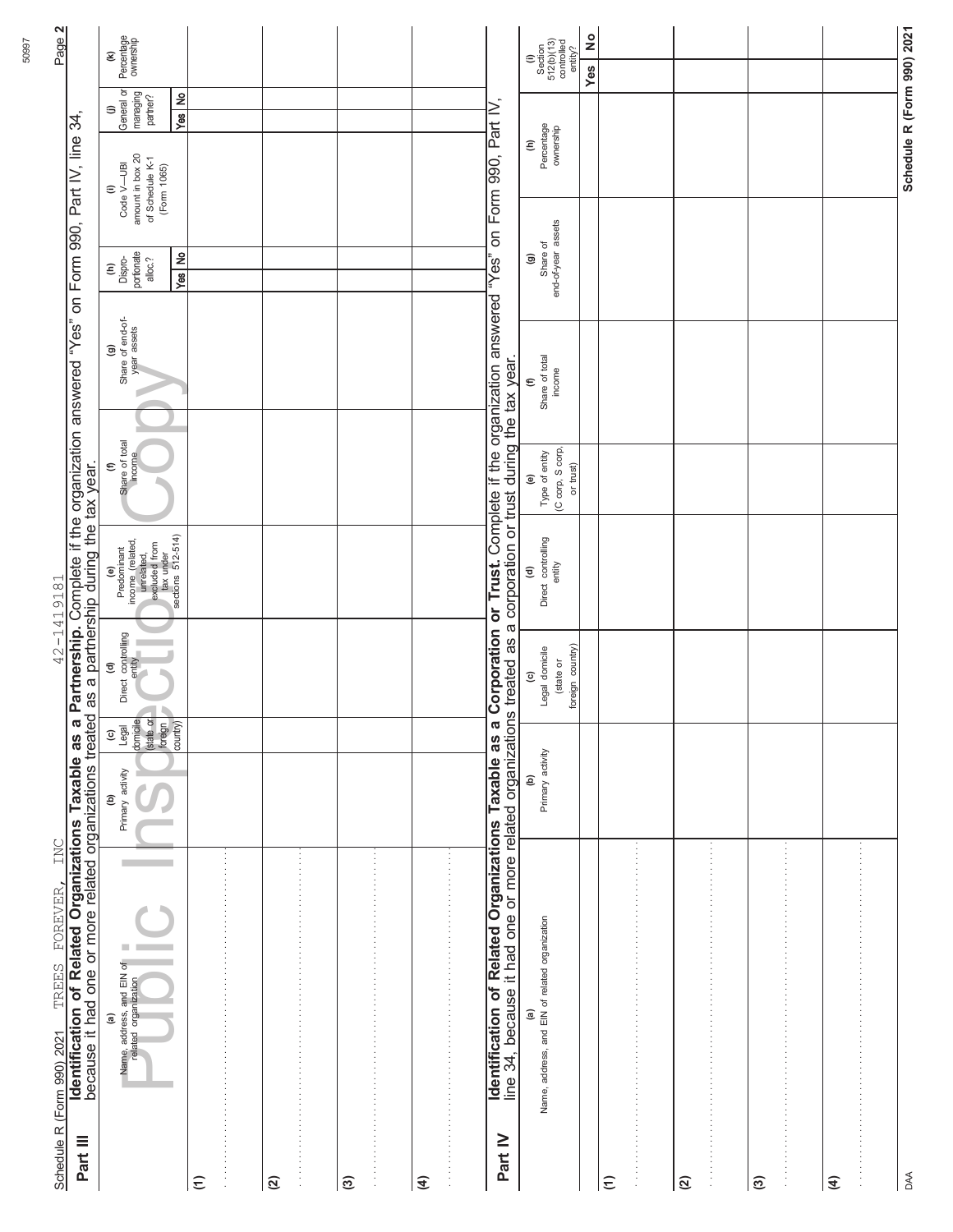Schedule R (Form 990) 2021 TREES FOREVER, INC 42-1419181

## Part III Identification of Related Organizations Taxable as a Partnership.

Complete if the organization answered "Yes" on Form 990, Part IV, line 34, because it had one or more related organizations treated as a partnership during the tax year.

| (a) Name, address, and EIN of related organization | (b) Primary activity | (c) Legal domicile (state or foreign country) | (d) Direct controlling entity | (e) Predominant income (related, unrelated, excluded from tax under sections 512-514) | (f) Share of total income | (g) Share of end-of-year assets | (h) Disproportionate alloc.? Yes | (h) No | (i) Code V—UBI amount in box 20 of Schedule K-1 (Form 1065) | (j) General or managing partner? Yes | (j) No | (k) Percentage ownership |
|---|---|---|---|---|---|---|---|---|---|---|---|---|
| (1) | | | | | | | | | | | | |
| (2) | | | | | | | | | | | | |
| (3) | | | | | | | | | | | | |
| (4) | | | | | | | | | | | | |

## Part IV Identification of Related Organizations Taxable as a Corporation or Trust.

Complete if the organization answered "Yes" on Form 990, Part IV, line 34, because it had one or more related organizations treated as a corporation or trust during the tax year.

| (a) Name, address, and EIN of related organization | (b) Primary activity | (c) Legal domicile (state or foreign country) | (d) Direct controlling entity | (e) Type of entity (C corp, S corp, or trust) | (f) Share of total income | (g) Share of end-of-year assets | (h) Percentage ownership | (i) Section 512(b)(13) controlled entity? Yes | (i) No |
|---|---|---|---|---|---|---|---|---|---|
| (1) | | | | | | | | | |
| (2) | | | | | | | | | |
| (3) | | | | | | | | | |
| (4) | | | | | | | | | |

Schedule R (Form 990) 2021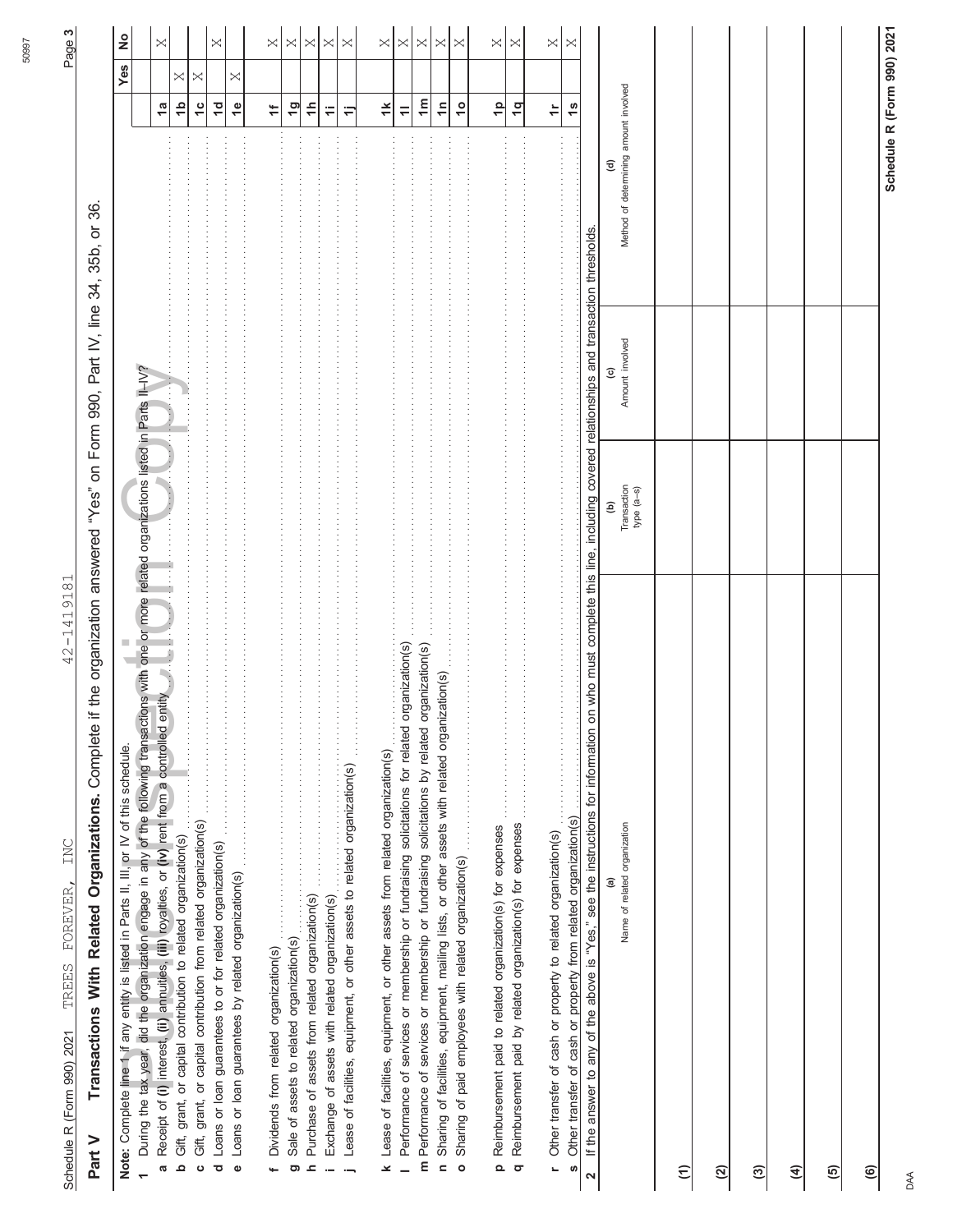Schedule R (Form 990) 2021 TREES FOREVER, INC 42-1419181

## Part V Transactions With Related Organizations.

Complete if the organization answered "Yes" on Form 990, Part IV, line 34, 35b, or 36.

**Note:** Complete line 1 if any entity is listed in Parts II, III, or IV of this schedule.

| | | | Yes | No |
|---|---|---|---|---|
| **1** | During the tax year, did the organization engage in any of the following transactions with one or more related organizations listed in Parts II–IV? | | | |
| **a** | Receipt of **(i)** interest, **(ii)** annuities, **(iii)** royalties, or **(iv)** rent from a controlled entity | 1a | | X |
| **b** | Gift, grant, or capital contribution to related organization(s) | 1b | X | |
| **c** | Gift, grant, or capital contribution from related organization(s) | 1c | X | |
| **d** | Loans or loan guarantees to or for related organization(s) | 1d | | X |
| **e** | Loans or loan guarantees by related organization(s) | 1e | X | |
| **f** | Dividends from related organization(s) | 1f | | X |
| **g** | Sale of assets to related organization(s) | 1g | | X |
| **h** | Purchase of assets from related organization(s) | 1h | | X |
| **i** | Exchange of assets with related organization(s) | 1i | | X |
| **j** | Lease of facilities, equipment, or other assets to related organization(s) | 1j | | X |
| **k** | Lease of facilities, equipment, or other assets from related organization(s) | 1k | | X |
| **l** | Performance of services or membership or fundraising solicitations for related organization(s) | 1l | | X |
| **m** | Performance of services or membership or fundraising solicitations by related organization(s) | 1m | | X |
| **n** | Sharing of facilities, equipment, mailing lists, or other assets with related organization(s) | 1n | | X |
| **o** | Sharing of paid employees with related organization(s) | 1o | | X |
| **p** | Reimbursement paid to related organization(s) for expenses | 1p | | X |
| **q** | Reimbursement paid by related organization(s) for expenses | 1q | | X |
| **r** | Other transfer of cash or property to related organization(s) | 1r | | X |
| **s** | Other transfer of cash or property from related organization(s) | 1s | | X |

**2** If the answer to any of the above is "Yes," see the instructions for information on who must complete this line, including covered relationships and transaction thresholds.

| | (a) Name of related organization | (b) Transaction type (a–s) | (c) Amount involved | (d) Method of determining amount involved |
|---|---|---|---|---|
| (1) | | | | |
| (2) | | | | |
| (3) | | | | |
| (4) | | | | |
| (5) | | | | |
| (6) | | | | |

DAA **Schedule R (Form 990) 2021**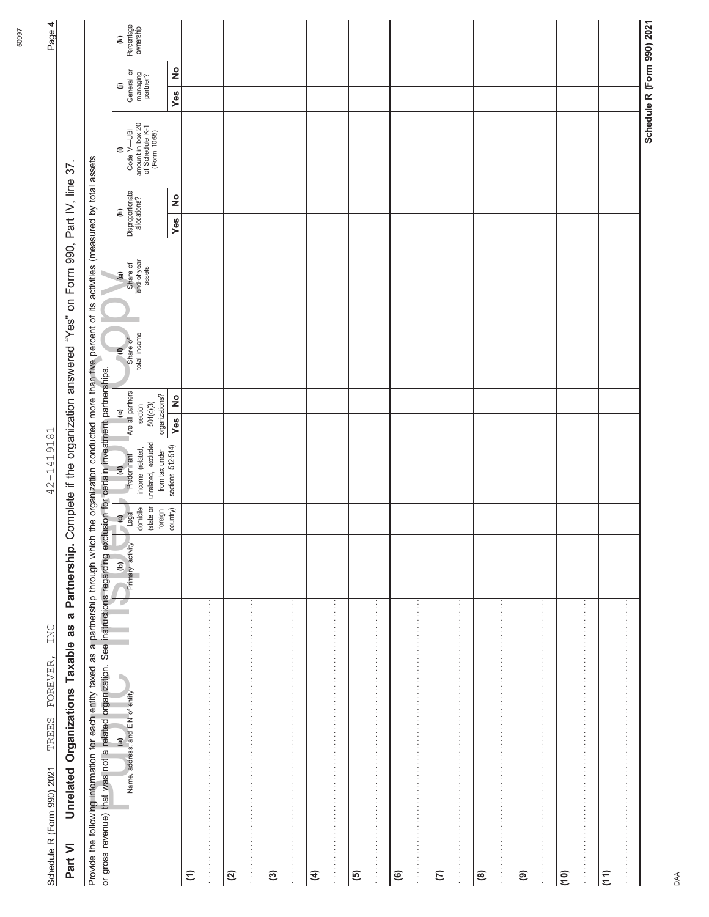Schedule R (Form 990) 2021 TREES FOREVER, INC 42-1419181

## Part VI Unrelated Organizations Taxable as a Partnership. Complete if the organization answered "Yes" on Form 990, Part IV, line 37.

Provide the following information for each entity taxed as a partnership through which the organization conducted more than five percent of its activities (measured by total assets or gross revenue) that was not a related organization. See instructions regarding exclusion for certain investment partnerships.

| (a) Name, address, and EIN of entity | (b) Primary activity | (c) Legal domicile (state or foreign country) | (d) Predominant income (related, unrelated, excluded from tax under sections 512-514) | (e) Are all partners section 501(c)(3) organizations? | | (f) Share of total income | (g) Share of end-of-year assets | (h) Disproportionate allocations? | | (i) Code V—UBI amount in box 20 of Schedule K-1 (Form 1065) | (j) General or managing partner? | | (k) Percentage ownership |
|---|---|---|---|---|---|---|---|---|---|---|---|---|---|
| | | | | Yes | No | | | Yes | No | | Yes | No | |
| (1) | | | | | | | | | | | | | |
| (2) | | | | | | | | | | | | | |
| (3) | | | | | | | | | | | | | |
| (4) | | | | | | | | | | | | | |
| (5) | | | | | | | | | | | | | |
| (6) | | | | | | | | | | | | | |
| (7) | | | | | | | | | | | | | |
| (8) | | | | | | | | | | | | | |
| (9) | | | | | | | | | | | | | |
| (10) | | | | | | | | | | | | | |
| (11) | | | | | | | | | | | | | |

Schedule R (Form 990) 2021

DAA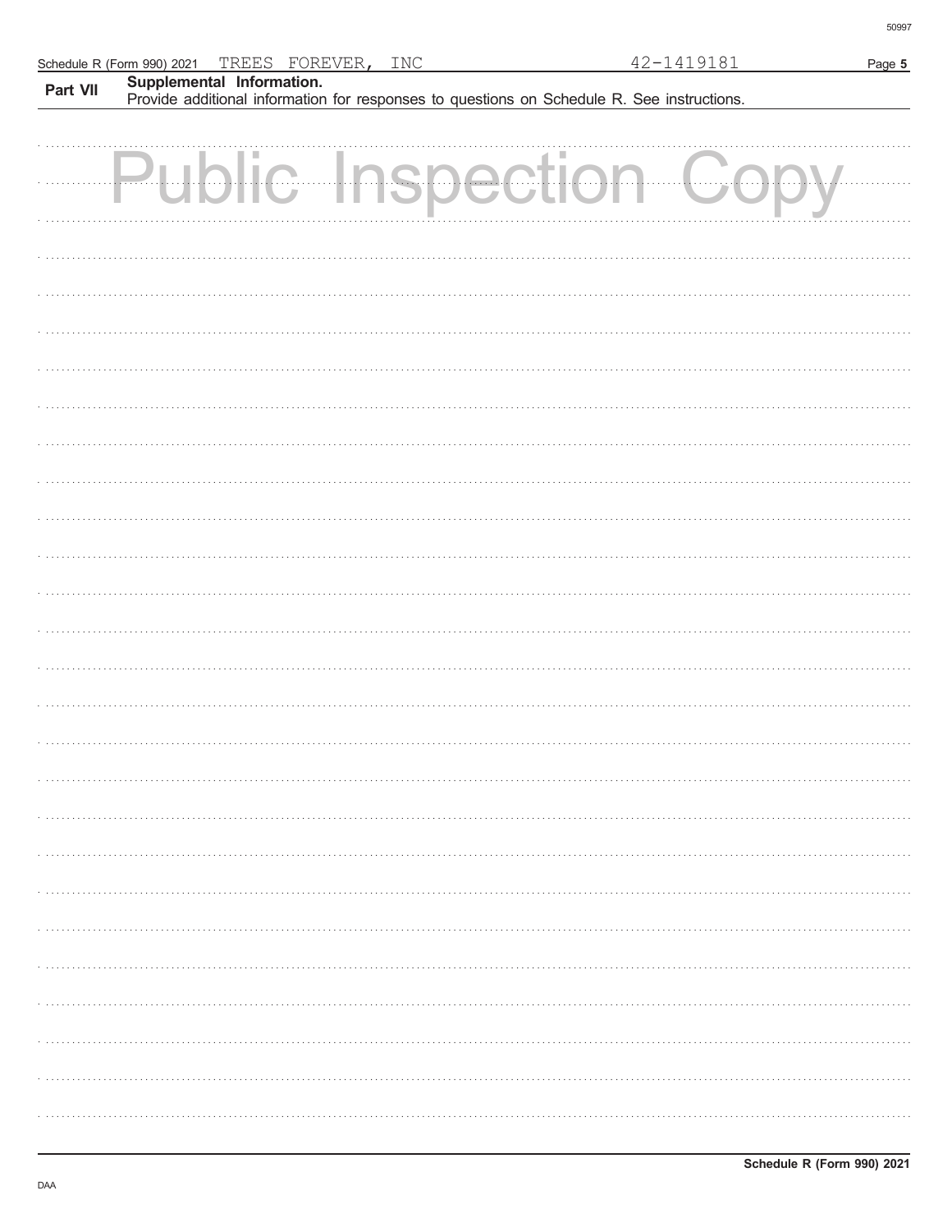Schedule R (Form 990) 2021 TREES FOREVER, INC 42-1419181

**Part VII** **Supplemental Information.**
Provide additional information for responses to questions on Schedule R. See instructions.

Public Inspection Copy

Schedule R (Form 990) 2021

DAA